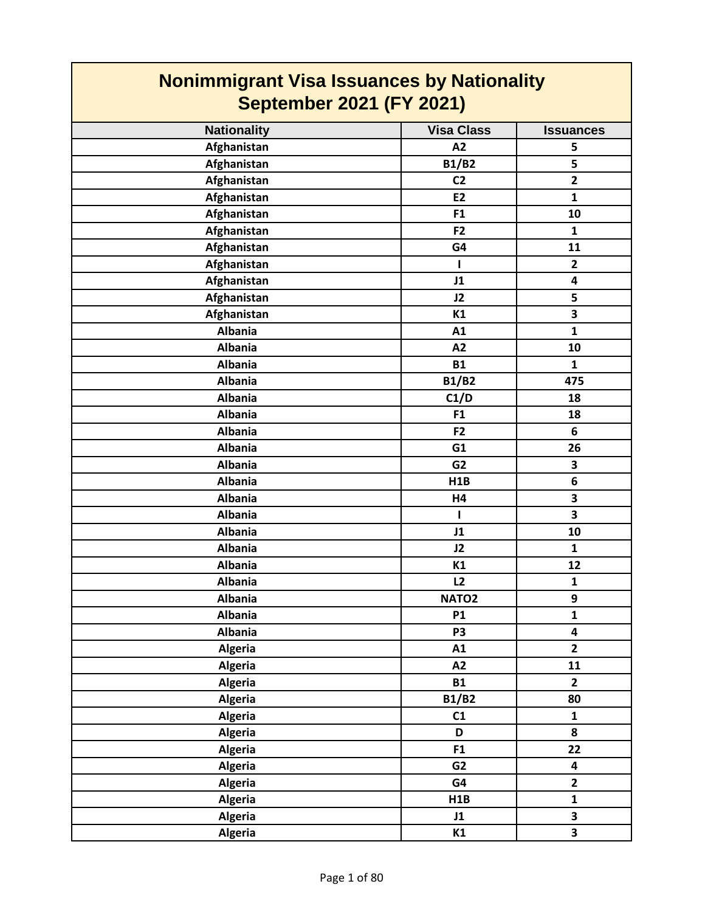# Nonimmigrant Visa Issuances by Nationality
## September 2021 (FY 2021)

| Nationality | Visa Class | Issuances |
|---|---|---|
| Afghanistan | A2 | 5 |
| Afghanistan | B1/B2 | 5 |
| Afghanistan | C2 | 2 |
| Afghanistan | E2 | 1 |
| Afghanistan | F1 | 10 |
| Afghanistan | F2 | 1 |
| Afghanistan | G4 | 11 |
| Afghanistan | I | 2 |
| Afghanistan | J1 | 4 |
| Afghanistan | J2 | 5 |
| Afghanistan | K1 | 3 |
| Albania | A1 | 1 |
| Albania | A2 | 10 |
| Albania | B1 | 1 |
| Albania | B1/B2 | 475 |
| Albania | C1/D | 18 |
| Albania | F1 | 18 |
| Albania | F2 | 6 |
| Albania | G1 | 26 |
| Albania | G2 | 3 |
| Albania | H1B | 6 |
| Albania | H4 | 3 |
| Albania | I | 3 |
| Albania | J1 | 10 |
| Albania | J2 | 1 |
| Albania | K1 | 12 |
| Albania | L2 | 1 |
| Albania | NATO2 | 9 |
| Albania | P1 | 1 |
| Albania | P3 | 4 |
| Algeria | A1 | 2 |
| Algeria | A2 | 11 |
| Algeria | B1 | 2 |
| Algeria | B1/B2 | 80 |
| Algeria | C1 | 1 |
| Algeria | D | 8 |
| Algeria | F1 | 22 |
| Algeria | G2 | 4 |
| Algeria | G4 | 2 |
| Algeria | H1B | 1 |
| Algeria | J1 | 3 |
| Algeria | K1 | 3 |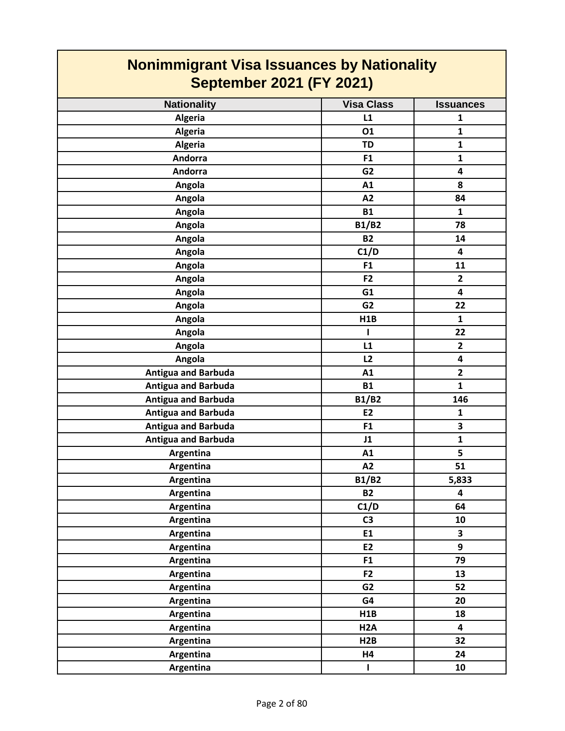# Nonimmigrant Visa Issuances by Nationality
## September 2021 (FY 2021)

| Nationality | Visa Class | Issuances |
|---|---|---|
| Algeria | L1 | 1 |
| Algeria | O1 | 1 |
| Algeria | TD | 1 |
| Andorra | F1 | 1 |
| Andorra | G2 | 4 |
| Angola | A1 | 8 |
| Angola | A2 | 84 |
| Angola | B1 | 1 |
| Angola | B1/B2 | 78 |
| Angola | B2 | 14 |
| Angola | C1/D | 4 |
| Angola | F1 | 11 |
| Angola | F2 | 2 |
| Angola | G1 | 4 |
| Angola | G2 | 22 |
| Angola | H1B | 1 |
| Angola | I | 22 |
| Angola | L1 | 2 |
| Angola | L2 | 4 |
| Antigua and Barbuda | A1 | 2 |
| Antigua and Barbuda | B1 | 1 |
| Antigua and Barbuda | B1/B2 | 146 |
| Antigua and Barbuda | E2 | 1 |
| Antigua and Barbuda | F1 | 3 |
| Antigua and Barbuda | J1 | 1 |
| Argentina | A1 | 5 |
| Argentina | A2 | 51 |
| Argentina | B1/B2 | 5,833 |
| Argentina | B2 | 4 |
| Argentina | C1/D | 64 |
| Argentina | C3 | 10 |
| Argentina | E1 | 3 |
| Argentina | E2 | 9 |
| Argentina | F1 | 79 |
| Argentina | F2 | 13 |
| Argentina | G2 | 52 |
| Argentina | G4 | 20 |
| Argentina | H1B | 18 |
| Argentina | H2A | 4 |
| Argentina | H2B | 32 |
| Argentina | H4 | 24 |
| Argentina | I | 10 |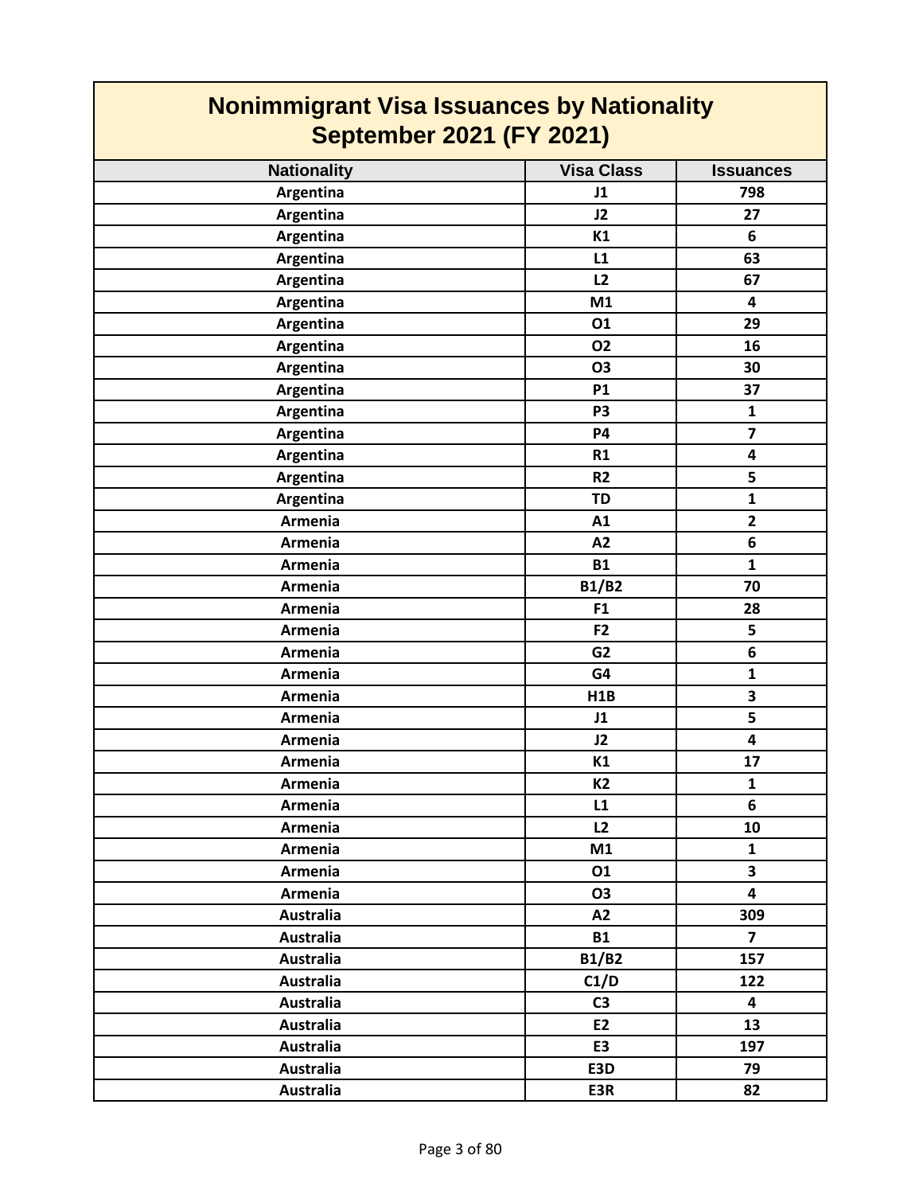# Nonimmigrant Visa Issuances by Nationality
## September 2021 (FY 2021)

| Nationality | Visa Class | Issuances |
| --- | --- | --- |
| Argentina | J1 | 798 |
| Argentina | J2 | 27 |
| Argentina | K1 | 6 |
| Argentina | L1 | 63 |
| Argentina | L2 | 67 |
| Argentina | M1 | 4 |
| Argentina | O1 | 29 |
| Argentina | O2 | 16 |
| Argentina | O3 | 30 |
| Argentina | P1 | 37 |
| Argentina | P3 | 1 |
| Argentina | P4 | 7 |
| Argentina | R1 | 4 |
| Argentina | R2 | 5 |
| Argentina | TD | 1 |
| Armenia | A1 | 2 |
| Armenia | A2 | 6 |
| Armenia | B1 | 1 |
| Armenia | B1/B2 | 70 |
| Armenia | F1 | 28 |
| Armenia | F2 | 5 |
| Armenia | G2 | 6 |
| Armenia | G4 | 1 |
| Armenia | H1B | 3 |
| Armenia | J1 | 5 |
| Armenia | J2 | 4 |
| Armenia | K1 | 17 |
| Armenia | K2 | 1 |
| Armenia | L1 | 6 |
| Armenia | L2 | 10 |
| Armenia | M1 | 1 |
| Armenia | O1 | 3 |
| Armenia | O3 | 4 |
| Australia | A2 | 309 |
| Australia | B1 | 7 |
| Australia | B1/B2 | 157 |
| Australia | C1/D | 122 |
| Australia | C3 | 4 |
| Australia | E2 | 13 |
| Australia | E3 | 197 |
| Australia | E3D | 79 |
| Australia | E3R | 82 |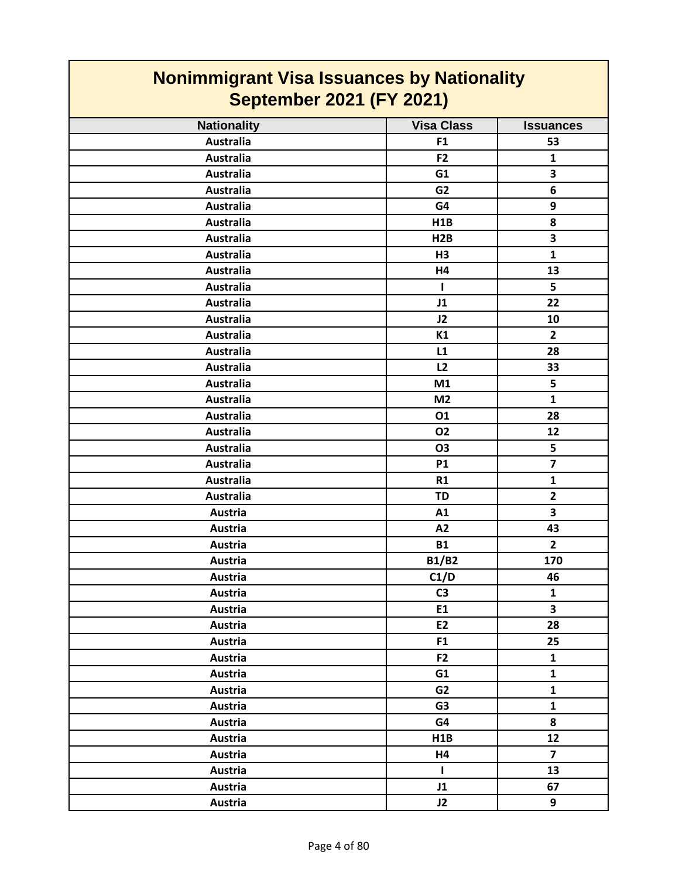# Nonimmigrant Visa Issuances by Nationality
## September 2021 (FY 2021)

| Nationality | Visa Class | Issuances |
| --- | --- | --- |
| Australia | F1 | 53 |
| Australia | F2 | 1 |
| Australia | G1 | 3 |
| Australia | G2 | 6 |
| Australia | G4 | 9 |
| Australia | H1B | 8 |
| Australia | H2B | 3 |
| Australia | H3 | 1 |
| Australia | H4 | 13 |
| Australia | I | 5 |
| Australia | J1 | 22 |
| Australia | J2 | 10 |
| Australia | K1 | 2 |
| Australia | L1 | 28 |
| Australia | L2 | 33 |
| Australia | M1 | 5 |
| Australia | M2 | 1 |
| Australia | O1 | 28 |
| Australia | O2 | 12 |
| Australia | O3 | 5 |
| Australia | P1 | 7 |
| Australia | R1 | 1 |
| Australia | TD | 2 |
| Austria | A1 | 3 |
| Austria | A2 | 43 |
| Austria | B1 | 2 |
| Austria | B1/B2 | 170 |
| Austria | C1/D | 46 |
| Austria | C3 | 1 |
| Austria | E1 | 3 |
| Austria | E2 | 28 |
| Austria | F1 | 25 |
| Austria | F2 | 1 |
| Austria | G1 | 1 |
| Austria | G2 | 1 |
| Austria | G3 | 1 |
| Austria | G4 | 8 |
| Austria | H1B | 12 |
| Austria | H4 | 7 |
| Austria | I | 13 |
| Austria | J1 | 67 |
| Austria | J2 | 9 |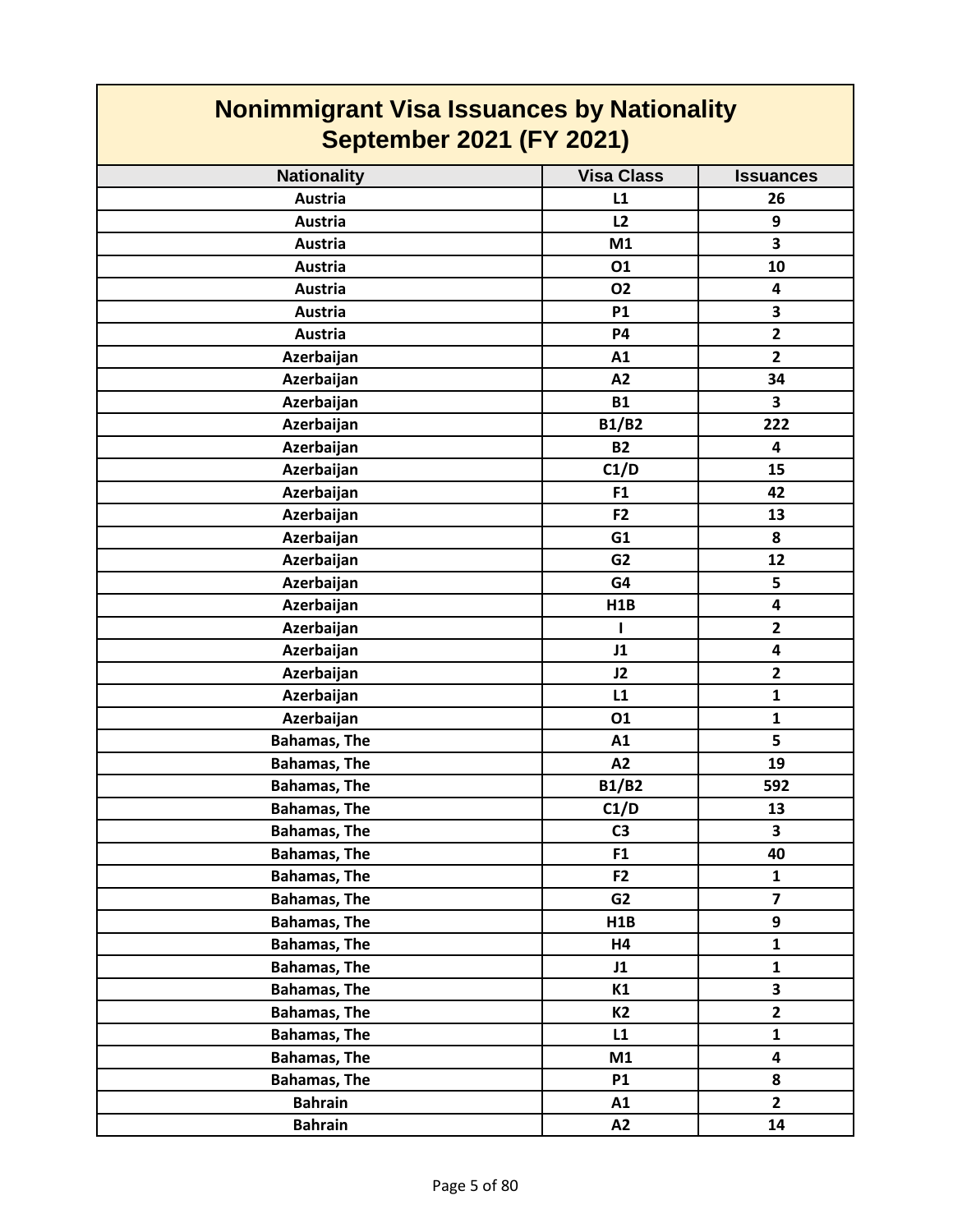# Nonimmigrant Visa Issuances by Nationality
## September 2021 (FY 2021)

| Nationality | Visa Class | Issuances |
|---|---|---|
| Austria | L1 | 26 |
| Austria | L2 | 9 |
| Austria | M1 | 3 |
| Austria | O1 | 10 |
| Austria | O2 | 4 |
| Austria | P1 | 3 |
| Austria | P4 | 2 |
| Azerbaijan | A1 | 2 |
| Azerbaijan | A2 | 34 |
| Azerbaijan | B1 | 3 |
| Azerbaijan | B1/B2 | 222 |
| Azerbaijan | B2 | 4 |
| Azerbaijan | C1/D | 15 |
| Azerbaijan | F1 | 42 |
| Azerbaijan | F2 | 13 |
| Azerbaijan | G1 | 8 |
| Azerbaijan | G2 | 12 |
| Azerbaijan | G4 | 5 |
| Azerbaijan | H1B | 4 |
| Azerbaijan | I | 2 |
| Azerbaijan | J1 | 4 |
| Azerbaijan | J2 | 2 |
| Azerbaijan | L1 | 1 |
| Azerbaijan | O1 | 1 |
| Bahamas, The | A1 | 5 |
| Bahamas, The | A2 | 19 |
| Bahamas, The | B1/B2 | 592 |
| Bahamas, The | C1/D | 13 |
| Bahamas, The | C3 | 3 |
| Bahamas, The | F1 | 40 |
| Bahamas, The | F2 | 1 |
| Bahamas, The | G2 | 7 |
| Bahamas, The | H1B | 9 |
| Bahamas, The | H4 | 1 |
| Bahamas, The | J1 | 1 |
| Bahamas, The | K1 | 3 |
| Bahamas, The | K2 | 2 |
| Bahamas, The | L1 | 1 |
| Bahamas, The | M1 | 4 |
| Bahamas, The | P1 | 8 |
| Bahrain | A1 | 2 |
| Bahrain | A2 | 14 |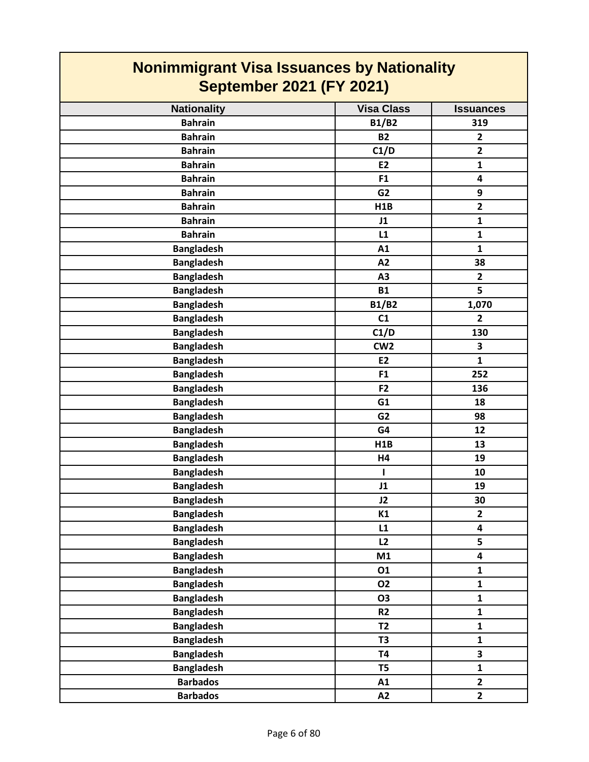# Nonimmigrant Visa Issuances by Nationality September 2021 (FY 2021)

| Nationality | Visa Class | Issuances |
|---|---|---|
| Bahrain | B1/B2 | 319 |
| Bahrain | B2 | 2 |
| Bahrain | C1/D | 2 |
| Bahrain | E2 | 1 |
| Bahrain | F1 | 4 |
| Bahrain | G2 | 9 |
| Bahrain | H1B | 2 |
| Bahrain | J1 | 1 |
| Bahrain | L1 | 1 |
| Bangladesh | A1 | 1 |
| Bangladesh | A2 | 38 |
| Bangladesh | A3 | 2 |
| Bangladesh | B1 | 5 |
| Bangladesh | B1/B2 | 1,070 |
| Bangladesh | C1 | 2 |
| Bangladesh | C1/D | 130 |
| Bangladesh | CW2 | 3 |
| Bangladesh | E2 | 1 |
| Bangladesh | F1 | 252 |
| Bangladesh | F2 | 136 |
| Bangladesh | G1 | 18 |
| Bangladesh | G2 | 98 |
| Bangladesh | G4 | 12 |
| Bangladesh | H1B | 13 |
| Bangladesh | H4 | 19 |
| Bangladesh | I | 10 |
| Bangladesh | J1 | 19 |
| Bangladesh | J2 | 30 |
| Bangladesh | K1 | 2 |
| Bangladesh | L1 | 4 |
| Bangladesh | L2 | 5 |
| Bangladesh | M1 | 4 |
| Bangladesh | O1 | 1 |
| Bangladesh | O2 | 1 |
| Bangladesh | O3 | 1 |
| Bangladesh | R2 | 1 |
| Bangladesh | T2 | 1 |
| Bangladesh | T3 | 1 |
| Bangladesh | T4 | 3 |
| Bangladesh | T5 | 1 |
| Barbados | A1 | 2 |
| Barbados | A2 | 2 |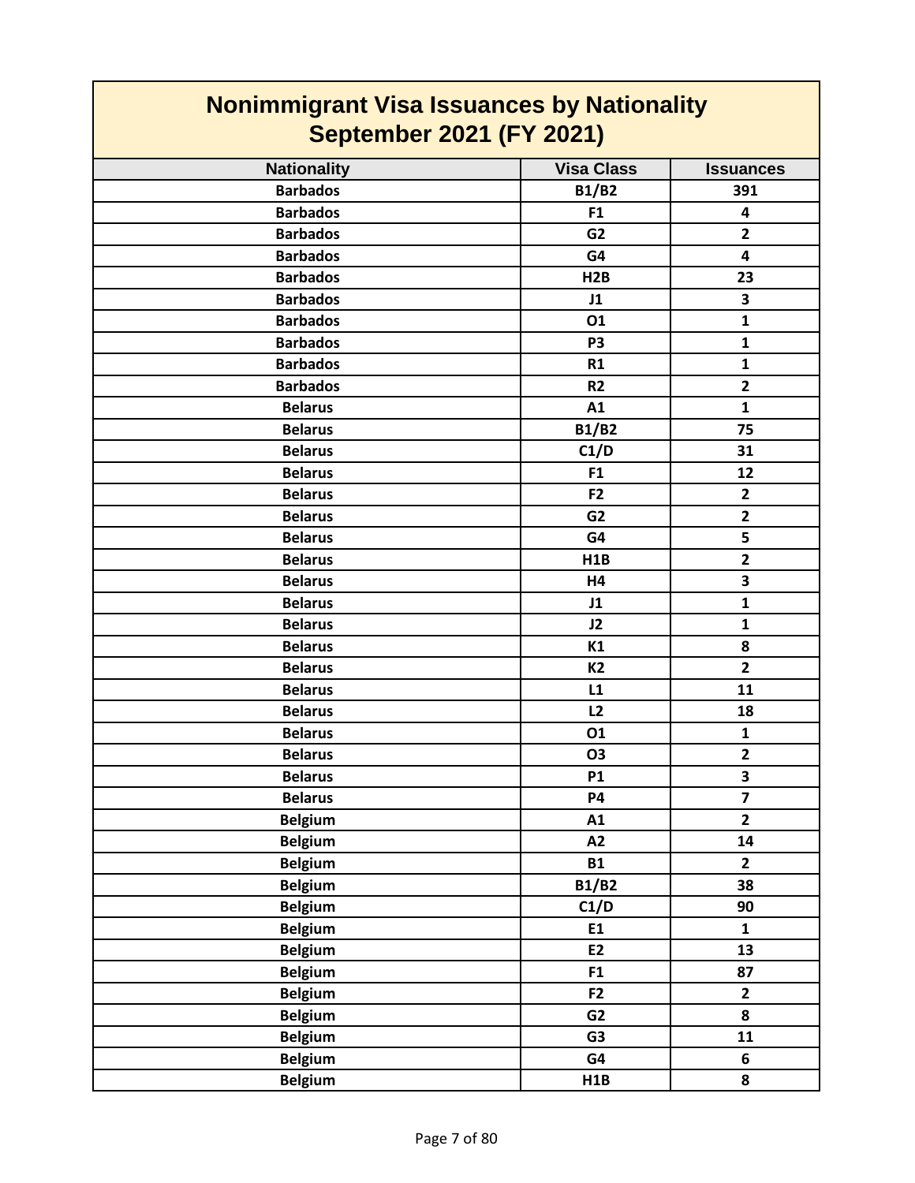# Nonimmigrant Visa Issuances by Nationality
## September 2021 (FY 2021)

| Nationality | Visa Class | Issuances |
|---|---|---|
| Barbados | B1/B2 | 391 |
| Barbados | F1 | 4 |
| Barbados | G2 | 2 |
| Barbados | G4 | 4 |
| Barbados | H2B | 23 |
| Barbados | J1 | 3 |
| Barbados | O1 | 1 |
| Barbados | P3 | 1 |
| Barbados | R1 | 1 |
| Barbados | R2 | 2 |
| Belarus | A1 | 1 |
| Belarus | B1/B2 | 75 |
| Belarus | C1/D | 31 |
| Belarus | F1 | 12 |
| Belarus | F2 | 2 |
| Belarus | G2 | 2 |
| Belarus | G4 | 5 |
| Belarus | H1B | 2 |
| Belarus | H4 | 3 |
| Belarus | J1 | 1 |
| Belarus | J2 | 1 |
| Belarus | K1 | 8 |
| Belarus | K2 | 2 |
| Belarus | L1 | 11 |
| Belarus | L2 | 18 |
| Belarus | O1 | 1 |
| Belarus | O3 | 2 |
| Belarus | P1 | 3 |
| Belarus | P4 | 7 |
| Belgium | A1 | 2 |
| Belgium | A2 | 14 |
| Belgium | B1 | 2 |
| Belgium | B1/B2 | 38 |
| Belgium | C1/D | 90 |
| Belgium | E1 | 1 |
| Belgium | E2 | 13 |
| Belgium | F1 | 87 |
| Belgium | F2 | 2 |
| Belgium | G2 | 8 |
| Belgium | G3 | 11 |
| Belgium | G4 | 6 |
| Belgium | H1B | 8 |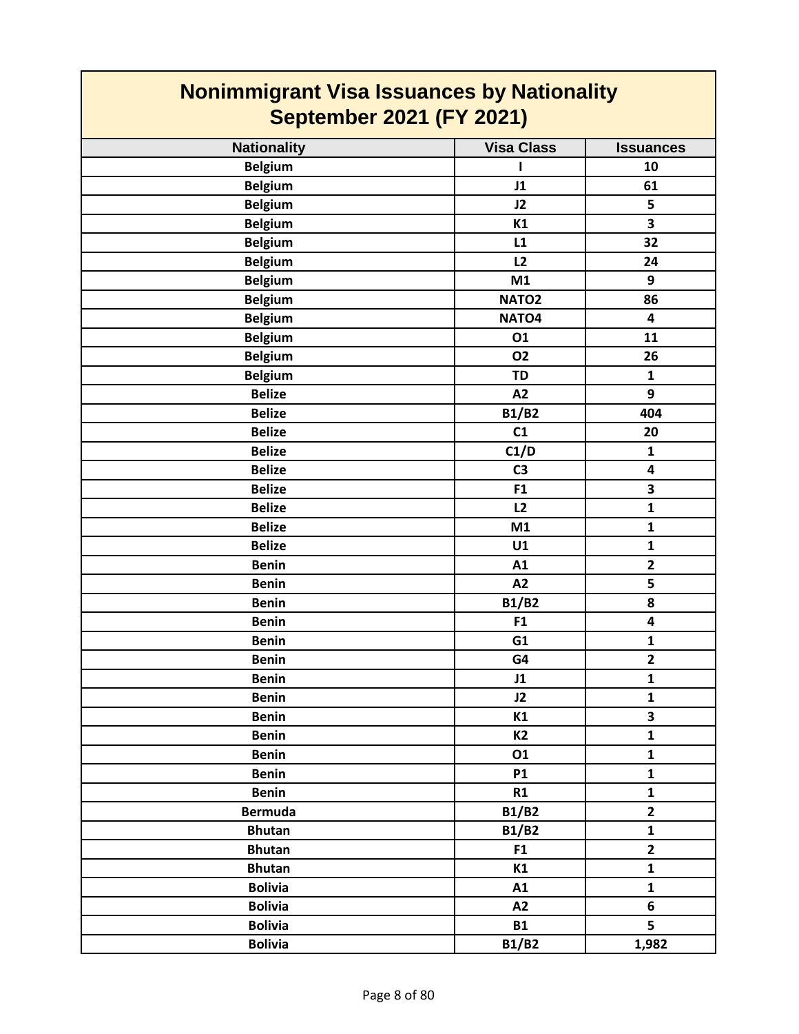# Nonimmigrant Visa Issuances by Nationality
## September 2021 (FY 2021)

| Nationality | Visa Class | Issuances |
|---|---|---|
| Belgium | I | 10 |
| Belgium | J1 | 61 |
| Belgium | J2 | 5 |
| Belgium | K1 | 3 |
| Belgium | L1 | 32 |
| Belgium | L2 | 24 |
| Belgium | M1 | 9 |
| Belgium | NATO2 | 86 |
| Belgium | NATO4 | 4 |
| Belgium | O1 | 11 |
| Belgium | O2 | 26 |
| Belgium | TD | 1 |
| Belize | A2 | 9 |
| Belize | B1/B2 | 404 |
| Belize | C1 | 20 |
| Belize | C1/D | 1 |
| Belize | C3 | 4 |
| Belize | F1 | 3 |
| Belize | L2 | 1 |
| Belize | M1 | 1 |
| Belize | U1 | 1 |
| Benin | A1 | 2 |
| Benin | A2 | 5 |
| Benin | B1/B2 | 8 |
| Benin | F1 | 4 |
| Benin | G1 | 1 |
| Benin | G4 | 2 |
| Benin | J1 | 1 |
| Benin | J2 | 1 |
| Benin | K1 | 3 |
| Benin | K2 | 1 |
| Benin | O1 | 1 |
| Benin | P1 | 1 |
| Benin | R1 | 1 |
| Bermuda | B1/B2 | 2 |
| Bhutan | B1/B2 | 1 |
| Bhutan | F1 | 2 |
| Bhutan | K1 | 1 |
| Bolivia | A1 | 1 |
| Bolivia | A2 | 6 |
| Bolivia | B1 | 5 |
| Bolivia | B1/B2 | 1,982 |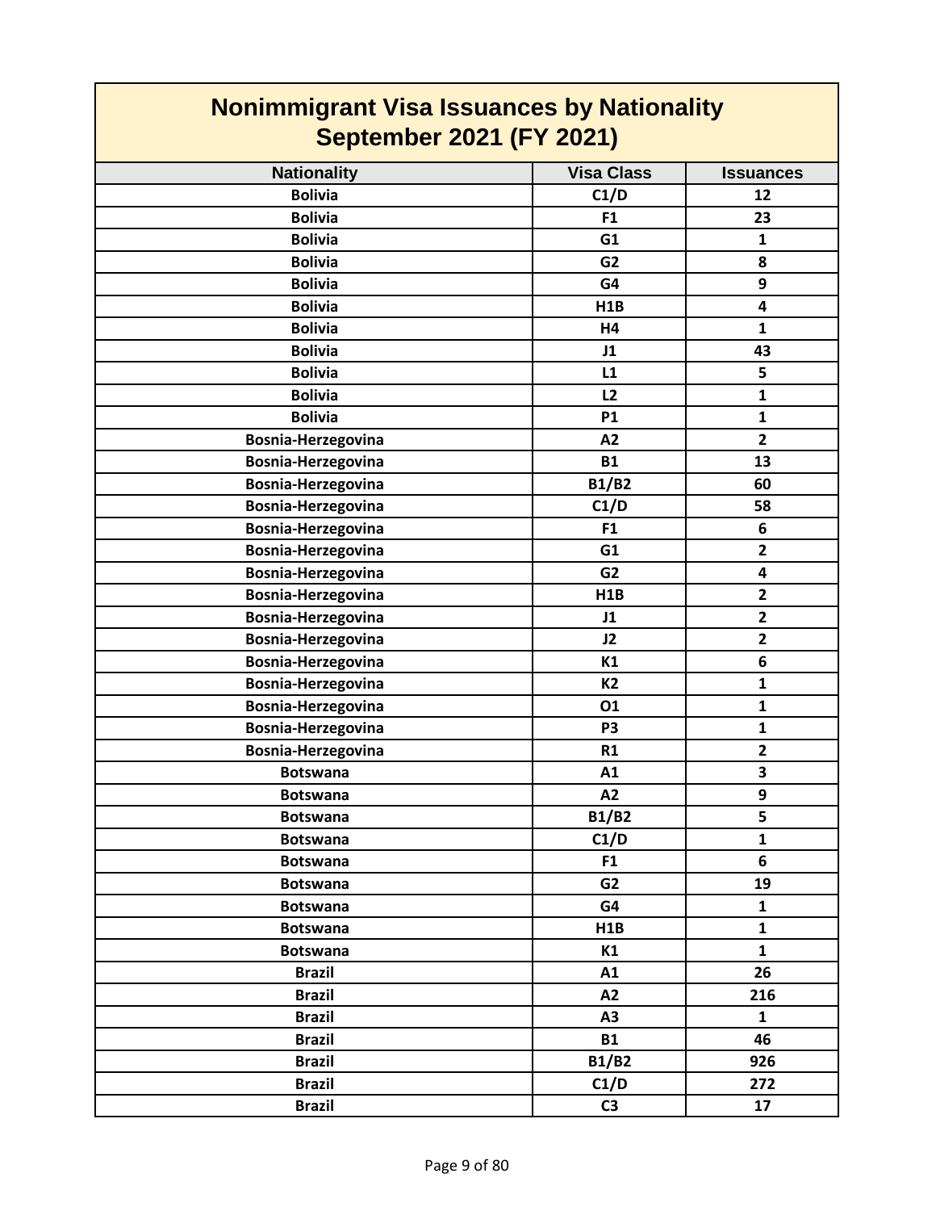# Nonimmigrant Visa Issuances by Nationality
## September 2021 (FY 2021)

| Nationality | Visa Class | Issuances |
|---|---|---|
| Bolivia | C1/D | 12 |
| Bolivia | F1 | 23 |
| Bolivia | G1 | 1 |
| Bolivia | G2 | 8 |
| Bolivia | G4 | 9 |
| Bolivia | H1B | 4 |
| Bolivia | H4 | 1 |
| Bolivia | J1 | 43 |
| Bolivia | L1 | 5 |
| Bolivia | L2 | 1 |
| Bolivia | P1 | 1 |
| Bosnia-Herzegovina | A2 | 2 |
| Bosnia-Herzegovina | B1 | 13 |
| Bosnia-Herzegovina | B1/B2 | 60 |
| Bosnia-Herzegovina | C1/D | 58 |
| Bosnia-Herzegovina | F1 | 6 |
| Bosnia-Herzegovina | G1 | 2 |
| Bosnia-Herzegovina | G2 | 4 |
| Bosnia-Herzegovina | H1B | 2 |
| Bosnia-Herzegovina | J1 | 2 |
| Bosnia-Herzegovina | J2 | 2 |
| Bosnia-Herzegovina | K1 | 6 |
| Bosnia-Herzegovina | K2 | 1 |
| Bosnia-Herzegovina | O1 | 1 |
| Bosnia-Herzegovina | P3 | 1 |
| Bosnia-Herzegovina | R1 | 2 |
| Botswana | A1 | 3 |
| Botswana | A2 | 9 |
| Botswana | B1/B2 | 5 |
| Botswana | C1/D | 1 |
| Botswana | F1 | 6 |
| Botswana | G2 | 19 |
| Botswana | G4 | 1 |
| Botswana | H1B | 1 |
| Botswana | K1 | 1 |
| Brazil | A1 | 26 |
| Brazil | A2 | 216 |
| Brazil | A3 | 1 |
| Brazil | B1 | 46 |
| Brazil | B1/B2 | 926 |
| Brazil | C1/D | 272 |
| Brazil | C3 | 17 |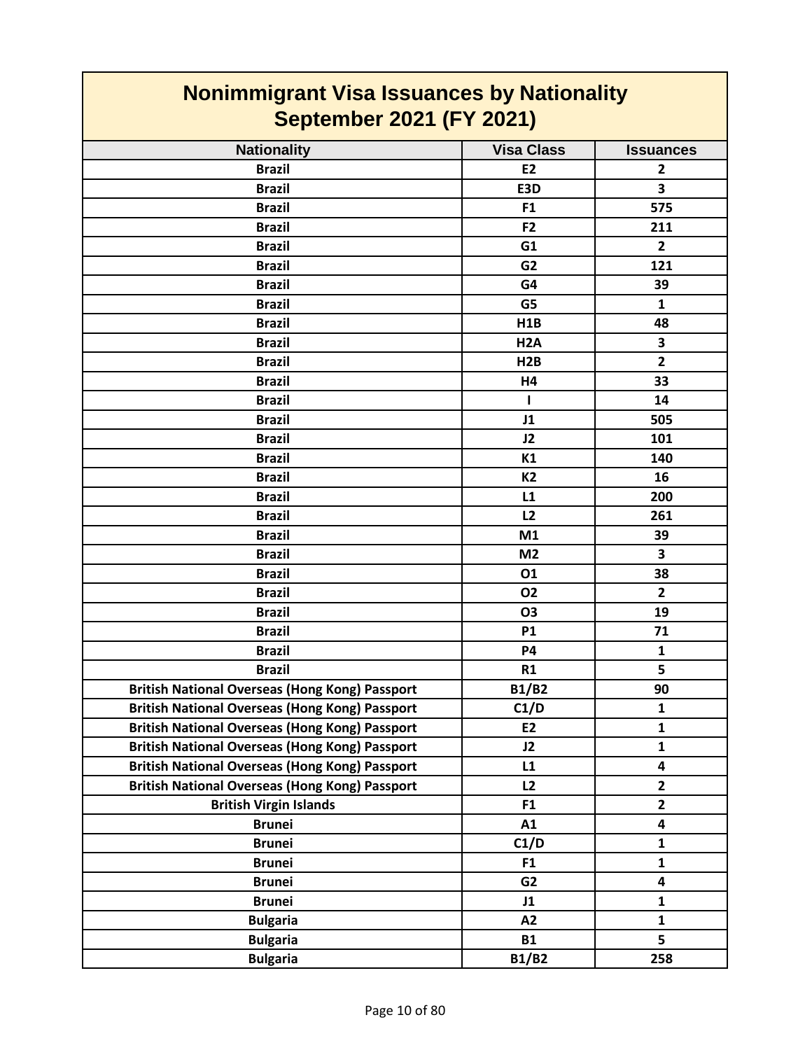# Nonimmigrant Visa Issuances by Nationality
## September 2021 (FY 2021)

| Nationality | Visa Class | Issuances |
|---|---|---|
| Brazil | E2 | 2 |
| Brazil | E3D | 3 |
| Brazil | F1 | 575 |
| Brazil | F2 | 211 |
| Brazil | G1 | 2 |
| Brazil | G2 | 121 |
| Brazil | G4 | 39 |
| Brazil | G5 | 1 |
| Brazil | H1B | 48 |
| Brazil | H2A | 3 |
| Brazil | H2B | 2 |
| Brazil | H4 | 33 |
| Brazil | I | 14 |
| Brazil | J1 | 505 |
| Brazil | J2 | 101 |
| Brazil | K1 | 140 |
| Brazil | K2 | 16 |
| Brazil | L1 | 200 |
| Brazil | L2 | 261 |
| Brazil | M1 | 39 |
| Brazil | M2 | 3 |
| Brazil | O1 | 38 |
| Brazil | O2 | 2 |
| Brazil | O3 | 19 |
| Brazil | P1 | 71 |
| Brazil | P4 | 1 |
| Brazil | R1 | 5 |
| British National Overseas (Hong Kong) Passport | B1/B2 | 90 |
| British National Overseas (Hong Kong) Passport | C1/D | 1 |
| British National Overseas (Hong Kong) Passport | E2 | 1 |
| British National Overseas (Hong Kong) Passport | J2 | 1 |
| British National Overseas (Hong Kong) Passport | L1 | 4 |
| British National Overseas (Hong Kong) Passport | L2 | 2 |
| British Virgin Islands | F1 | 2 |
| Brunei | A1 | 4 |
| Brunei | C1/D | 1 |
| Brunei | F1 | 1 |
| Brunei | G2 | 4 |
| Brunei | J1 | 1 |
| Bulgaria | A2 | 1 |
| Bulgaria | B1 | 5 |
| Bulgaria | B1/B2 | 258 |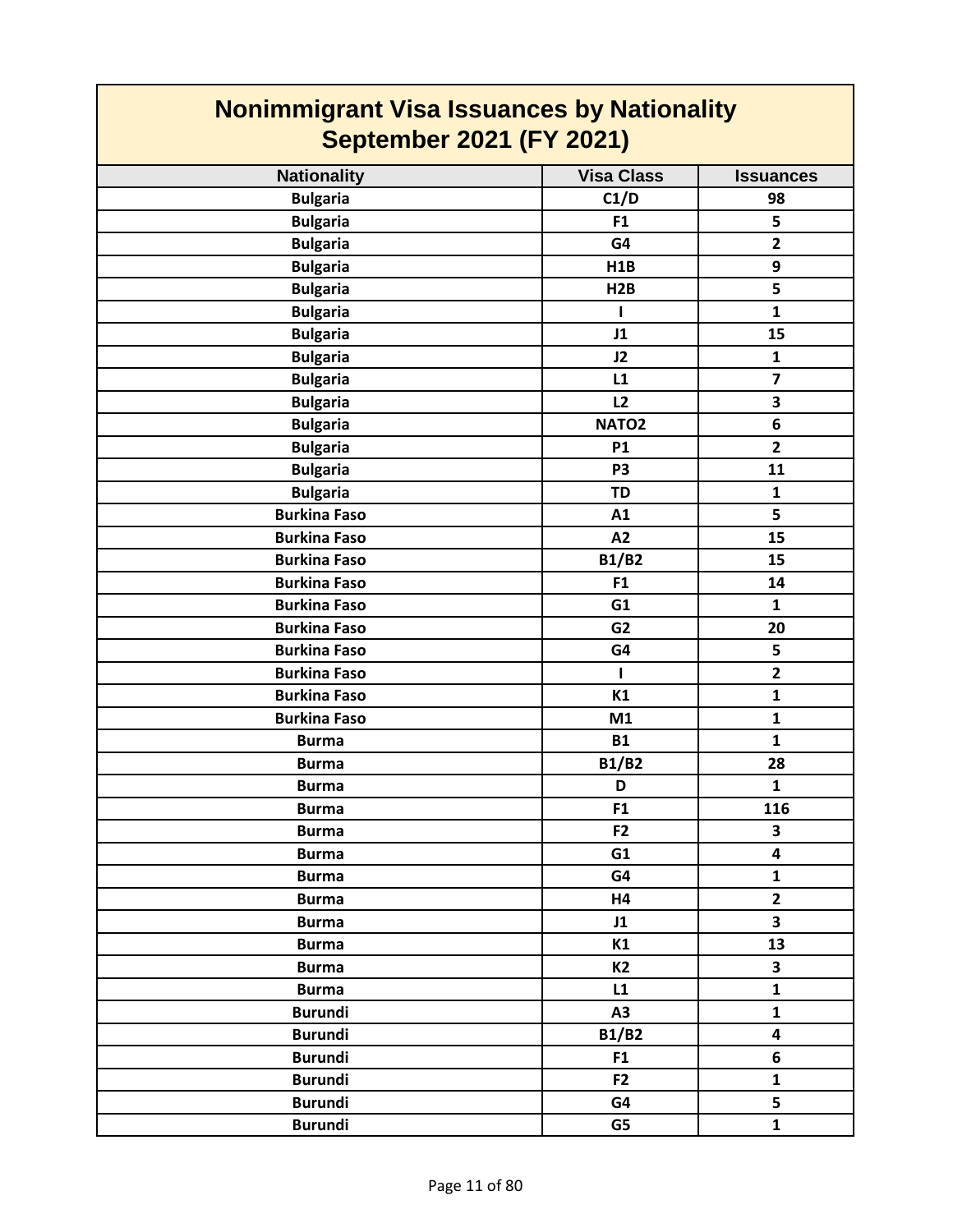# Nonimmigrant Visa Issuances by Nationality
## September 2021 (FY 2021)

| Nationality | Visa Class | Issuances |
|---|---|---|
| Bulgaria | C1/D | 98 |
| Bulgaria | F1 | 5 |
| Bulgaria | G4 | 2 |
| Bulgaria | H1B | 9 |
| Bulgaria | H2B | 5 |
| Bulgaria | I | 1 |
| Bulgaria | J1 | 15 |
| Bulgaria | J2 | 1 |
| Bulgaria | L1 | 7 |
| Bulgaria | L2 | 3 |
| Bulgaria | NATO2 | 6 |
| Bulgaria | P1 | 2 |
| Bulgaria | P3 | 11 |
| Bulgaria | TD | 1 |
| Burkina Faso | A1 | 5 |
| Burkina Faso | A2 | 15 |
| Burkina Faso | B1/B2 | 15 |
| Burkina Faso | F1 | 14 |
| Burkina Faso | G1 | 1 |
| Burkina Faso | G2 | 20 |
| Burkina Faso | G4 | 5 |
| Burkina Faso | I | 2 |
| Burkina Faso | K1 | 1 |
| Burkina Faso | M1 | 1 |
| Burma | B1 | 1 |
| Burma | B1/B2 | 28 |
| Burma | D | 1 |
| Burma | F1 | 116 |
| Burma | F2 | 3 |
| Burma | G1 | 4 |
| Burma | G4 | 1 |
| Burma | H4 | 2 |
| Burma | J1 | 3 |
| Burma | K1 | 13 |
| Burma | K2 | 3 |
| Burma | L1 | 1 |
| Burundi | A3 | 1 |
| Burundi | B1/B2 | 4 |
| Burundi | F1 | 6 |
| Burundi | F2 | 1 |
| Burundi | G4 | 5 |
| Burundi | G5 | 1 |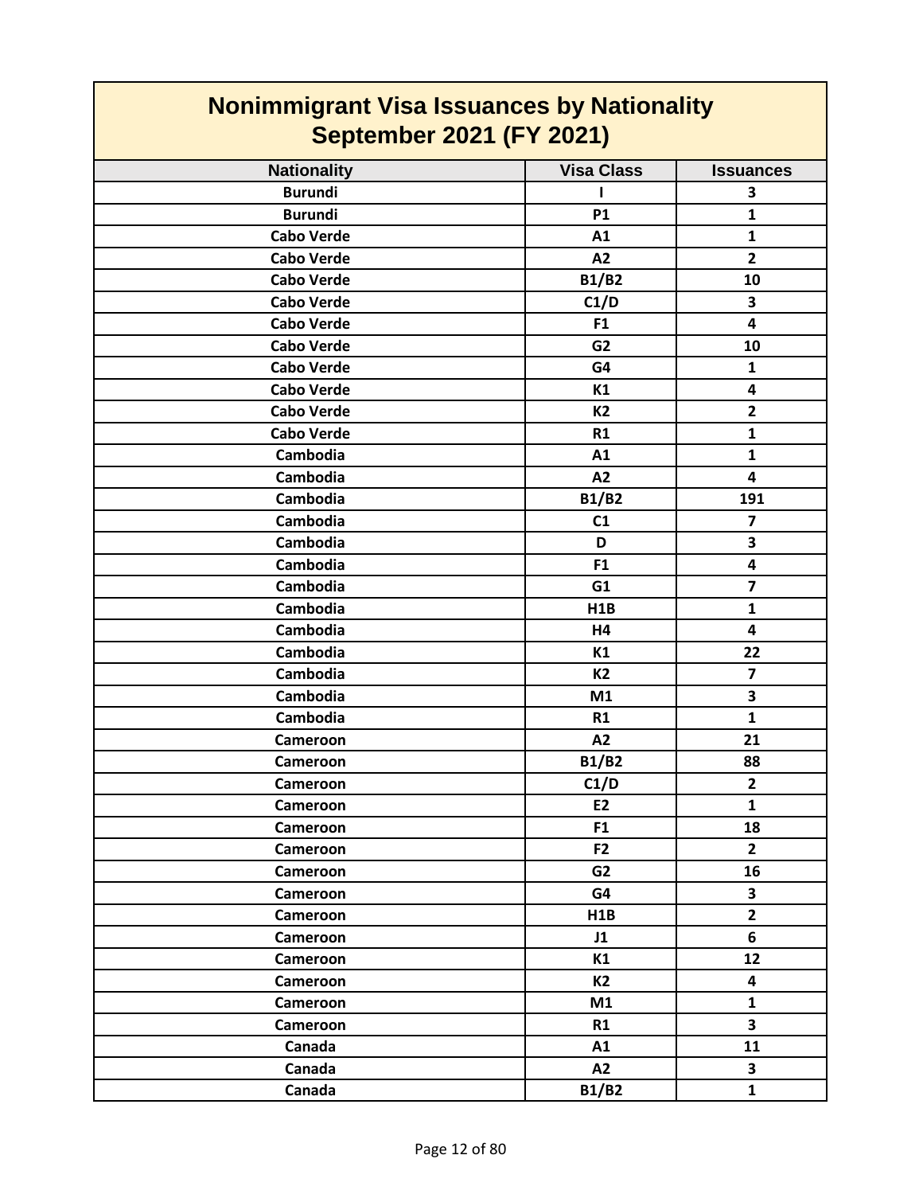# Nonimmigrant Visa Issuances by Nationality September 2021 (FY 2021)

| Nationality | Visa Class | Issuances |
|---|---|---|
| Burundi | I | 3 |
| Burundi | P1 | 1 |
| Cabo Verde | A1 | 1 |
| Cabo Verde | A2 | 2 |
| Cabo Verde | B1/B2 | 10 |
| Cabo Verde | C1/D | 3 |
| Cabo Verde | F1 | 4 |
| Cabo Verde | G2 | 10 |
| Cabo Verde | G4 | 1 |
| Cabo Verde | K1 | 4 |
| Cabo Verde | K2 | 2 |
| Cabo Verde | R1 | 1 |
| Cambodia | A1 | 1 |
| Cambodia | A2 | 4 |
| Cambodia | B1/B2 | 191 |
| Cambodia | C1 | 7 |
| Cambodia | D | 3 |
| Cambodia | F1 | 4 |
| Cambodia | G1 | 7 |
| Cambodia | H1B | 1 |
| Cambodia | H4 | 4 |
| Cambodia | K1 | 22 |
| Cambodia | K2 | 7 |
| Cambodia | M1 | 3 |
| Cambodia | R1 | 1 |
| Cameroon | A2 | 21 |
| Cameroon | B1/B2 | 88 |
| Cameroon | C1/D | 2 |
| Cameroon | E2 | 1 |
| Cameroon | F1 | 18 |
| Cameroon | F2 | 2 |
| Cameroon | G2 | 16 |
| Cameroon | G4 | 3 |
| Cameroon | H1B | 2 |
| Cameroon | J1 | 6 |
| Cameroon | K1 | 12 |
| Cameroon | K2 | 4 |
| Cameroon | M1 | 1 |
| Cameroon | R1 | 3 |
| Canada | A1 | 11 |
| Canada | A2 | 3 |
| Canada | B1/B2 | 1 |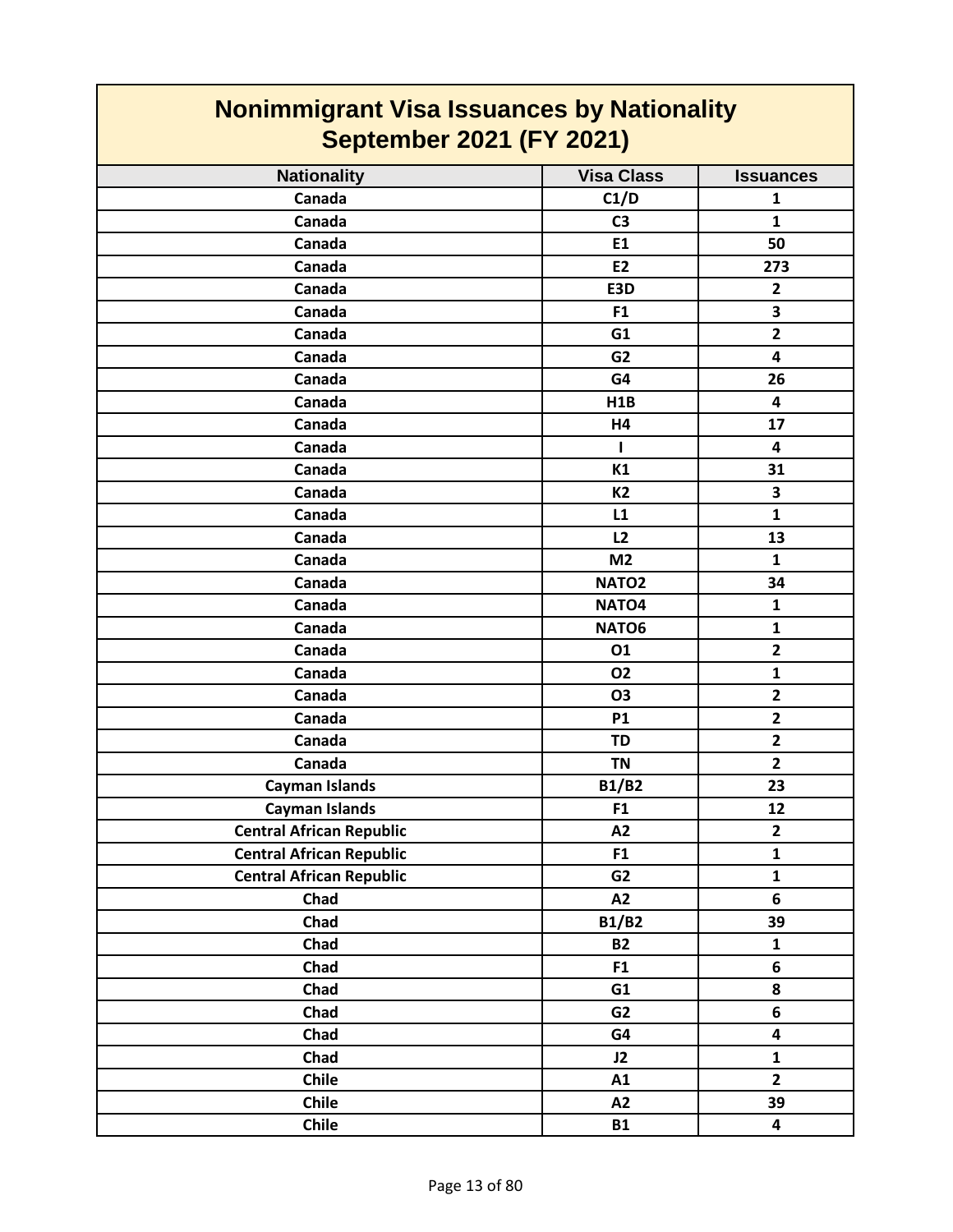# Nonimmigrant Visa Issuances by Nationality
## September 2021 (FY 2021)

| Nationality | Visa Class | Issuances |
|---|---|---|
| Canada | C1/D | 1 |
| Canada | C3 | 1 |
| Canada | E1 | 50 |
| Canada | E2 | 273 |
| Canada | E3D | 2 |
| Canada | F1 | 3 |
| Canada | G1 | 2 |
| Canada | G2 | 4 |
| Canada | G4 | 26 |
| Canada | H1B | 4 |
| Canada | H4 | 17 |
| Canada | I | 4 |
| Canada | K1 | 31 |
| Canada | K2 | 3 |
| Canada | L1 | 1 |
| Canada | L2 | 13 |
| Canada | M2 | 1 |
| Canada | NATO2 | 34 |
| Canada | NATO4 | 1 |
| Canada | NATO6 | 1 |
| Canada | O1 | 2 |
| Canada | O2 | 1 |
| Canada | O3 | 2 |
| Canada | P1 | 2 |
| Canada | TD | 2 |
| Canada | TN | 2 |
| Cayman Islands | B1/B2 | 23 |
| Cayman Islands | F1 | 12 |
| Central African Republic | A2 | 2 |
| Central African Republic | F1 | 1 |
| Central African Republic | G2 | 1 |
| Chad | A2 | 6 |
| Chad | B1/B2 | 39 |
| Chad | B2 | 1 |
| Chad | F1 | 6 |
| Chad | G1 | 8 |
| Chad | G2 | 6 |
| Chad | G4 | 4 |
| Chad | J2 | 1 |
| Chile | A1 | 2 |
| Chile | A2 | 39 |
| Chile | B1 | 4 |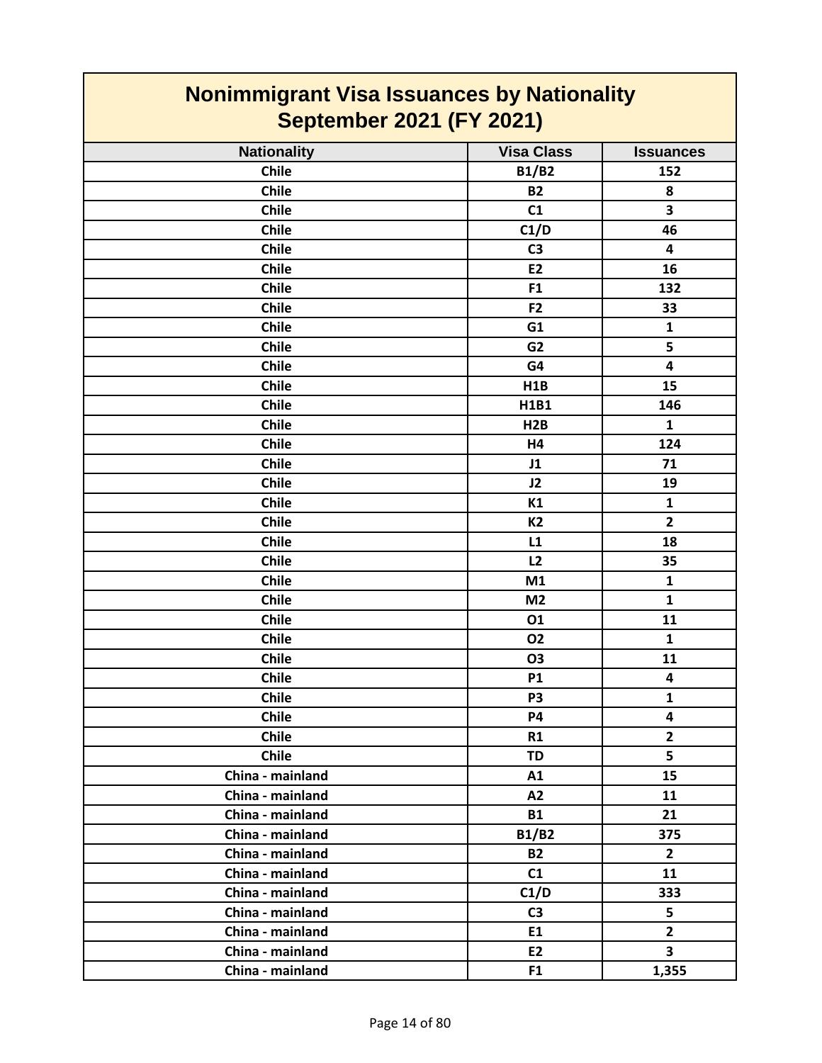# Nonimmigrant Visa Issuances by Nationality
## September 2021 (FY 2021)

| Nationality | Visa Class | Issuances |
|---|---|---|
| Chile | B1/B2 | 152 |
| Chile | B2 | 8 |
| Chile | C1 | 3 |
| Chile | C1/D | 46 |
| Chile | C3 | 4 |
| Chile | E2 | 16 |
| Chile | F1 | 132 |
| Chile | F2 | 33 |
| Chile | G1 | 1 |
| Chile | G2 | 5 |
| Chile | G4 | 4 |
| Chile | H1B | 15 |
| Chile | H1B1 | 146 |
| Chile | H2B | 1 |
| Chile | H4 | 124 |
| Chile | J1 | 71 |
| Chile | J2 | 19 |
| Chile | K1 | 1 |
| Chile | K2 | 2 |
| Chile | L1 | 18 |
| Chile | L2 | 35 |
| Chile | M1 | 1 |
| Chile | M2 | 1 |
| Chile | O1 | 11 |
| Chile | O2 | 1 |
| Chile | O3 | 11 |
| Chile | P1 | 4 |
| Chile | P3 | 1 |
| Chile | P4 | 4 |
| Chile | R1 | 2 |
| Chile | TD | 5 |
| China - mainland | A1 | 15 |
| China - mainland | A2 | 11 |
| China - mainland | B1 | 21 |
| China - mainland | B1/B2 | 375 |
| China - mainland | B2 | 2 |
| China - mainland | C1 | 11 |
| China - mainland | C1/D | 333 |
| China - mainland | C3 | 5 |
| China - mainland | E1 | 2 |
| China - mainland | E2 | 3 |
| China - mainland | F1 | 1,355 |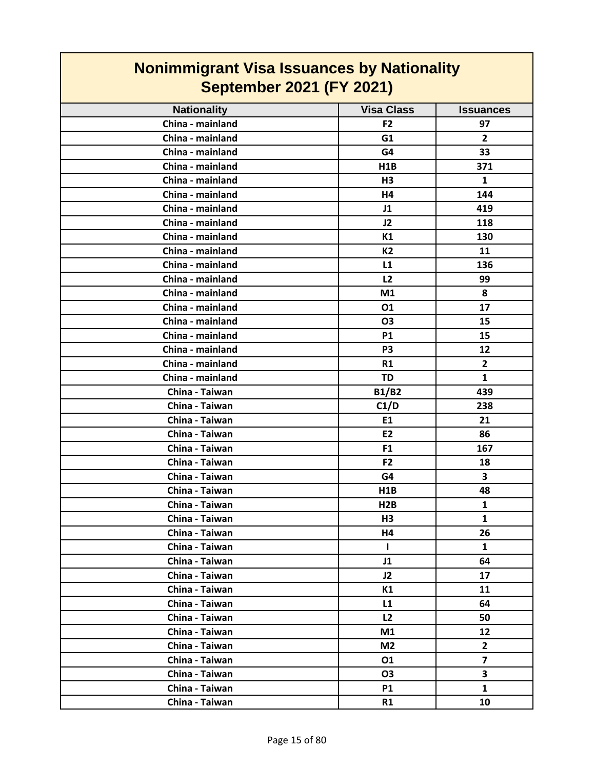# Nonimmigrant Visa Issuances by Nationality
## September 2021 (FY 2021)

| Nationality | Visa Class | Issuances |
|---|---|---|
| China - mainland | F2 | 97 |
| China - mainland | G1 | 2 |
| China - mainland | G4 | 33 |
| China - mainland | H1B | 371 |
| China - mainland | H3 | 1 |
| China - mainland | H4 | 144 |
| China - mainland | J1 | 419 |
| China - mainland | J2 | 118 |
| China - mainland | K1 | 130 |
| China - mainland | K2 | 11 |
| China - mainland | L1 | 136 |
| China - mainland | L2 | 99 |
| China - mainland | M1 | 8 |
| China - mainland | O1 | 17 |
| China - mainland | O3 | 15 |
| China - mainland | P1 | 15 |
| China - mainland | P3 | 12 |
| China - mainland | R1 | 2 |
| China - mainland | TD | 1 |
| China - Taiwan | B1/B2 | 439 |
| China - Taiwan | C1/D | 238 |
| China - Taiwan | E1 | 21 |
| China - Taiwan | E2 | 86 |
| China - Taiwan | F1 | 167 |
| China - Taiwan | F2 | 18 |
| China - Taiwan | G4 | 3 |
| China - Taiwan | H1B | 48 |
| China - Taiwan | H2B | 1 |
| China - Taiwan | H3 | 1 |
| China - Taiwan | H4 | 26 |
| China - Taiwan | I | 1 |
| China - Taiwan | J1 | 64 |
| China - Taiwan | J2 | 17 |
| China - Taiwan | K1 | 11 |
| China - Taiwan | L1 | 64 |
| China - Taiwan | L2 | 50 |
| China - Taiwan | M1 | 12 |
| China - Taiwan | M2 | 2 |
| China - Taiwan | O1 | 7 |
| China - Taiwan | O3 | 3 |
| China - Taiwan | P1 | 1 |
| China - Taiwan | R1 | 10 |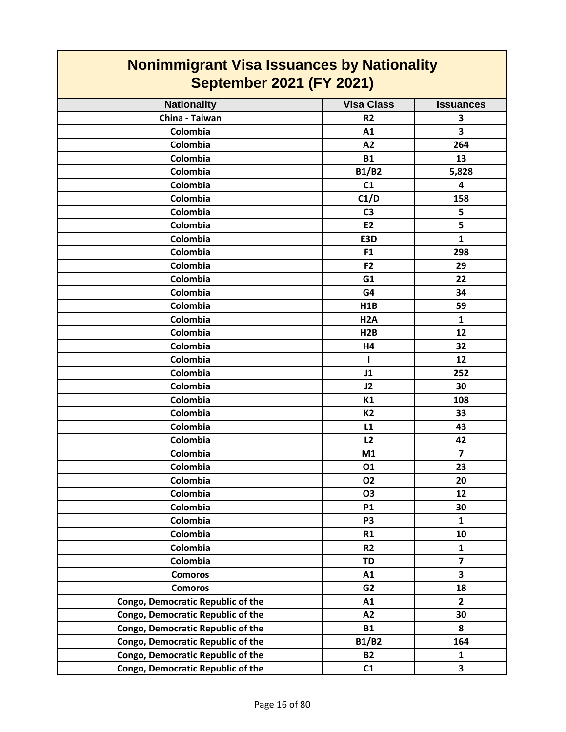# Nonimmigrant Visa Issuances by Nationality
## September 2021 (FY 2021)

| Nationality | Visa Class | Issuances |
|---|---|---|
| China - Taiwan | R2 | 3 |
| Colombia | A1 | 3 |
| Colombia | A2 | 264 |
| Colombia | B1 | 13 |
| Colombia | B1/B2 | 5,828 |
| Colombia | C1 | 4 |
| Colombia | C1/D | 158 |
| Colombia | C3 | 5 |
| Colombia | E2 | 5 |
| Colombia | E3D | 1 |
| Colombia | F1 | 298 |
| Colombia | F2 | 29 |
| Colombia | G1 | 22 |
| Colombia | G4 | 34 |
| Colombia | H1B | 59 |
| Colombia | H2A | 1 |
| Colombia | H2B | 12 |
| Colombia | H4 | 32 |
| Colombia | I | 12 |
| Colombia | J1 | 252 |
| Colombia | J2 | 30 |
| Colombia | K1 | 108 |
| Colombia | K2 | 33 |
| Colombia | L1 | 43 |
| Colombia | L2 | 42 |
| Colombia | M1 | 7 |
| Colombia | O1 | 23 |
| Colombia | O2 | 20 |
| Colombia | O3 | 12 |
| Colombia | P1 | 30 |
| Colombia | P3 | 1 |
| Colombia | R1 | 10 |
| Colombia | R2 | 1 |
| Colombia | TD | 7 |
| Comoros | A1 | 3 |
| Comoros | G2 | 18 |
| Congo, Democratic Republic of the | A1 | 2 |
| Congo, Democratic Republic of the | A2 | 30 |
| Congo, Democratic Republic of the | B1 | 8 |
| Congo, Democratic Republic of the | B1/B2 | 164 |
| Congo, Democratic Republic of the | B2 | 1 |
| Congo, Democratic Republic of the | C1 | 3 |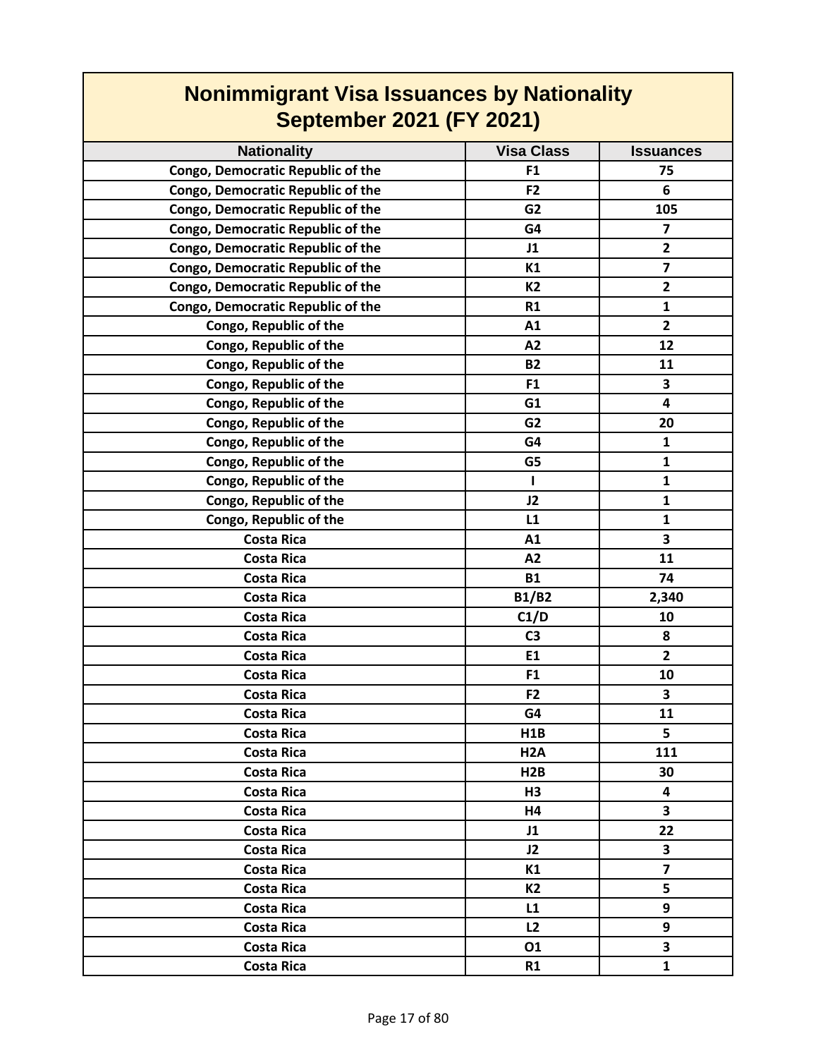# Nonimmigrant Visa Issuances by Nationality
## September 2021 (FY 2021)

| Nationality | Visa Class | Issuances |
|---|---|---|
| Congo, Democratic Republic of the | F1 | 75 |
| Congo, Democratic Republic of the | F2 | 6 |
| Congo, Democratic Republic of the | G2 | 105 |
| Congo, Democratic Republic of the | G4 | 7 |
| Congo, Democratic Republic of the | J1 | 2 |
| Congo, Democratic Republic of the | K1 | 7 |
| Congo, Democratic Republic of the | K2 | 2 |
| Congo, Democratic Republic of the | R1 | 1 |
| Congo, Republic of the | A1 | 2 |
| Congo, Republic of the | A2 | 12 |
| Congo, Republic of the | B2 | 11 |
| Congo, Republic of the | F1 | 3 |
| Congo, Republic of the | G1 | 4 |
| Congo, Republic of the | G2 | 20 |
| Congo, Republic of the | G4 | 1 |
| Congo, Republic of the | G5 | 1 |
| Congo, Republic of the | I | 1 |
| Congo, Republic of the | J2 | 1 |
| Congo, Republic of the | L1 | 1 |
| Costa Rica | A1 | 3 |
| Costa Rica | A2 | 11 |
| Costa Rica | B1 | 74 |
| Costa Rica | B1/B2 | 2,340 |
| Costa Rica | C1/D | 10 |
| Costa Rica | C3 | 8 |
| Costa Rica | E1 | 2 |
| Costa Rica | F1 | 10 |
| Costa Rica | F2 | 3 |
| Costa Rica | G4 | 11 |
| Costa Rica | H1B | 5 |
| Costa Rica | H2A | 111 |
| Costa Rica | H2B | 30 |
| Costa Rica | H3 | 4 |
| Costa Rica | H4 | 3 |
| Costa Rica | J1 | 22 |
| Costa Rica | J2 | 3 |
| Costa Rica | K1 | 7 |
| Costa Rica | K2 | 5 |
| Costa Rica | L1 | 9 |
| Costa Rica | L2 | 9 |
| Costa Rica | O1 | 3 |
| Costa Rica | R1 | 1 |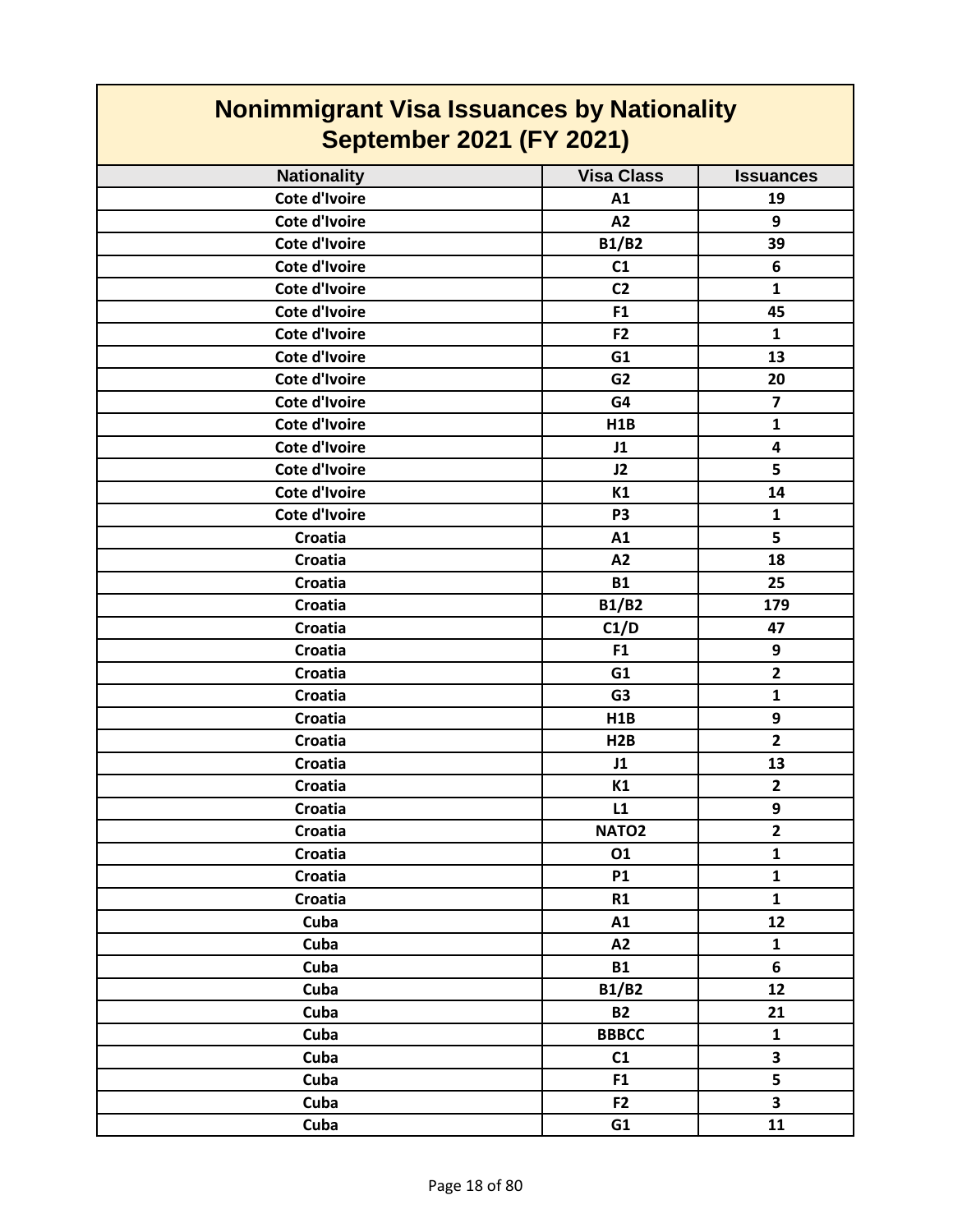# Nonimmigrant Visa Issuances by Nationality
## September 2021 (FY 2021)

| Nationality | Visa Class | Issuances |
| --- | --- | --- |
| Cote d'Ivoire | A1 | 19 |
| Cote d'Ivoire | A2 | 9 |
| Cote d'Ivoire | B1/B2 | 39 |
| Cote d'Ivoire | C1 | 6 |
| Cote d'Ivoire | C2 | 1 |
| Cote d'Ivoire | F1 | 45 |
| Cote d'Ivoire | F2 | 1 |
| Cote d'Ivoire | G1 | 13 |
| Cote d'Ivoire | G2 | 20 |
| Cote d'Ivoire | G4 | 7 |
| Cote d'Ivoire | H1B | 1 |
| Cote d'Ivoire | J1 | 4 |
| Cote d'Ivoire | J2 | 5 |
| Cote d'Ivoire | K1 | 14 |
| Cote d'Ivoire | P3 | 1 |
| Croatia | A1 | 5 |
| Croatia | A2 | 18 |
| Croatia | B1 | 25 |
| Croatia | B1/B2 | 179 |
| Croatia | C1/D | 47 |
| Croatia | F1 | 9 |
| Croatia | G1 | 2 |
| Croatia | G3 | 1 |
| Croatia | H1B | 9 |
| Croatia | H2B | 2 |
| Croatia | J1 | 13 |
| Croatia | K1 | 2 |
| Croatia | L1 | 9 |
| Croatia | NATO2 | 2 |
| Croatia | O1 | 1 |
| Croatia | P1 | 1 |
| Croatia | R1 | 1 |
| Cuba | A1 | 12 |
| Cuba | A2 | 1 |
| Cuba | B1 | 6 |
| Cuba | B1/B2 | 12 |
| Cuba | B2 | 21 |
| Cuba | BBBCC | 1 |
| Cuba | C1 | 3 |
| Cuba | F1 | 5 |
| Cuba | F2 | 3 |
| Cuba | G1 | 11 |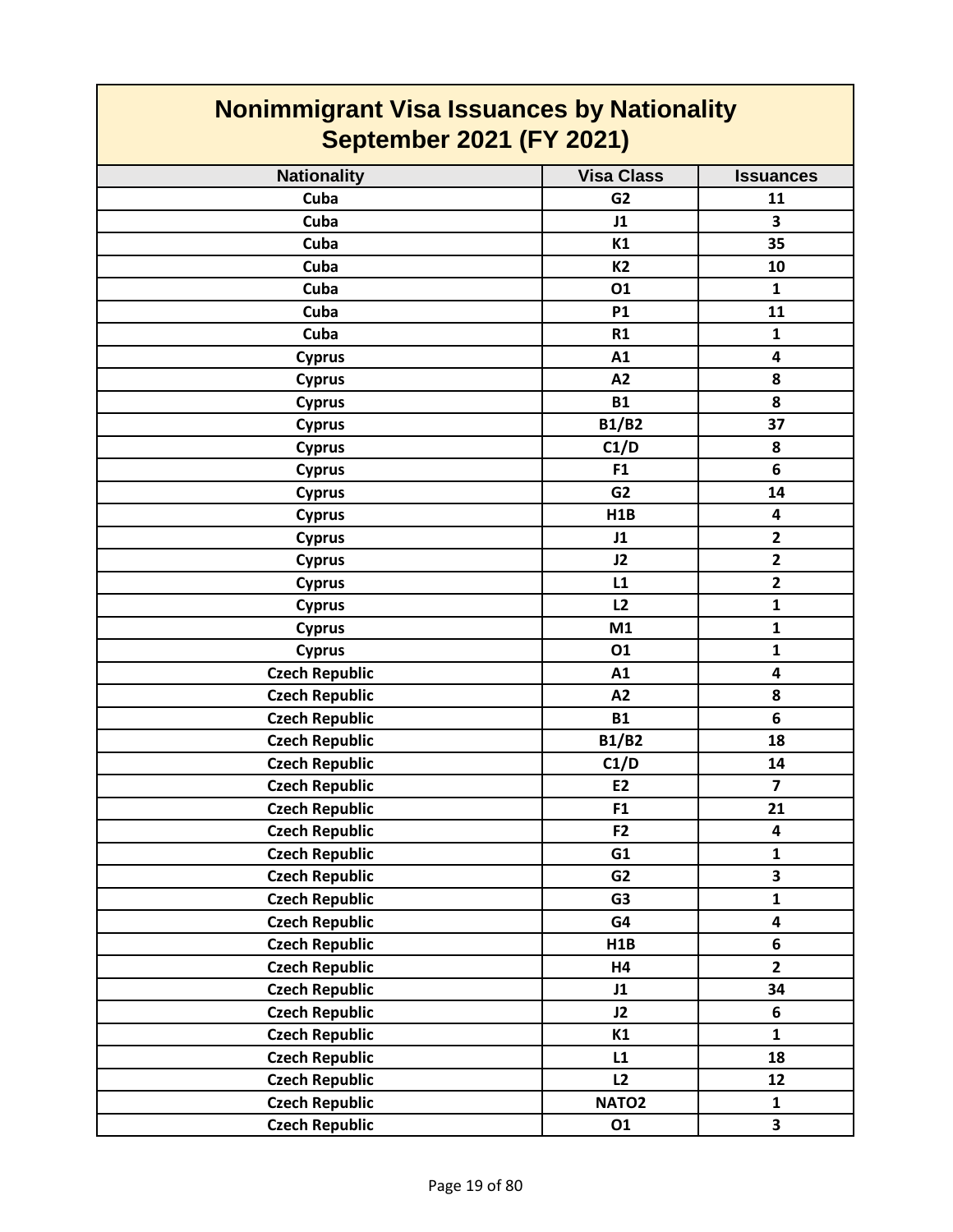# Nonimmigrant Visa Issuances by Nationality
## September 2021 (FY 2021)

| Nationality | Visa Class | Issuances |
|---|---|---|
| Cuba | G2 | 11 |
| Cuba | J1 | 3 |
| Cuba | K1 | 35 |
| Cuba | K2 | 10 |
| Cuba | O1 | 1 |
| Cuba | P1 | 11 |
| Cuba | R1 | 1 |
| Cyprus | A1 | 4 |
| Cyprus | A2 | 8 |
| Cyprus | B1 | 8 |
| Cyprus | B1/B2 | 37 |
| Cyprus | C1/D | 8 |
| Cyprus | F1 | 6 |
| Cyprus | G2 | 14 |
| Cyprus | H1B | 4 |
| Cyprus | J1 | 2 |
| Cyprus | J2 | 2 |
| Cyprus | L1 | 2 |
| Cyprus | L2 | 1 |
| Cyprus | M1 | 1 |
| Cyprus | O1 | 1 |
| Czech Republic | A1 | 4 |
| Czech Republic | A2 | 8 |
| Czech Republic | B1 | 6 |
| Czech Republic | B1/B2 | 18 |
| Czech Republic | C1/D | 14 |
| Czech Republic | E2 | 7 |
| Czech Republic | F1 | 21 |
| Czech Republic | F2 | 4 |
| Czech Republic | G1 | 1 |
| Czech Republic | G2 | 3 |
| Czech Republic | G3 | 1 |
| Czech Republic | G4 | 4 |
| Czech Republic | H1B | 6 |
| Czech Republic | H4 | 2 |
| Czech Republic | J1 | 34 |
| Czech Republic | J2 | 6 |
| Czech Republic | K1 | 1 |
| Czech Republic | L1 | 18 |
| Czech Republic | L2 | 12 |
| Czech Republic | NATO2 | 1 |
| Czech Republic | O1 | 3 |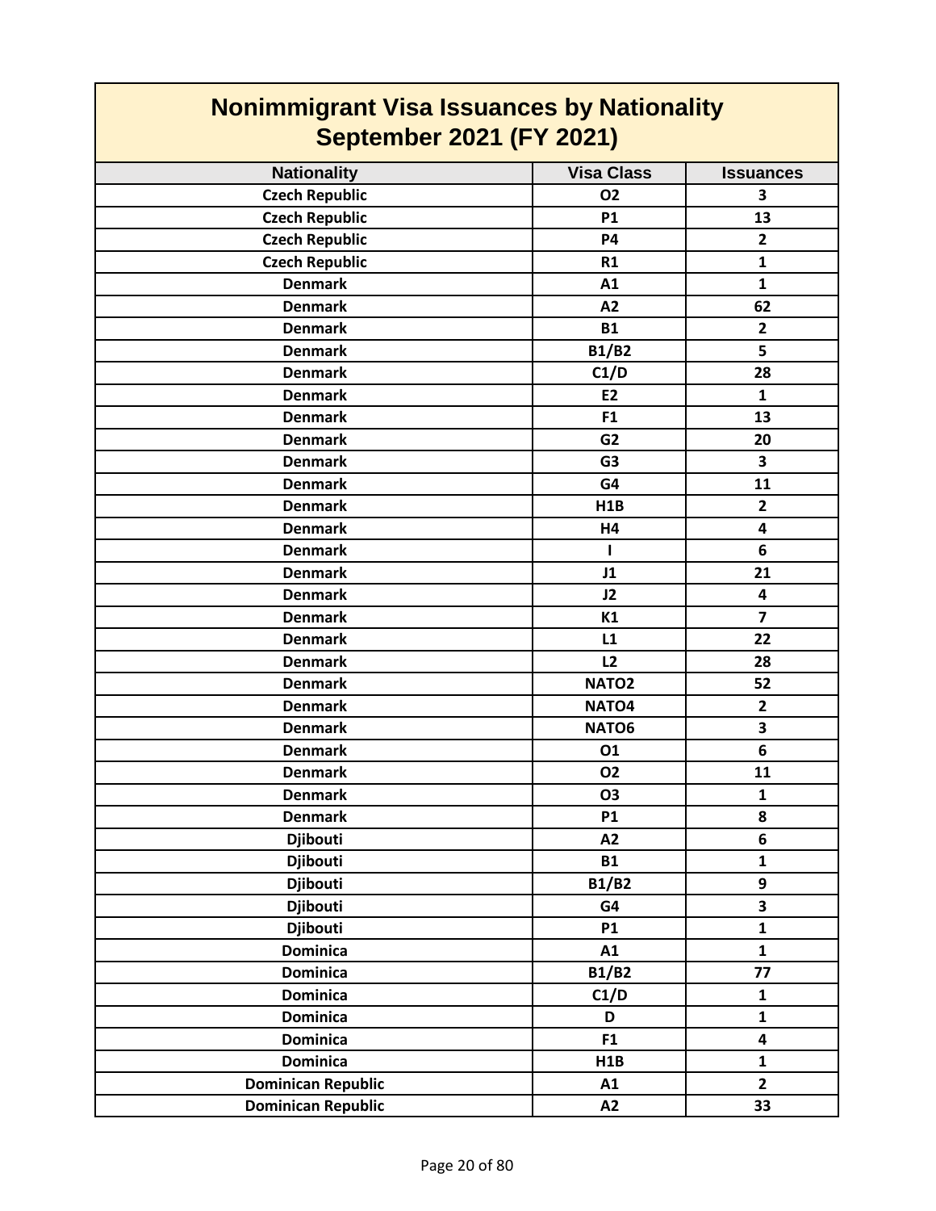# Nonimmigrant Visa Issuances by Nationality
## September 2021 (FY 2021)

| Nationality | Visa Class | Issuances |
|---|---|---|
| Czech Republic | O2 | 3 |
| Czech Republic | P1 | 13 |
| Czech Republic | P4 | 2 |
| Czech Republic | R1 | 1 |
| Denmark | A1 | 1 |
| Denmark | A2 | 62 |
| Denmark | B1 | 2 |
| Denmark | B1/B2 | 5 |
| Denmark | C1/D | 28 |
| Denmark | E2 | 1 |
| Denmark | F1 | 13 |
| Denmark | G2 | 20 |
| Denmark | G3 | 3 |
| Denmark | G4 | 11 |
| Denmark | H1B | 2 |
| Denmark | H4 | 4 |
| Denmark | I | 6 |
| Denmark | J1 | 21 |
| Denmark | J2 | 4 |
| Denmark | K1 | 7 |
| Denmark | L1 | 22 |
| Denmark | L2 | 28 |
| Denmark | NATO2 | 52 |
| Denmark | NATO4 | 2 |
| Denmark | NATO6 | 3 |
| Denmark | O1 | 6 |
| Denmark | O2 | 11 |
| Denmark | O3 | 1 |
| Denmark | P1 | 8 |
| Djibouti | A2 | 6 |
| Djibouti | B1 | 1 |
| Djibouti | B1/B2 | 9 |
| Djibouti | G4 | 3 |
| Djibouti | P1 | 1 |
| Dominica | A1 | 1 |
| Dominica | B1/B2 | 77 |
| Dominica | C1/D | 1 |
| Dominica | D | 1 |
| Dominica | F1 | 4 |
| Dominica | H1B | 1 |
| Dominican Republic | A1 | 2 |
| Dominican Republic | A2 | 33 |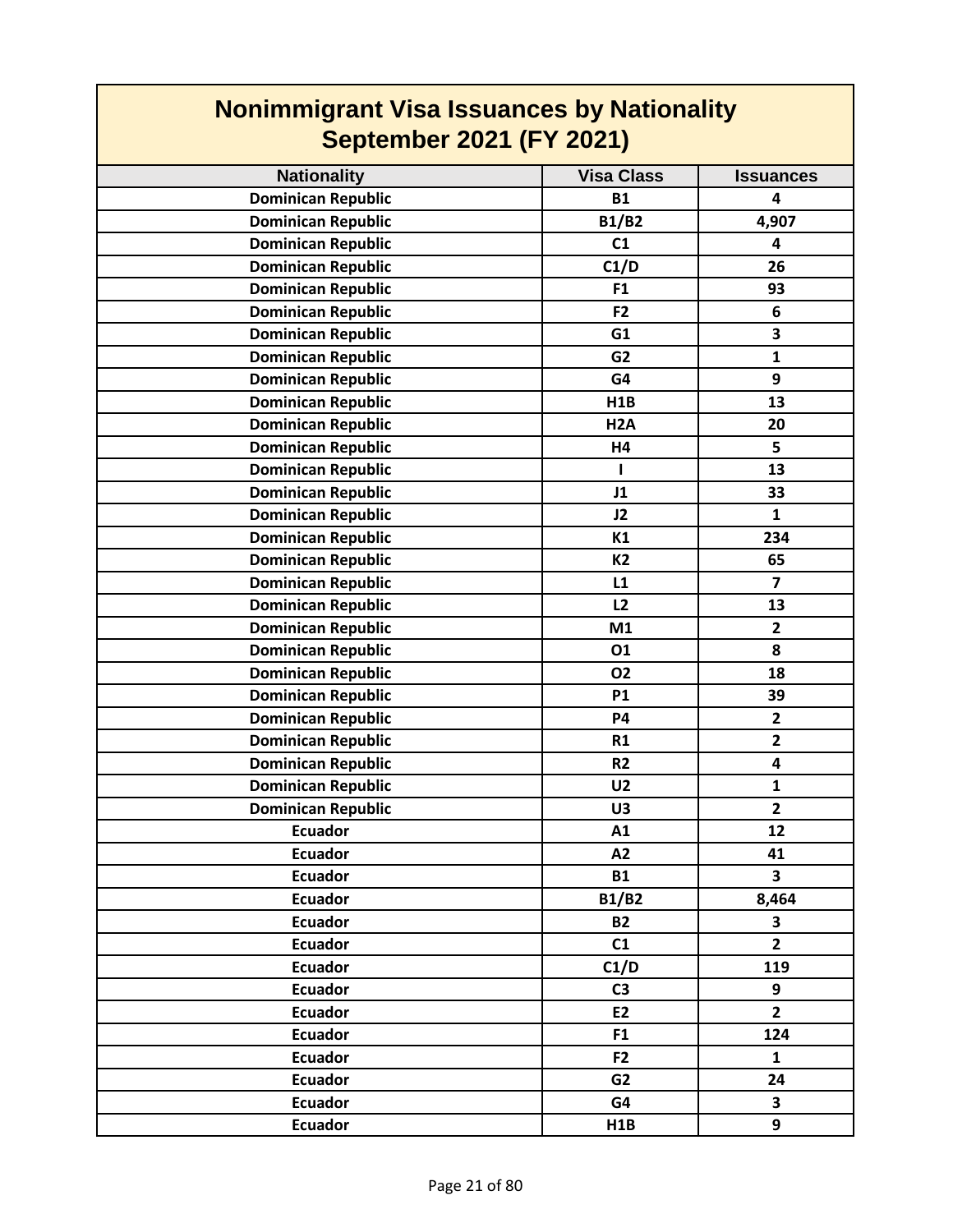# Nonimmigrant Visa Issuances by Nationality
## September 2021 (FY 2021)

| Nationality | Visa Class | Issuances |
|---|---|---|
| Dominican Republic | B1 | 4 |
| Dominican Republic | B1/B2 | 4,907 |
| Dominican Republic | C1 | 4 |
| Dominican Republic | C1/D | 26 |
| Dominican Republic | F1 | 93 |
| Dominican Republic | F2 | 6 |
| Dominican Republic | G1 | 3 |
| Dominican Republic | G2 | 1 |
| Dominican Republic | G4 | 9 |
| Dominican Republic | H1B | 13 |
| Dominican Republic | H2A | 20 |
| Dominican Republic | H4 | 5 |
| Dominican Republic | I | 13 |
| Dominican Republic | J1 | 33 |
| Dominican Republic | J2 | 1 |
| Dominican Republic | K1 | 234 |
| Dominican Republic | K2 | 65 |
| Dominican Republic | L1 | 7 |
| Dominican Republic | L2 | 13 |
| Dominican Republic | M1 | 2 |
| Dominican Republic | O1 | 8 |
| Dominican Republic | O2 | 18 |
| Dominican Republic | P1 | 39 |
| Dominican Republic | P4 | 2 |
| Dominican Republic | R1 | 2 |
| Dominican Republic | R2 | 4 |
| Dominican Republic | U2 | 1 |
| Dominican Republic | U3 | 2 |
| Ecuador | A1 | 12 |
| Ecuador | A2 | 41 |
| Ecuador | B1 | 3 |
| Ecuador | B1/B2 | 8,464 |
| Ecuador | B2 | 3 |
| Ecuador | C1 | 2 |
| Ecuador | C1/D | 119 |
| Ecuador | C3 | 9 |
| Ecuador | E2 | 2 |
| Ecuador | F1 | 124 |
| Ecuador | F2 | 1 |
| Ecuador | G2 | 24 |
| Ecuador | G4 | 3 |
| Ecuador | H1B | 9 |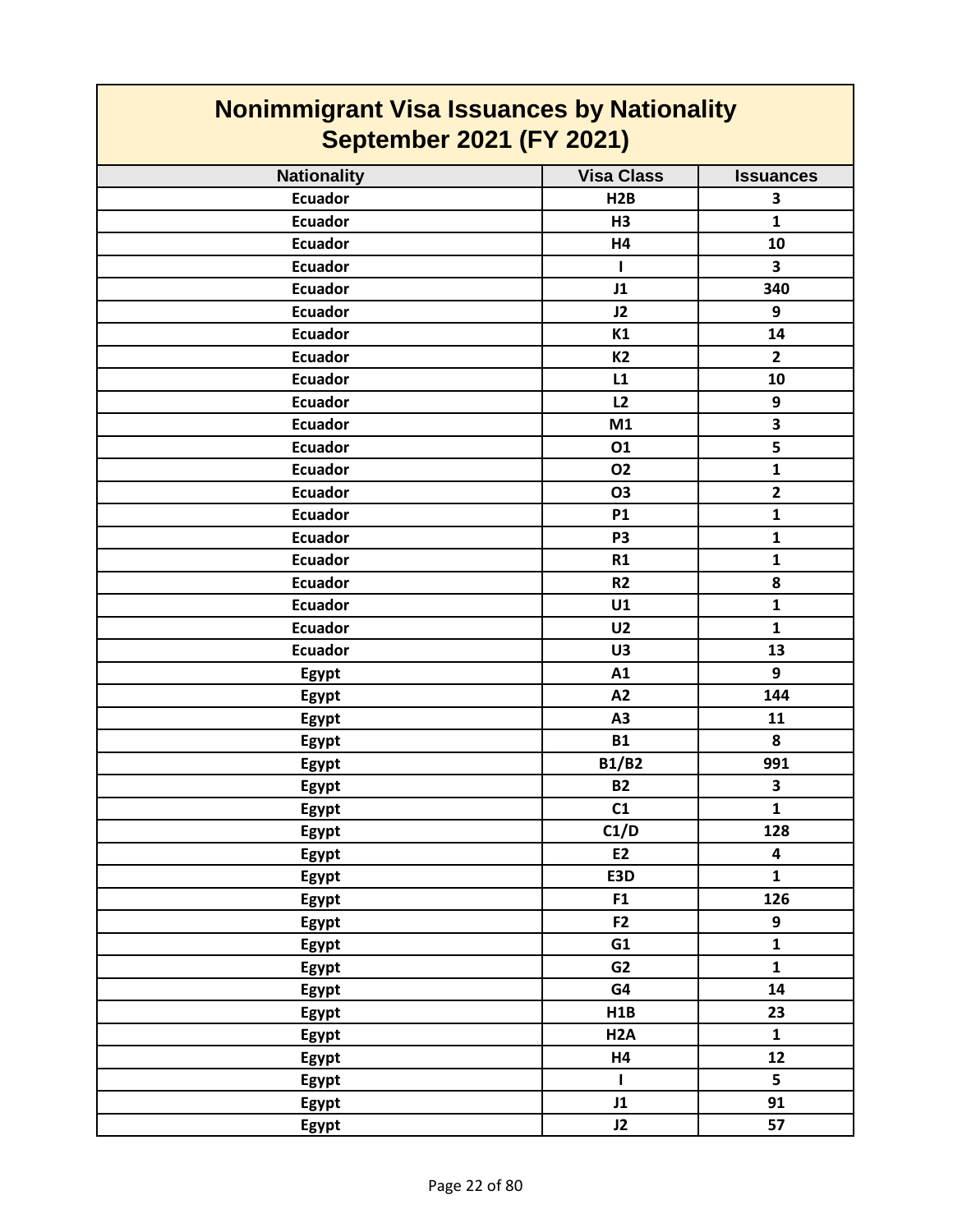# Nonimmigrant Visa Issuances by Nationality
## September 2021 (FY 2021)

| Nationality | Visa Class | Issuances |
|---|---|---|
| Ecuador | H2B | 3 |
| Ecuador | H3 | 1 |
| Ecuador | H4 | 10 |
| Ecuador | I | 3 |
| Ecuador | J1 | 340 |
| Ecuador | J2 | 9 |
| Ecuador | K1 | 14 |
| Ecuador | K2 | 2 |
| Ecuador | L1 | 10 |
| Ecuador | L2 | 9 |
| Ecuador | M1 | 3 |
| Ecuador | O1 | 5 |
| Ecuador | O2 | 1 |
| Ecuador | O3 | 2 |
| Ecuador | P1 | 1 |
| Ecuador | P3 | 1 |
| Ecuador | R1 | 1 |
| Ecuador | R2 | 8 |
| Ecuador | U1 | 1 |
| Ecuador | U2 | 1 |
| Ecuador | U3 | 13 |
| Egypt | A1 | 9 |
| Egypt | A2 | 144 |
| Egypt | A3 | 11 |
| Egypt | B1 | 8 |
| Egypt | B1/B2 | 991 |
| Egypt | B2 | 3 |
| Egypt | C1 | 1 |
| Egypt | C1/D | 128 |
| Egypt | E2 | 4 |
| Egypt | E3D | 1 |
| Egypt | F1 | 126 |
| Egypt | F2 | 9 |
| Egypt | G1 | 1 |
| Egypt | G2 | 1 |
| Egypt | G4 | 14 |
| Egypt | H1B | 23 |
| Egypt | H2A | 1 |
| Egypt | H4 | 12 |
| Egypt | I | 5 |
| Egypt | J1 | 91 |
| Egypt | J2 | 57 |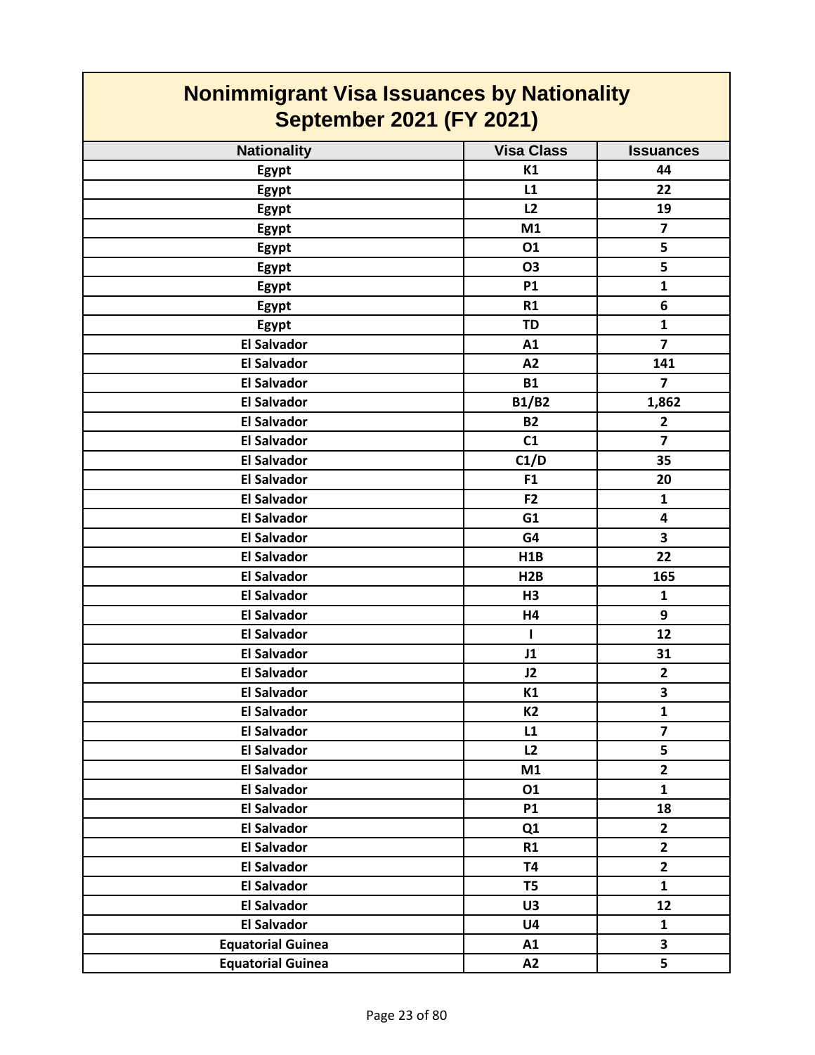# Nonimmigrant Visa Issuances by Nationality
## September 2021 (FY 2021)

| Nationality | Visa Class | Issuances |
|---|---|---|
| Egypt | K1 | 44 |
| Egypt | L1 | 22 |
| Egypt | L2 | 19 |
| Egypt | M1 | 7 |
| Egypt | O1 | 5 |
| Egypt | O3 | 5 |
| Egypt | P1 | 1 |
| Egypt | R1 | 6 |
| Egypt | TD | 1 |
| El Salvador | A1 | 7 |
| El Salvador | A2 | 141 |
| El Salvador | B1 | 7 |
| El Salvador | B1/B2 | 1,862 |
| El Salvador | B2 | 2 |
| El Salvador | C1 | 7 |
| El Salvador | C1/D | 35 |
| El Salvador | F1 | 20 |
| El Salvador | F2 | 1 |
| El Salvador | G1 | 4 |
| El Salvador | G4 | 3 |
| El Salvador | H1B | 22 |
| El Salvador | H2B | 165 |
| El Salvador | H3 | 1 |
| El Salvador | H4 | 9 |
| El Salvador | I | 12 |
| El Salvador | J1 | 31 |
| El Salvador | J2 | 2 |
| El Salvador | K1 | 3 |
| El Salvador | K2 | 1 |
| El Salvador | L1 | 7 |
| El Salvador | L2 | 5 |
| El Salvador | M1 | 2 |
| El Salvador | O1 | 1 |
| El Salvador | P1 | 18 |
| El Salvador | Q1 | 2 |
| El Salvador | R1 | 2 |
| El Salvador | T4 | 2 |
| El Salvador | T5 | 1 |
| El Salvador | U3 | 12 |
| El Salvador | U4 | 1 |
| Equatorial Guinea | A1 | 3 |
| Equatorial Guinea | A2 | 5 |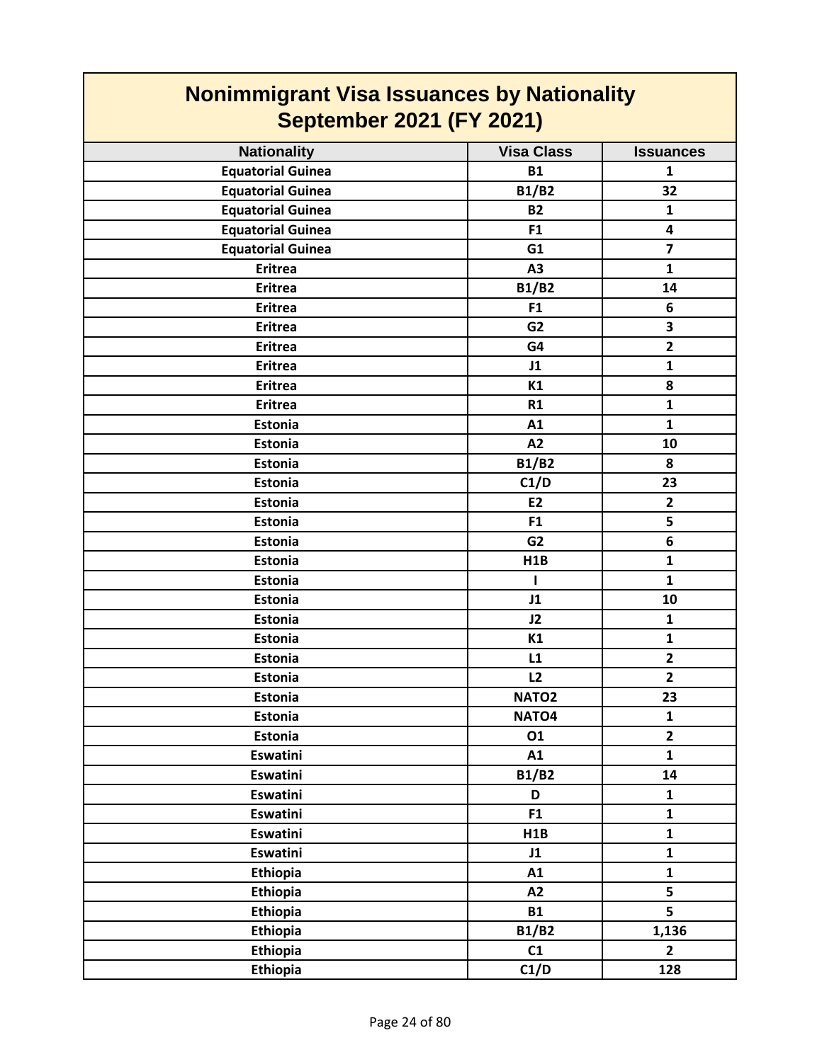# Nonimmigrant Visa Issuances by Nationality
## September 2021 (FY 2021)

| Nationality | Visa Class | Issuances |
|---|---|---|
| Equatorial Guinea | B1 | 1 |
| Equatorial Guinea | B1/B2 | 32 |
| Equatorial Guinea | B2 | 1 |
| Equatorial Guinea | F1 | 4 |
| Equatorial Guinea | G1 | 7 |
| Eritrea | A3 | 1 |
| Eritrea | B1/B2 | 14 |
| Eritrea | F1 | 6 |
| Eritrea | G2 | 3 |
| Eritrea | G4 | 2 |
| Eritrea | J1 | 1 |
| Eritrea | K1 | 8 |
| Eritrea | R1 | 1 |
| Estonia | A1 | 1 |
| Estonia | A2 | 10 |
| Estonia | B1/B2 | 8 |
| Estonia | C1/D | 23 |
| Estonia | E2 | 2 |
| Estonia | F1 | 5 |
| Estonia | G2 | 6 |
| Estonia | H1B | 1 |
| Estonia | I | 1 |
| Estonia | J1 | 10 |
| Estonia | J2 | 1 |
| Estonia | K1 | 1 |
| Estonia | L1 | 2 |
| Estonia | L2 | 2 |
| Estonia | NATO2 | 23 |
| Estonia | NATO4 | 1 |
| Estonia | O1 | 2 |
| Eswatini | A1 | 1 |
| Eswatini | B1/B2 | 14 |
| Eswatini | D | 1 |
| Eswatini | F1 | 1 |
| Eswatini | H1B | 1 |
| Eswatini | J1 | 1 |
| Ethiopia | A1 | 1 |
| Ethiopia | A2 | 5 |
| Ethiopia | B1 | 5 |
| Ethiopia | B1/B2 | 1,136 |
| Ethiopia | C1 | 2 |
| Ethiopia | C1/D | 128 |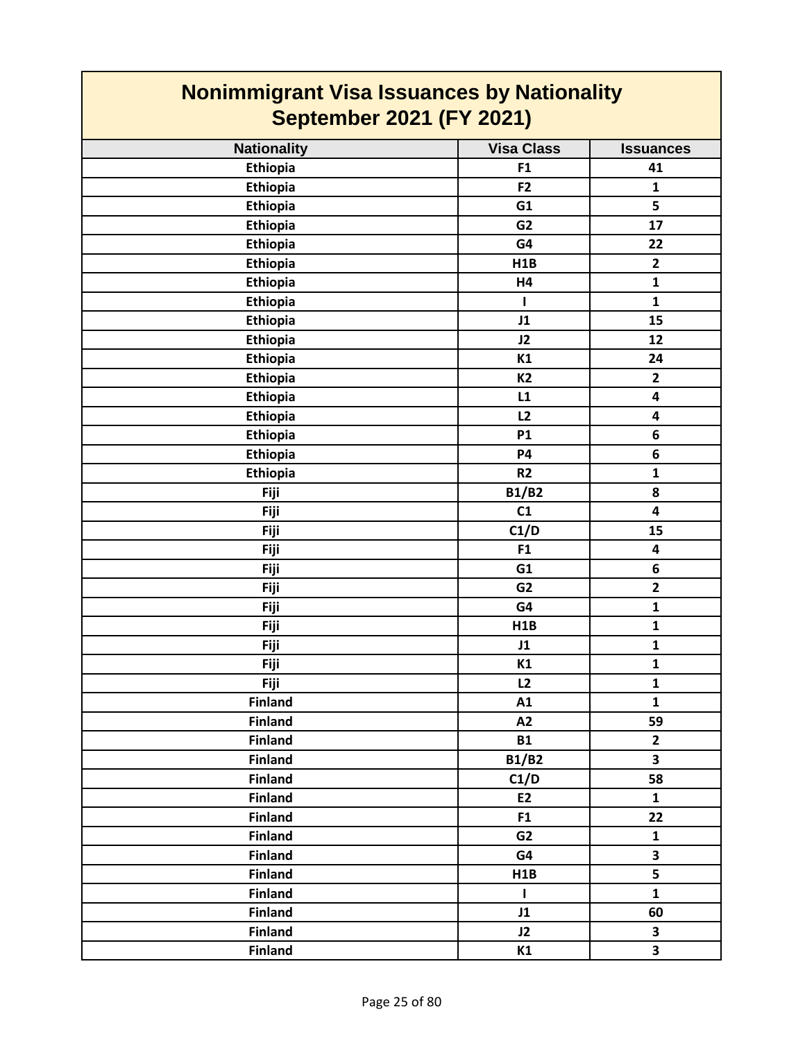# Nonimmigrant Visa Issuances by Nationality
## September 2021 (FY 2021)

| Nationality | Visa Class | Issuances |
|---|---|---|
| Ethiopia | F1 | 41 |
| Ethiopia | F2 | 1 |
| Ethiopia | G1 | 5 |
| Ethiopia | G2 | 17 |
| Ethiopia | G4 | 22 |
| Ethiopia | H1B | 2 |
| Ethiopia | H4 | 1 |
| Ethiopia | I | 1 |
| Ethiopia | J1 | 15 |
| Ethiopia | J2 | 12 |
| Ethiopia | K1 | 24 |
| Ethiopia | K2 | 2 |
| Ethiopia | L1 | 4 |
| Ethiopia | L2 | 4 |
| Ethiopia | P1 | 6 |
| Ethiopia | P4 | 6 |
| Ethiopia | R2 | 1 |
| Fiji | B1/B2 | 8 |
| Fiji | C1 | 4 |
| Fiji | C1/D | 15 |
| Fiji | F1 | 4 |
| Fiji | G1 | 6 |
| Fiji | G2 | 2 |
| Fiji | G4 | 1 |
| Fiji | H1B | 1 |
| Fiji | J1 | 1 |
| Fiji | K1 | 1 |
| Fiji | L2 | 1 |
| Finland | A1 | 1 |
| Finland | A2 | 59 |
| Finland | B1 | 2 |
| Finland | B1/B2 | 3 |
| Finland | C1/D | 58 |
| Finland | E2 | 1 |
| Finland | F1 | 22 |
| Finland | G2 | 1 |
| Finland | G4 | 3 |
| Finland | H1B | 5 |
| Finland | I | 1 |
| Finland | J1 | 60 |
| Finland | J2 | 3 |
| Finland | K1 | 3 |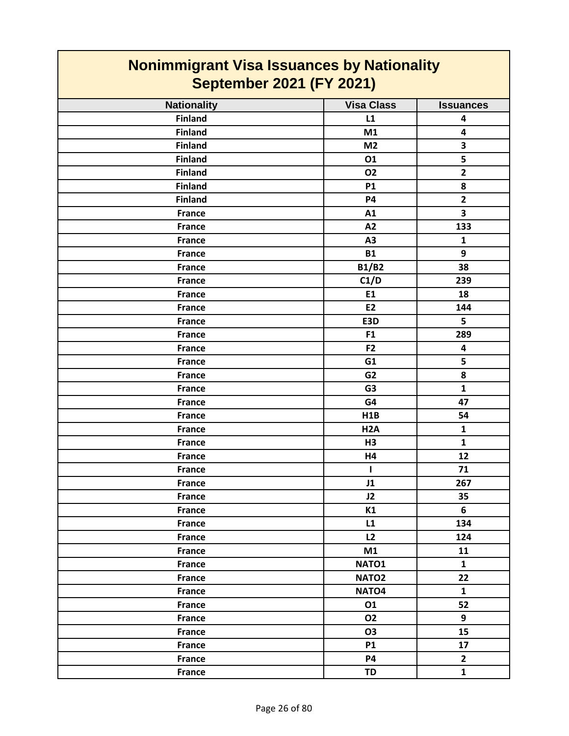# Nonimmigrant Visa Issuances by Nationality
## September 2021 (FY 2021)

| Nationality | Visa Class | Issuances |
|---|---|---|
| Finland | L1 | 4 |
| Finland | M1 | 4 |
| Finland | M2 | 3 |
| Finland | O1 | 5 |
| Finland | O2 | 2 |
| Finland | P1 | 8 |
| Finland | P4 | 2 |
| France | A1 | 3 |
| France | A2 | 133 |
| France | A3 | 1 |
| France | B1 | 9 |
| France | B1/B2 | 38 |
| France | C1/D | 239 |
| France | E1 | 18 |
| France | E2 | 144 |
| France | E3D | 5 |
| France | F1 | 289 |
| France | F2 | 4 |
| France | G1 | 5 |
| France | G2 | 8 |
| France | G3 | 1 |
| France | G4 | 47 |
| France | H1B | 54 |
| France | H2A | 1 |
| France | H3 | 1 |
| France | H4 | 12 |
| France | I | 71 |
| France | J1 | 267 |
| France | J2 | 35 |
| France | K1 | 6 |
| France | L1 | 134 |
| France | L2 | 124 |
| France | M1 | 11 |
| France | NATO1 | 1 |
| France | NATO2 | 22 |
| France | NATO4 | 1 |
| France | O1 | 52 |
| France | O2 | 9 |
| France | O3 | 15 |
| France | P1 | 17 |
| France | P4 | 2 |
| France | TD | 1 |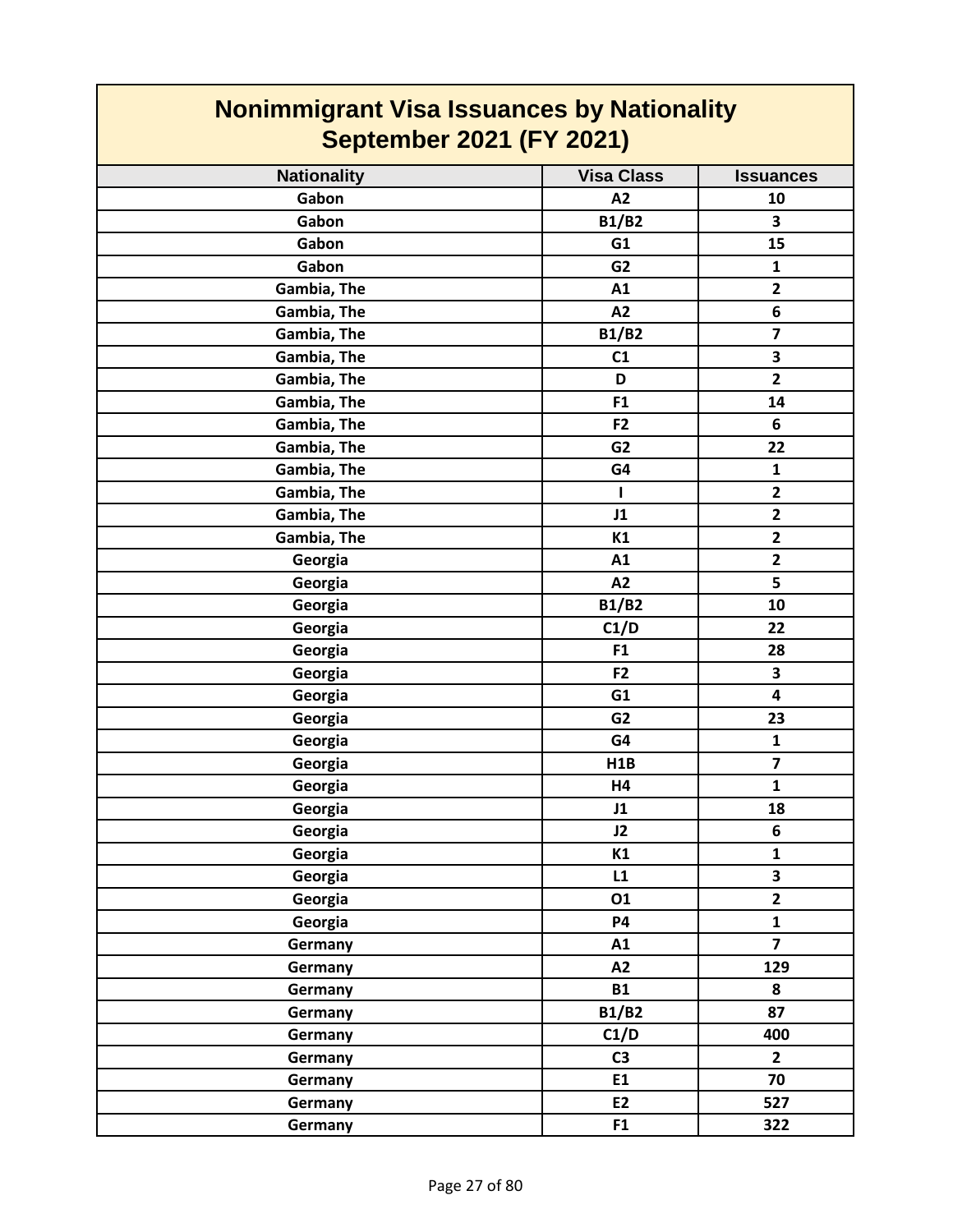# Nonimmigrant Visa Issuances by Nationality September 2021 (FY 2021)

| Nationality | Visa Class | Issuances |
|---|---|---|
| Gabon | A2 | 10 |
| Gabon | B1/B2 | 3 |
| Gabon | G1 | 15 |
| Gabon | G2 | 1 |
| Gambia, The | A1 | 2 |
| Gambia, The | A2 | 6 |
| Gambia, The | B1/B2 | 7 |
| Gambia, The | C1 | 3 |
| Gambia, The | D | 2 |
| Gambia, The | F1 | 14 |
| Gambia, The | F2 | 6 |
| Gambia, The | G2 | 22 |
| Gambia, The | G4 | 1 |
| Gambia, The | I | 2 |
| Gambia, The | J1 | 2 |
| Gambia, The | K1 | 2 |
| Georgia | A1 | 2 |
| Georgia | A2 | 5 |
| Georgia | B1/B2 | 10 |
| Georgia | C1/D | 22 |
| Georgia | F1 | 28 |
| Georgia | F2 | 3 |
| Georgia | G1 | 4 |
| Georgia | G2 | 23 |
| Georgia | G4 | 1 |
| Georgia | H1B | 7 |
| Georgia | H4 | 1 |
| Georgia | J1 | 18 |
| Georgia | J2 | 6 |
| Georgia | K1 | 1 |
| Georgia | L1 | 3 |
| Georgia | O1 | 2 |
| Georgia | P4 | 1 |
| Germany | A1 | 7 |
| Germany | A2 | 129 |
| Germany | B1 | 8 |
| Germany | B1/B2 | 87 |
| Germany | C1/D | 400 |
| Germany | C3 | 2 |
| Germany | E1 | 70 |
| Germany | E2 | 527 |
| Germany | F1 | 322 |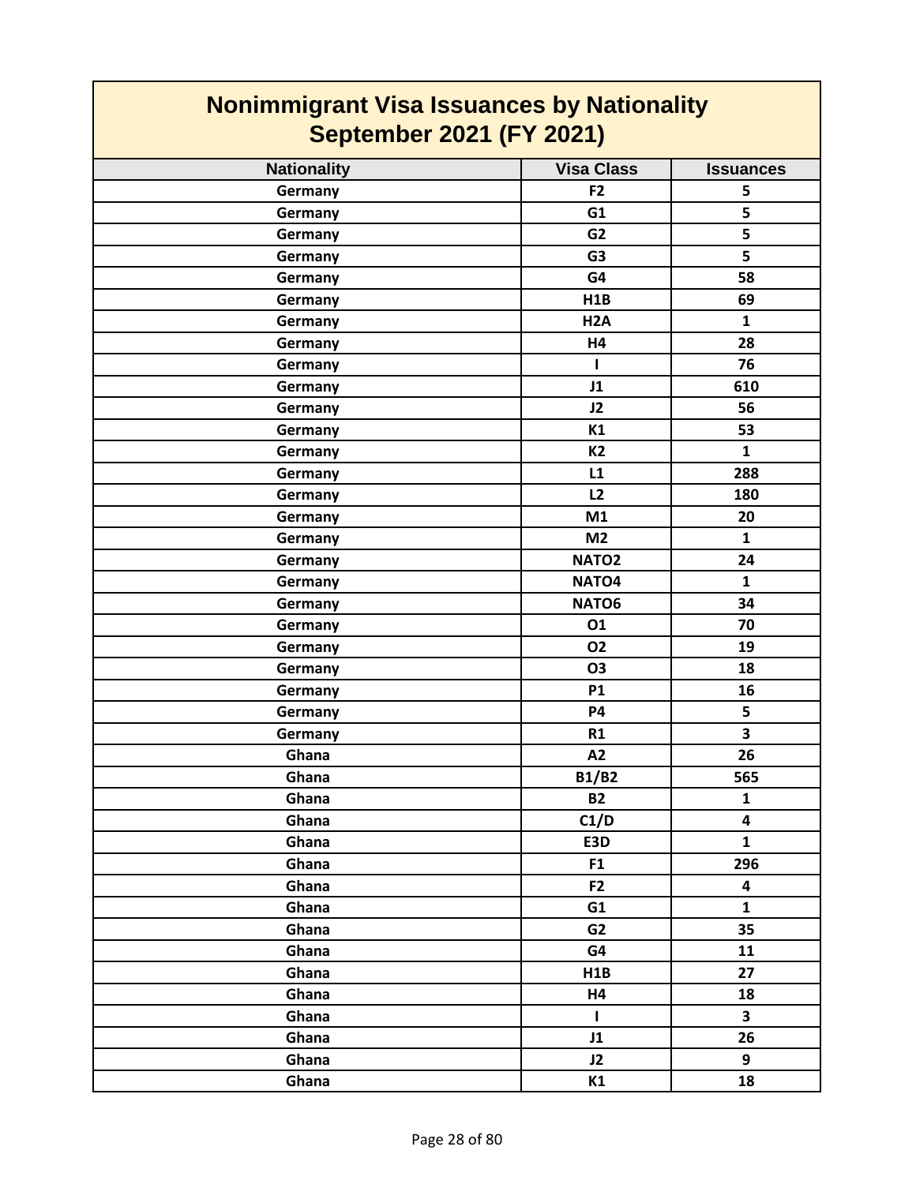# Nonimmigrant Visa Issuances by Nationality
## September 2021 (FY 2021)

| Nationality | Visa Class | Issuances |
|---|---|---|
| Germany | F2 | 5 |
| Germany | G1 | 5 |
| Germany | G2 | 5 |
| Germany | G3 | 5 |
| Germany | G4 | 58 |
| Germany | H1B | 69 |
| Germany | H2A | 1 |
| Germany | H4 | 28 |
| Germany | I | 76 |
| Germany | J1 | 610 |
| Germany | J2 | 56 |
| Germany | K1 | 53 |
| Germany | K2 | 1 |
| Germany | L1 | 288 |
| Germany | L2 | 180 |
| Germany | M1 | 20 |
| Germany | M2 | 1 |
| Germany | NATO2 | 24 |
| Germany | NATO4 | 1 |
| Germany | NATO6 | 34 |
| Germany | O1 | 70 |
| Germany | O2 | 19 |
| Germany | O3 | 18 |
| Germany | P1 | 16 |
| Germany | P4 | 5 |
| Germany | R1 | 3 |
| Ghana | A2 | 26 |
| Ghana | B1/B2 | 565 |
| Ghana | B2 | 1 |
| Ghana | C1/D | 4 |
| Ghana | E3D | 1 |
| Ghana | F1 | 296 |
| Ghana | F2 | 4 |
| Ghana | G1 | 1 |
| Ghana | G2 | 35 |
| Ghana | G4 | 11 |
| Ghana | H1B | 27 |
| Ghana | H4 | 18 |
| Ghana | I | 3 |
| Ghana | J1 | 26 |
| Ghana | J2 | 9 |
| Ghana | K1 | 18 |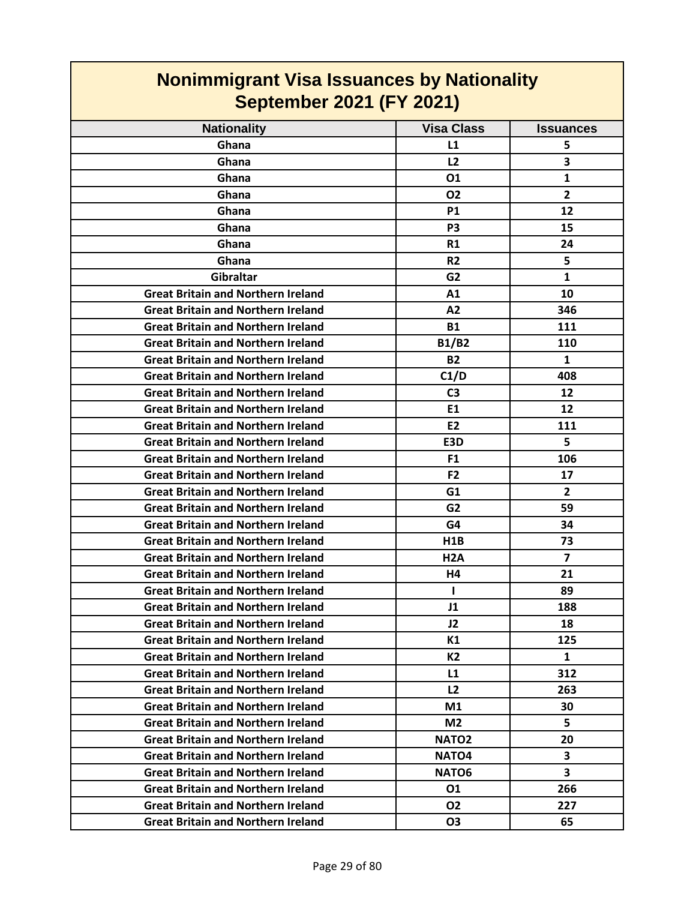# Nonimmigrant Visa Issuances by Nationality
## September 2021 (FY 2021)

| Nationality | Visa Class | Issuances |
|---|---|---|
| Ghana | L1 | 5 |
| Ghana | L2 | 3 |
| Ghana | O1 | 1 |
| Ghana | O2 | 2 |
| Ghana | P1 | 12 |
| Ghana | P3 | 15 |
| Ghana | R1 | 24 |
| Ghana | R2 | 5 |
| Gibraltar | G2 | 1 |
| Great Britain and Northern Ireland | A1 | 10 |
| Great Britain and Northern Ireland | A2 | 346 |
| Great Britain and Northern Ireland | B1 | 111 |
| Great Britain and Northern Ireland | B1/B2 | 110 |
| Great Britain and Northern Ireland | B2 | 1 |
| Great Britain and Northern Ireland | C1/D | 408 |
| Great Britain and Northern Ireland | C3 | 12 |
| Great Britain and Northern Ireland | E1 | 12 |
| Great Britain and Northern Ireland | E2 | 111 |
| Great Britain and Northern Ireland | E3D | 5 |
| Great Britain and Northern Ireland | F1 | 106 |
| Great Britain and Northern Ireland | F2 | 17 |
| Great Britain and Northern Ireland | G1 | 2 |
| Great Britain and Northern Ireland | G2 | 59 |
| Great Britain and Northern Ireland | G4 | 34 |
| Great Britain and Northern Ireland | H1B | 73 |
| Great Britain and Northern Ireland | H2A | 7 |
| Great Britain and Northern Ireland | H4 | 21 |
| Great Britain and Northern Ireland | I | 89 |
| Great Britain and Northern Ireland | J1 | 188 |
| Great Britain and Northern Ireland | J2 | 18 |
| Great Britain and Northern Ireland | K1 | 125 |
| Great Britain and Northern Ireland | K2 | 1 |
| Great Britain and Northern Ireland | L1 | 312 |
| Great Britain and Northern Ireland | L2 | 263 |
| Great Britain and Northern Ireland | M1 | 30 |
| Great Britain and Northern Ireland | M2 | 5 |
| Great Britain and Northern Ireland | NATO2 | 20 |
| Great Britain and Northern Ireland | NATO4 | 3 |
| Great Britain and Northern Ireland | NATO6 | 3 |
| Great Britain and Northern Ireland | O1 | 266 |
| Great Britain and Northern Ireland | O2 | 227 |
| Great Britain and Northern Ireland | O3 | 65 |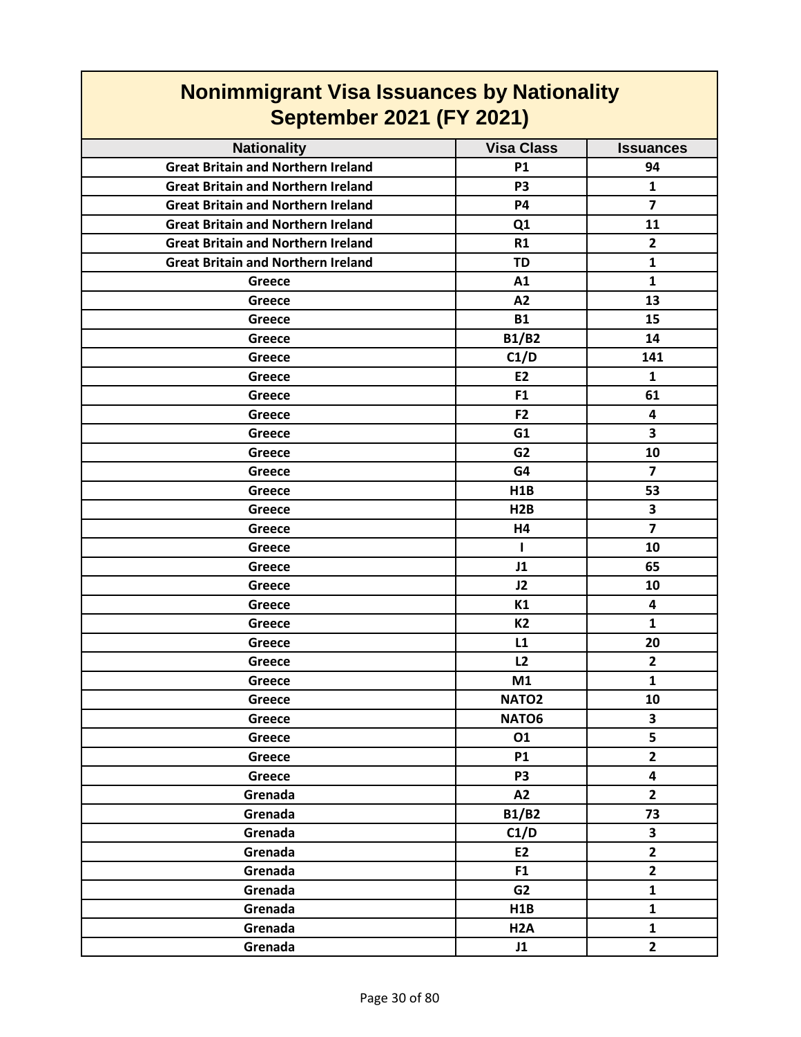# Nonimmigrant Visa Issuances by Nationality
## September 2021 (FY 2021)

| Nationality | Visa Class | Issuances |
|---|---|---|
| Great Britain and Northern Ireland | P1 | 94 |
| Great Britain and Northern Ireland | P3 | 1 |
| Great Britain and Northern Ireland | P4 | 7 |
| Great Britain and Northern Ireland | Q1 | 11 |
| Great Britain and Northern Ireland | R1 | 2 |
| Great Britain and Northern Ireland | TD | 1 |
| Greece | A1 | 1 |
| Greece | A2 | 13 |
| Greece | B1 | 15 |
| Greece | B1/B2 | 14 |
| Greece | C1/D | 141 |
| Greece | E2 | 1 |
| Greece | F1 | 61 |
| Greece | F2 | 4 |
| Greece | G1 | 3 |
| Greece | G2 | 10 |
| Greece | G4 | 7 |
| Greece | H1B | 53 |
| Greece | H2B | 3 |
| Greece | H4 | 7 |
| Greece | I | 10 |
| Greece | J1 | 65 |
| Greece | J2 | 10 |
| Greece | K1 | 4 |
| Greece | K2 | 1 |
| Greece | L1 | 20 |
| Greece | L2 | 2 |
| Greece | M1 | 1 |
| Greece | NATO2 | 10 |
| Greece | NATO6 | 3 |
| Greece | O1 | 5 |
| Greece | P1 | 2 |
| Greece | P3 | 4 |
| Grenada | A2 | 2 |
| Grenada | B1/B2 | 73 |
| Grenada | C1/D | 3 |
| Grenada | E2 | 2 |
| Grenada | F1 | 2 |
| Grenada | G2 | 1 |
| Grenada | H1B | 1 |
| Grenada | H2A | 1 |
| Grenada | J1 | 2 |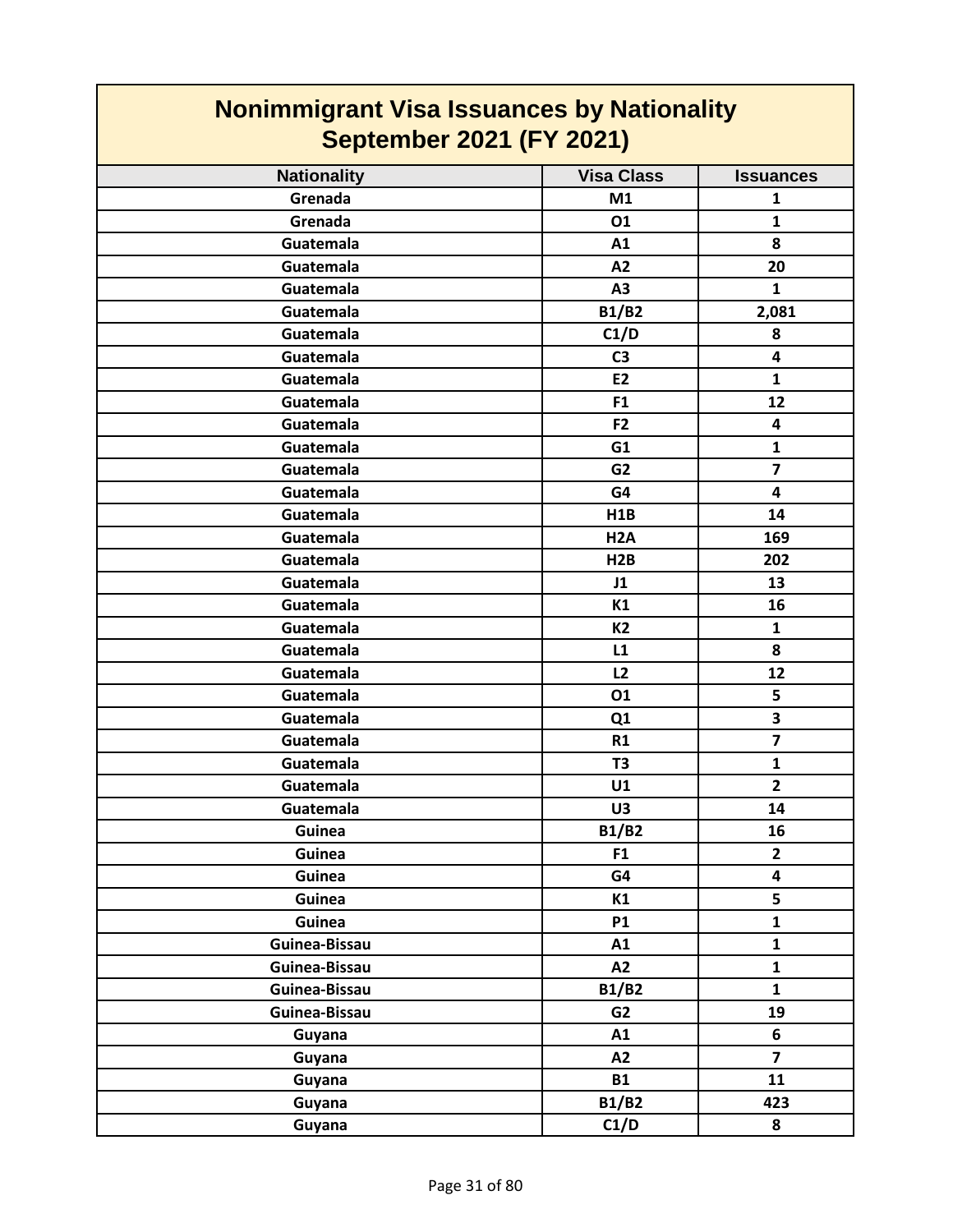# Nonimmigrant Visa Issuances by Nationality
## September 2021 (FY 2021)

| Nationality | Visa Class | Issuances |
|---|---|---|
| Grenada | M1 | 1 |
| Grenada | O1 | 1 |
| Guatemala | A1 | 8 |
| Guatemala | A2 | 20 |
| Guatemala | A3 | 1 |
| Guatemala | B1/B2 | 2,081 |
| Guatemala | C1/D | 8 |
| Guatemala | C3 | 4 |
| Guatemala | E2 | 1 |
| Guatemala | F1 | 12 |
| Guatemala | F2 | 4 |
| Guatemala | G1 | 1 |
| Guatemala | G2 | 7 |
| Guatemala | G4 | 4 |
| Guatemala | H1B | 14 |
| Guatemala | H2A | 169 |
| Guatemala | H2B | 202 |
| Guatemala | J1 | 13 |
| Guatemala | K1 | 16 |
| Guatemala | K2 | 1 |
| Guatemala | L1 | 8 |
| Guatemala | L2 | 12 |
| Guatemala | O1 | 5 |
| Guatemala | Q1 | 3 |
| Guatemala | R1 | 7 |
| Guatemala | T3 | 1 |
| Guatemala | U1 | 2 |
| Guatemala | U3 | 14 |
| Guinea | B1/B2 | 16 |
| Guinea | F1 | 2 |
| Guinea | G4 | 4 |
| Guinea | K1 | 5 |
| Guinea | P1 | 1 |
| Guinea-Bissau | A1 | 1 |
| Guinea-Bissau | A2 | 1 |
| Guinea-Bissau | B1/B2 | 1 |
| Guinea-Bissau | G2 | 19 |
| Guyana | A1 | 6 |
| Guyana | A2 | 7 |
| Guyana | B1 | 11 |
| Guyana | B1/B2 | 423 |
| Guyana | C1/D | 8 |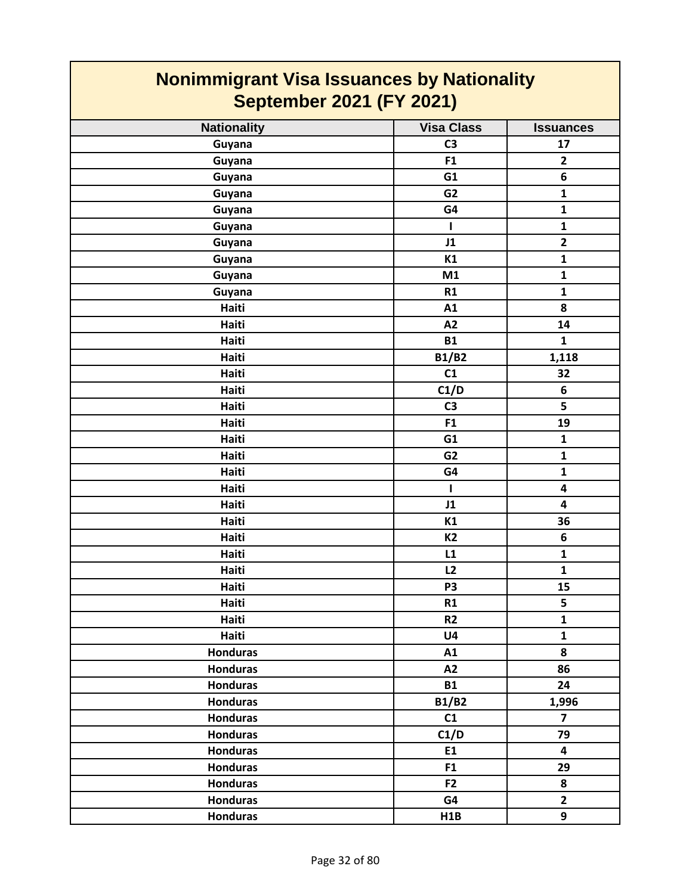# Nonimmigrant Visa Issuances by Nationality
## September 2021 (FY 2021)

| Nationality | Visa Class | Issuances |
|---|---|---|
| Guyana | C3 | 17 |
| Guyana | F1 | 2 |
| Guyana | G1 | 6 |
| Guyana | G2 | 1 |
| Guyana | G4 | 1 |
| Guyana | I | 1 |
| Guyana | J1 | 2 |
| Guyana | K1 | 1 |
| Guyana | M1 | 1 |
| Guyana | R1 | 1 |
| Haiti | A1 | 8 |
| Haiti | A2 | 14 |
| Haiti | B1 | 1 |
| Haiti | B1/B2 | 1,118 |
| Haiti | C1 | 32 |
| Haiti | C1/D | 6 |
| Haiti | C3 | 5 |
| Haiti | F1 | 19 |
| Haiti | G1 | 1 |
| Haiti | G2 | 1 |
| Haiti | G4 | 1 |
| Haiti | I | 4 |
| Haiti | J1 | 4 |
| Haiti | K1 | 36 |
| Haiti | K2 | 6 |
| Haiti | L1 | 1 |
| Haiti | L2 | 1 |
| Haiti | P3 | 15 |
| Haiti | R1 | 5 |
| Haiti | R2 | 1 |
| Haiti | U4 | 1 |
| Honduras | A1 | 8 |
| Honduras | A2 | 86 |
| Honduras | B1 | 24 |
| Honduras | B1/B2 | 1,996 |
| Honduras | C1 | 7 |
| Honduras | C1/D | 79 |
| Honduras | E1 | 4 |
| Honduras | F1 | 29 |
| Honduras | F2 | 8 |
| Honduras | G4 | 2 |
| Honduras | H1B | 9 |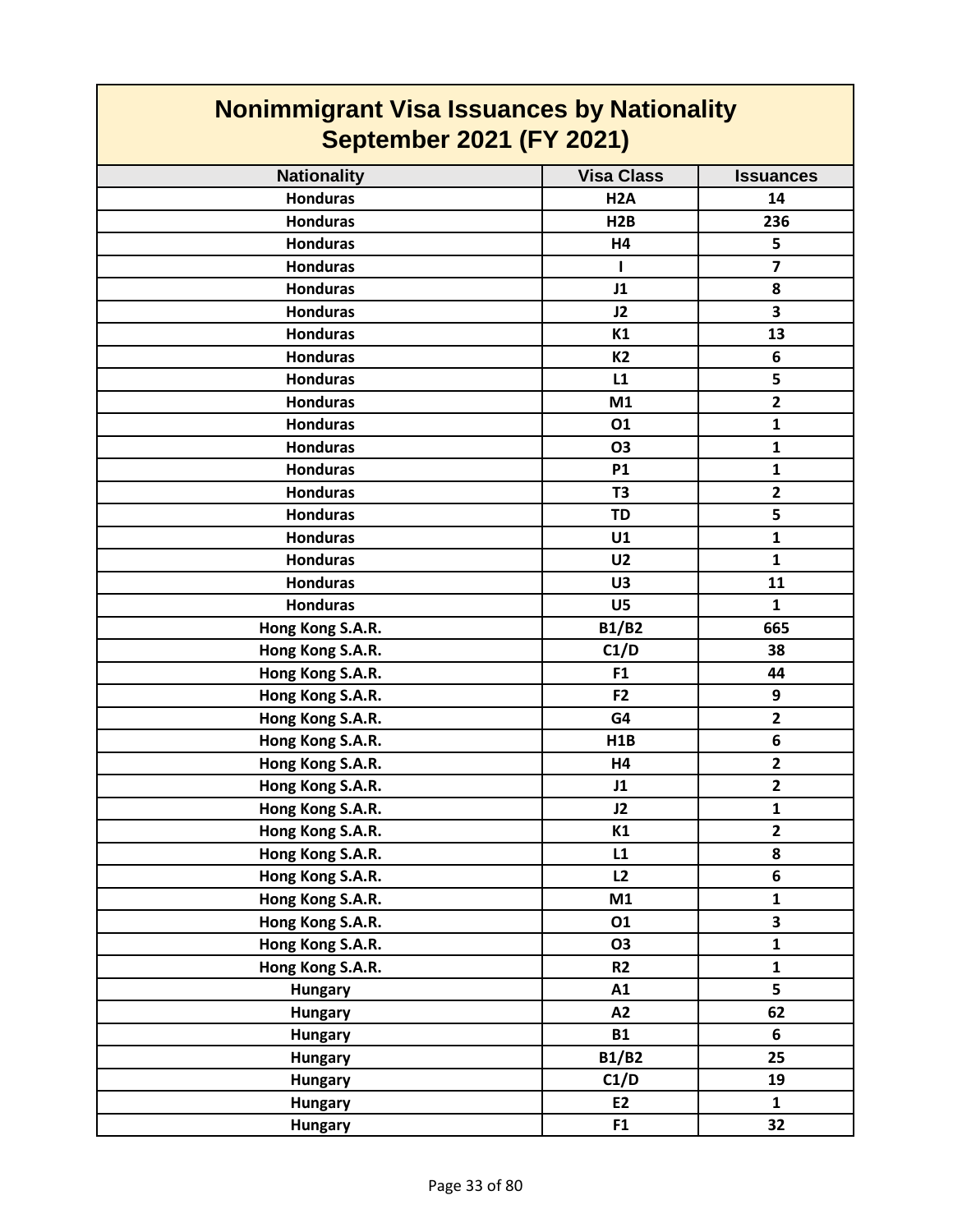# Nonimmigrant Visa Issuances by Nationality
## September 2021 (FY 2021)

| Nationality | Visa Class | Issuances |
|---|---|---|
| Honduras | H2A | 14 |
| Honduras | H2B | 236 |
| Honduras | H4 | 5 |
| Honduras | I | 7 |
| Honduras | J1 | 8 |
| Honduras | J2 | 3 |
| Honduras | K1 | 13 |
| Honduras | K2 | 6 |
| Honduras | L1 | 5 |
| Honduras | M1 | 2 |
| Honduras | O1 | 1 |
| Honduras | O3 | 1 |
| Honduras | P1 | 1 |
| Honduras | T3 | 2 |
| Honduras | TD | 5 |
| Honduras | U1 | 1 |
| Honduras | U2 | 1 |
| Honduras | U3 | 11 |
| Honduras | U5 | 1 |
| Hong Kong S.A.R. | B1/B2 | 665 |
| Hong Kong S.A.R. | C1/D | 38 |
| Hong Kong S.A.R. | F1 | 44 |
| Hong Kong S.A.R. | F2 | 9 |
| Hong Kong S.A.R. | G4 | 2 |
| Hong Kong S.A.R. | H1B | 6 |
| Hong Kong S.A.R. | H4 | 2 |
| Hong Kong S.A.R. | J1 | 2 |
| Hong Kong S.A.R. | J2 | 1 |
| Hong Kong S.A.R. | K1 | 2 |
| Hong Kong S.A.R. | L1 | 8 |
| Hong Kong S.A.R. | L2 | 6 |
| Hong Kong S.A.R. | M1 | 1 |
| Hong Kong S.A.R. | O1 | 3 |
| Hong Kong S.A.R. | O3 | 1 |
| Hong Kong S.A.R. | R2 | 1 |
| Hungary | A1 | 5 |
| Hungary | A2 | 62 |
| Hungary | B1 | 6 |
| Hungary | B1/B2 | 25 |
| Hungary | C1/D | 19 |
| Hungary | E2 | 1 |
| Hungary | F1 | 32 |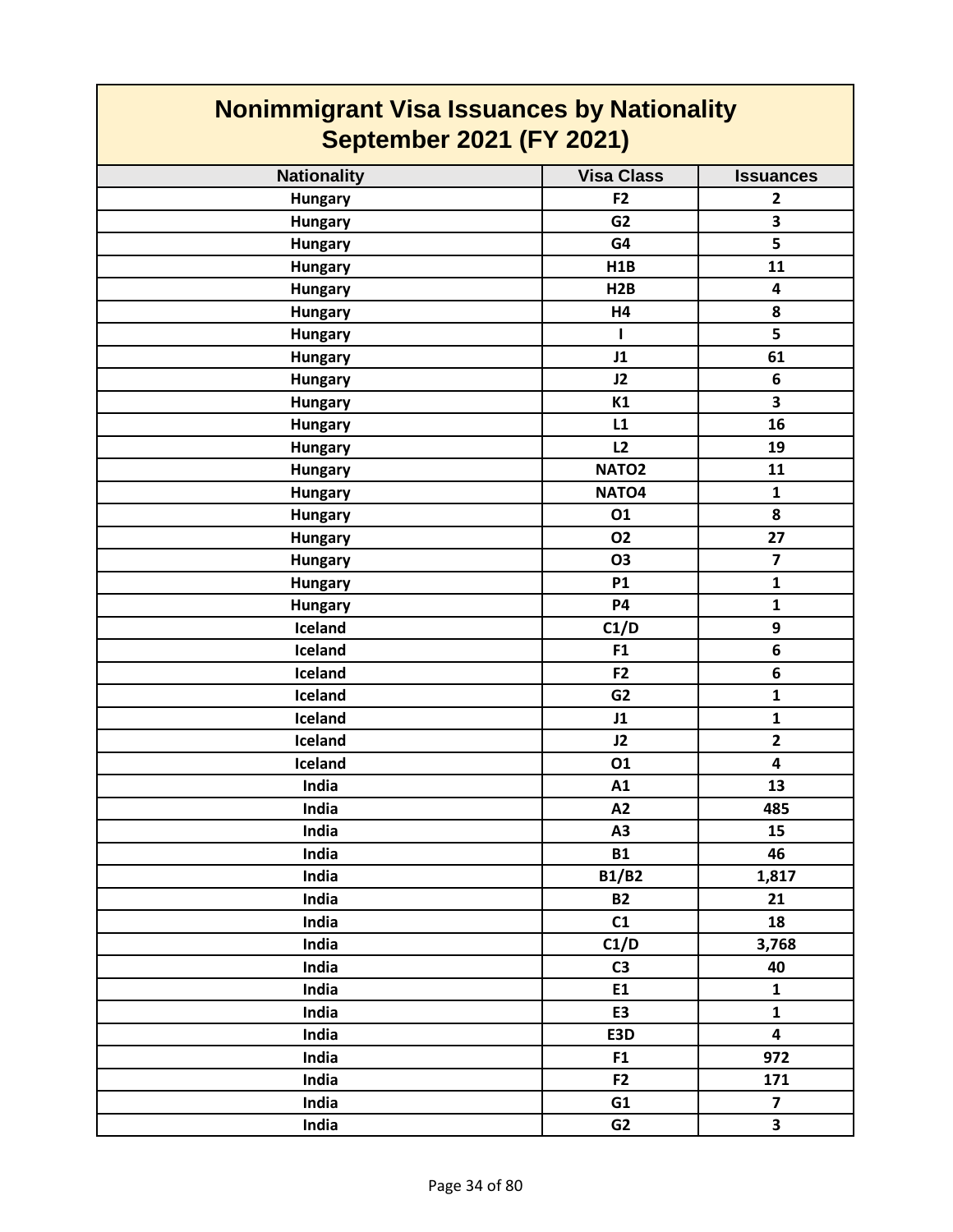# Nonimmigrant Visa Issuances by Nationality
## September 2021 (FY 2021)

| Nationality | Visa Class | Issuances |
|---|---|---|
| Hungary | F2 | 2 |
| Hungary | G2 | 3 |
| Hungary | G4 | 5 |
| Hungary | H1B | 11 |
| Hungary | H2B | 4 |
| Hungary | H4 | 8 |
| Hungary | I | 5 |
| Hungary | J1 | 61 |
| Hungary | J2 | 6 |
| Hungary | K1 | 3 |
| Hungary | L1 | 16 |
| Hungary | L2 | 19 |
| Hungary | NATO2 | 11 |
| Hungary | NATO4 | 1 |
| Hungary | O1 | 8 |
| Hungary | O2 | 27 |
| Hungary | O3 | 7 |
| Hungary | P1 | 1 |
| Hungary | P4 | 1 |
| Iceland | C1/D | 9 |
| Iceland | F1 | 6 |
| Iceland | F2 | 6 |
| Iceland | G2 | 1 |
| Iceland | J1 | 1 |
| Iceland | J2 | 2 |
| Iceland | O1 | 4 |
| India | A1 | 13 |
| India | A2 | 485 |
| India | A3 | 15 |
| India | B1 | 46 |
| India | B1/B2 | 1,817 |
| India | B2 | 21 |
| India | C1 | 18 |
| India | C1/D | 3,768 |
| India | C3 | 40 |
| India | E1 | 1 |
| India | E3 | 1 |
| India | E3D | 4 |
| India | F1 | 972 |
| India | F2 | 171 |
| India | G1 | 7 |
| India | G2 | 3 |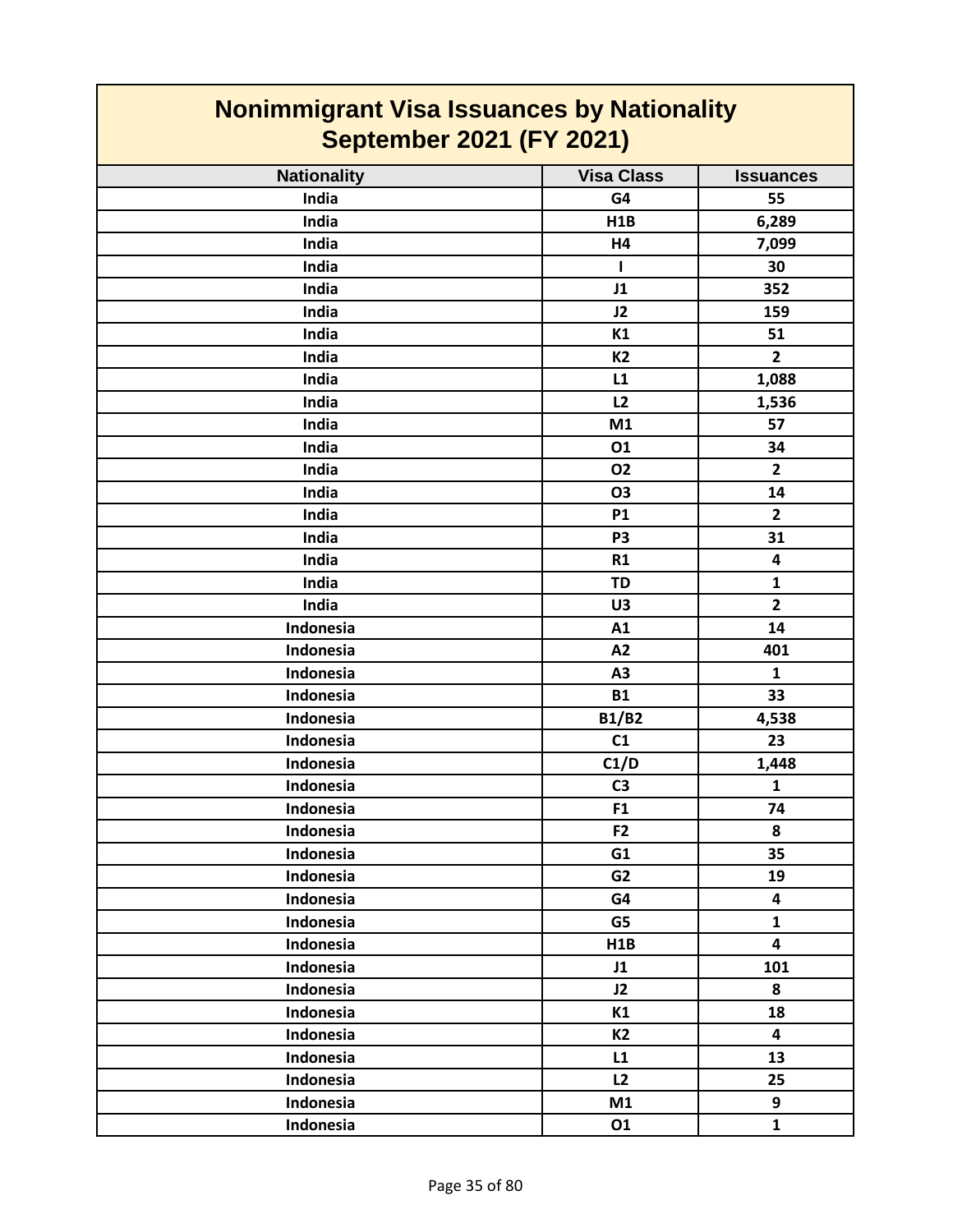# Nonimmigrant Visa Issuances by Nationality
## September 2021 (FY 2021)

| Nationality | Visa Class | Issuances |
|---|---|---|
| India | G4 | 55 |
| India | H1B | 6,289 |
| India | H4 | 7,099 |
| India | I | 30 |
| India | J1 | 352 |
| India | J2 | 159 |
| India | K1 | 51 |
| India | K2 | 2 |
| India | L1 | 1,088 |
| India | L2 | 1,536 |
| India | M1 | 57 |
| India | O1 | 34 |
| India | O2 | 2 |
| India | O3 | 14 |
| India | P1 | 2 |
| India | P3 | 31 |
| India | R1 | 4 |
| India | TD | 1 |
| India | U3 | 2 |
| Indonesia | A1 | 14 |
| Indonesia | A2 | 401 |
| Indonesia | A3 | 1 |
| Indonesia | B1 | 33 |
| Indonesia | B1/B2 | 4,538 |
| Indonesia | C1 | 23 |
| Indonesia | C1/D | 1,448 |
| Indonesia | C3 | 1 |
| Indonesia | F1 | 74 |
| Indonesia | F2 | 8 |
| Indonesia | G1 | 35 |
| Indonesia | G2 | 19 |
| Indonesia | G4 | 4 |
| Indonesia | G5 | 1 |
| Indonesia | H1B | 4 |
| Indonesia | J1 | 101 |
| Indonesia | J2 | 8 |
| Indonesia | K1 | 18 |
| Indonesia | K2 | 4 |
| Indonesia | L1 | 13 |
| Indonesia | L2 | 25 |
| Indonesia | M1 | 9 |
| Indonesia | O1 | 1 |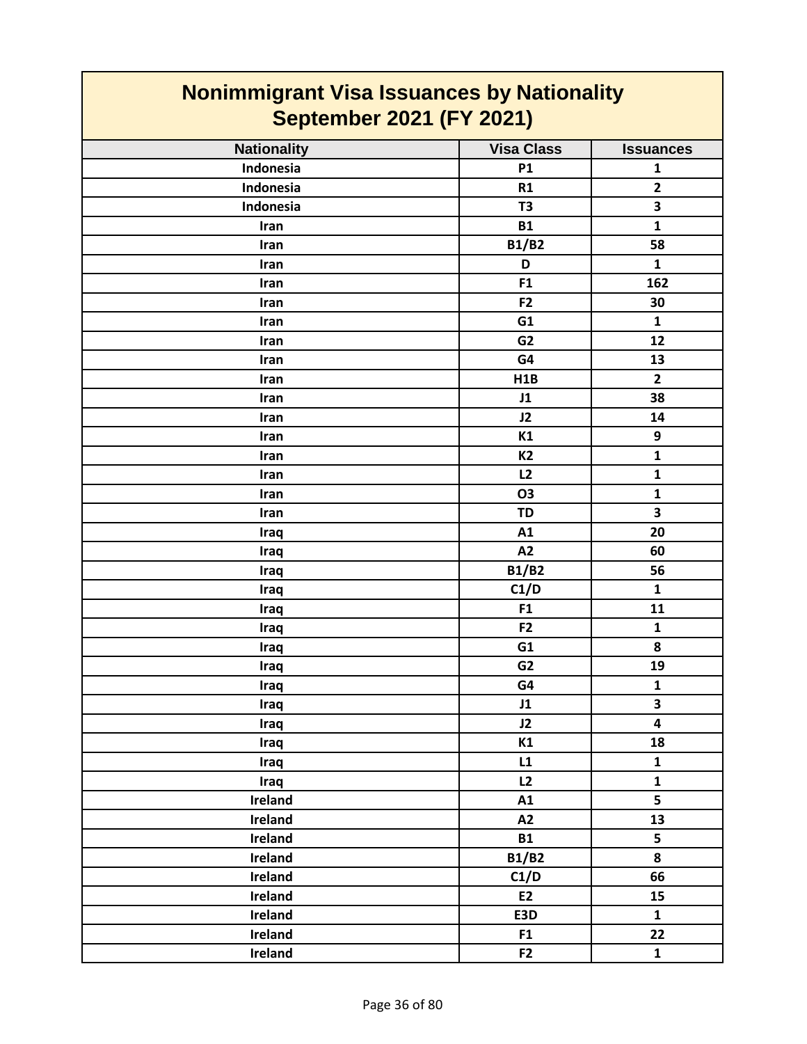# Nonimmigrant Visa Issuances by Nationality
## September 2021 (FY 2021)

| Nationality | Visa Class | Issuances |
|---|---|---|
| Indonesia | P1 | 1 |
| Indonesia | R1 | 2 |
| Indonesia | T3 | 3 |
| Iran | B1 | 1 |
| Iran | B1/B2 | 58 |
| Iran | D | 1 |
| Iran | F1 | 162 |
| Iran | F2 | 30 |
| Iran | G1 | 1 |
| Iran | G2 | 12 |
| Iran | G4 | 13 |
| Iran | H1B | 2 |
| Iran | J1 | 38 |
| Iran | J2 | 14 |
| Iran | K1 | 9 |
| Iran | K2 | 1 |
| Iran | L2 | 1 |
| Iran | O3 | 1 |
| Iran | TD | 3 |
| Iraq | A1 | 20 |
| Iraq | A2 | 60 |
| Iraq | B1/B2 | 56 |
| Iraq | C1/D | 1 |
| Iraq | F1 | 11 |
| Iraq | F2 | 1 |
| Iraq | G1 | 8 |
| Iraq | G2 | 19 |
| Iraq | G4 | 1 |
| Iraq | J1 | 3 |
| Iraq | J2 | 4 |
| Iraq | K1 | 18 |
| Iraq | L1 | 1 |
| Iraq | L2 | 1 |
| Ireland | A1 | 5 |
| Ireland | A2 | 13 |
| Ireland | B1 | 5 |
| Ireland | B1/B2 | 8 |
| Ireland | C1/D | 66 |
| Ireland | E2 | 15 |
| Ireland | E3D | 1 |
| Ireland | F1 | 22 |
| Ireland | F2 | 1 |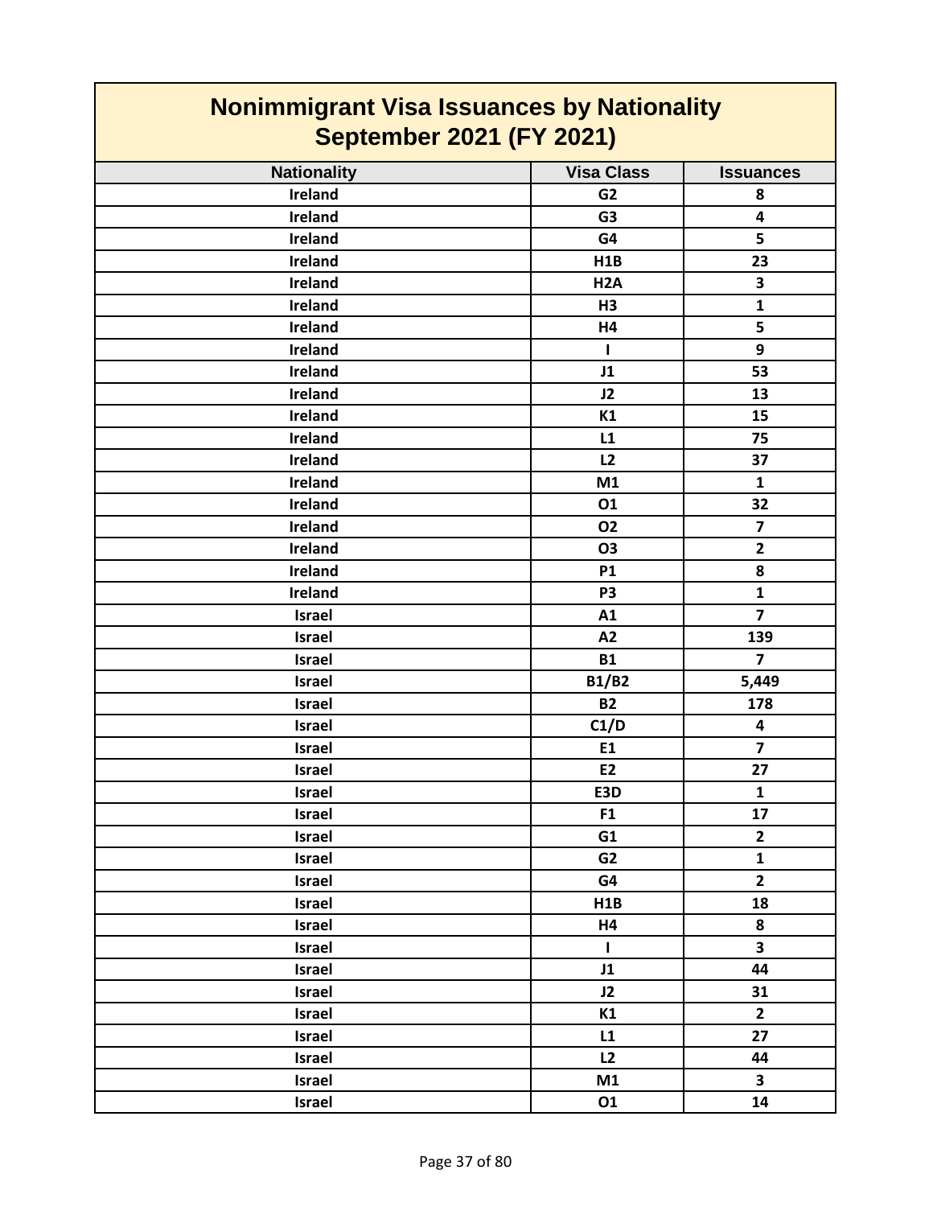# Nonimmigrant Visa Issuances by Nationality
## September 2021 (FY 2021)

| Nationality | Visa Class | Issuances |
|---|---|---|
| Ireland | G2 | 8 |
| Ireland | G3 | 4 |
| Ireland | G4 | 5 |
| Ireland | H1B | 23 |
| Ireland | H2A | 3 |
| Ireland | H3 | 1 |
| Ireland | H4 | 5 |
| Ireland | I | 9 |
| Ireland | J1 | 53 |
| Ireland | J2 | 13 |
| Ireland | K1 | 15 |
| Ireland | L1 | 75 |
| Ireland | L2 | 37 |
| Ireland | M1 | 1 |
| Ireland | O1 | 32 |
| Ireland | O2 | 7 |
| Ireland | O3 | 2 |
| Ireland | P1 | 8 |
| Ireland | P3 | 1 |
| Israel | A1 | 7 |
| Israel | A2 | 139 |
| Israel | B1 | 7 |
| Israel | B1/B2 | 5,449 |
| Israel | B2 | 178 |
| Israel | C1/D | 4 |
| Israel | E1 | 7 |
| Israel | E2 | 27 |
| Israel | E3D | 1 |
| Israel | F1 | 17 |
| Israel | G1 | 2 |
| Israel | G2 | 1 |
| Israel | G4 | 2 |
| Israel | H1B | 18 |
| Israel | H4 | 8 |
| Israel | I | 3 |
| Israel | J1 | 44 |
| Israel | J2 | 31 |
| Israel | K1 | 2 |
| Israel | L1 | 27 |
| Israel | L2 | 44 |
| Israel | M1 | 3 |
| Israel | O1 | 14 |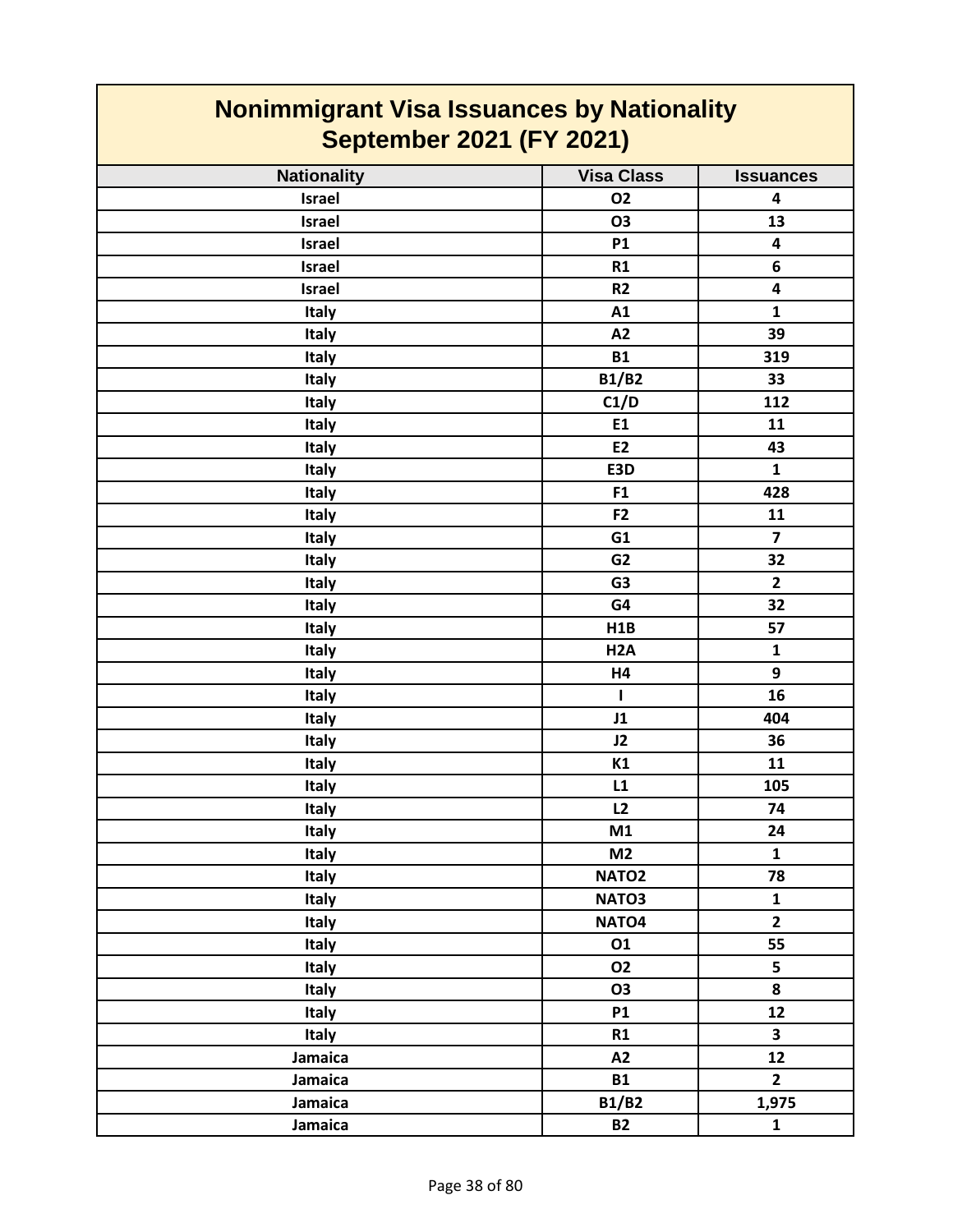# Nonimmigrant Visa Issuances by Nationality
## September 2021 (FY 2021)

| Nationality | Visa Class | Issuances |
|---|---|---|
| Israel | O2 | 4 |
| Israel | O3 | 13 |
| Israel | P1 | 4 |
| Israel | R1 | 6 |
| Israel | R2 | 4 |
| Italy | A1 | 1 |
| Italy | A2 | 39 |
| Italy | B1 | 319 |
| Italy | B1/B2 | 33 |
| Italy | C1/D | 112 |
| Italy | E1 | 11 |
| Italy | E2 | 43 |
| Italy | E3D | 1 |
| Italy | F1 | 428 |
| Italy | F2 | 11 |
| Italy | G1 | 7 |
| Italy | G2 | 32 |
| Italy | G3 | 2 |
| Italy | G4 | 32 |
| Italy | H1B | 57 |
| Italy | H2A | 1 |
| Italy | H4 | 9 |
| Italy | I | 16 |
| Italy | J1 | 404 |
| Italy | J2 | 36 |
| Italy | K1 | 11 |
| Italy | L1 | 105 |
| Italy | L2 | 74 |
| Italy | M1 | 24 |
| Italy | M2 | 1 |
| Italy | NATO2 | 78 |
| Italy | NATO3 | 1 |
| Italy | NATO4 | 2 |
| Italy | O1 | 55 |
| Italy | O2 | 5 |
| Italy | O3 | 8 |
| Italy | P1 | 12 |
| Italy | R1 | 3 |
| Jamaica | A2 | 12 |
| Jamaica | B1 | 2 |
| Jamaica | B1/B2 | 1,975 |
| Jamaica | B2 | 1 |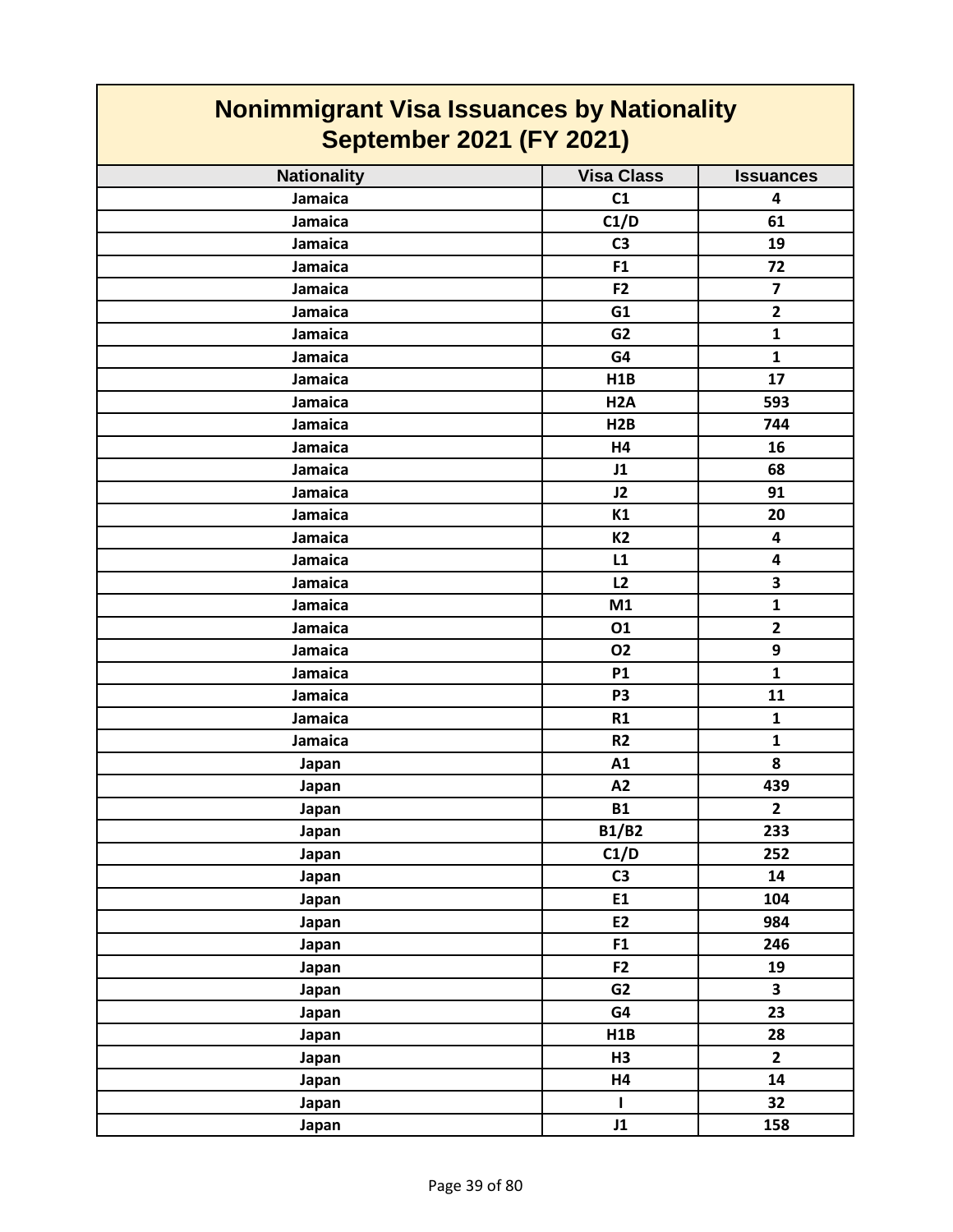## Nonimmigrant Visa Issuances by Nationality
## September 2021 (FY 2021)

| Nationality | Visa Class | Issuances |
|---|---|---|
| Jamaica | C1 | 4 |
| Jamaica | C1/D | 61 |
| Jamaica | C3 | 19 |
| Jamaica | F1 | 72 |
| Jamaica | F2 | 7 |
| Jamaica | G1 | 2 |
| Jamaica | G2 | 1 |
| Jamaica | G4 | 1 |
| Jamaica | H1B | 17 |
| Jamaica | H2A | 593 |
| Jamaica | H2B | 744 |
| Jamaica | H4 | 16 |
| Jamaica | J1 | 68 |
| Jamaica | J2 | 91 |
| Jamaica | K1 | 20 |
| Jamaica | K2 | 4 |
| Jamaica | L1 | 4 |
| Jamaica | L2 | 3 |
| Jamaica | M1 | 1 |
| Jamaica | O1 | 2 |
| Jamaica | O2 | 9 |
| Jamaica | P1 | 1 |
| Jamaica | P3 | 11 |
| Jamaica | R1 | 1 |
| Jamaica | R2 | 1 |
| Japan | A1 | 8 |
| Japan | A2 | 439 |
| Japan | B1 | 2 |
| Japan | B1/B2 | 233 |
| Japan | C1/D | 252 |
| Japan | C3 | 14 |
| Japan | E1 | 104 |
| Japan | E2 | 984 |
| Japan | F1 | 246 |
| Japan | F2 | 19 |
| Japan | G2 | 3 |
| Japan | G4 | 23 |
| Japan | H1B | 28 |
| Japan | H3 | 2 |
| Japan | H4 | 14 |
| Japan | I | 32 |
| Japan | J1 | 158 |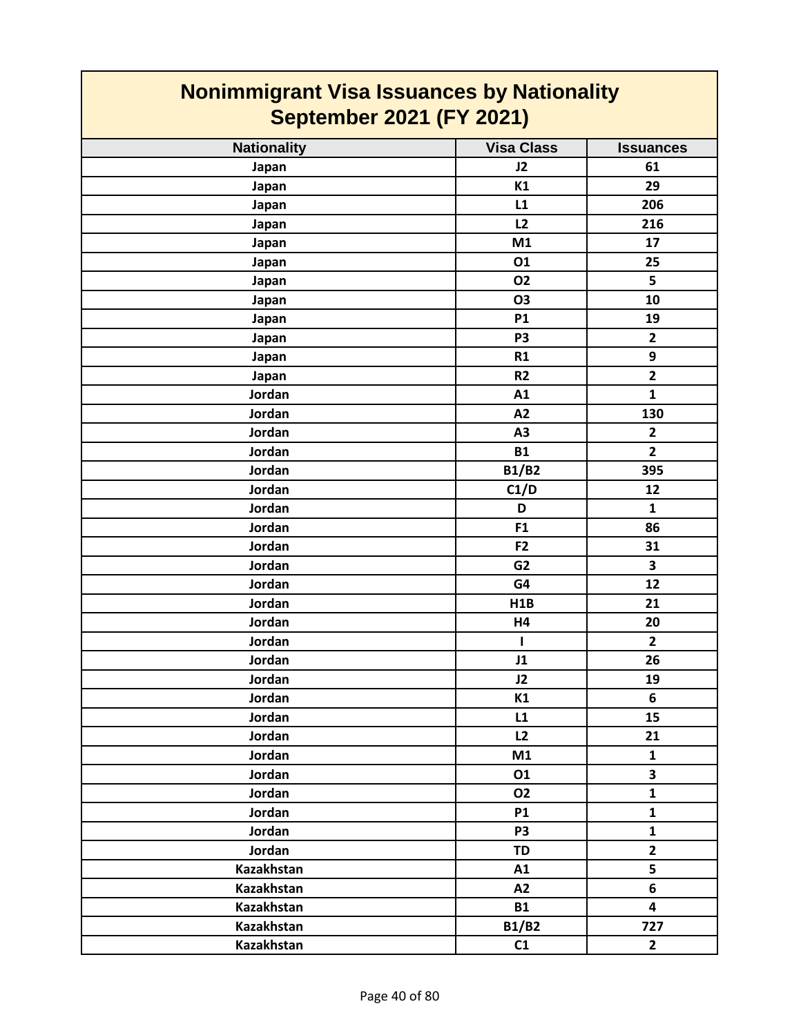## Nonimmigrant Visa Issuances by Nationality
## September 2021 (FY 2021)

| Nationality | Visa Class | Issuances |
|---|---|---|
| Japan | J2 | 61 |
| Japan | K1 | 29 |
| Japan | L1 | 206 |
| Japan | L2 | 216 |
| Japan | M1 | 17 |
| Japan | O1 | 25 |
| Japan | O2 | 5 |
| Japan | O3 | 10 |
| Japan | P1 | 19 |
| Japan | P3 | 2 |
| Japan | R1 | 9 |
| Japan | R2 | 2 |
| Jordan | A1 | 1 |
| Jordan | A2 | 130 |
| Jordan | A3 | 2 |
| Jordan | B1 | 2 |
| Jordan | B1/B2 | 395 |
| Jordan | C1/D | 12 |
| Jordan | D | 1 |
| Jordan | F1 | 86 |
| Jordan | F2 | 31 |
| Jordan | G2 | 3 |
| Jordan | G4 | 12 |
| Jordan | H1B | 21 |
| Jordan | H4 | 20 |
| Jordan | I | 2 |
| Jordan | J1 | 26 |
| Jordan | J2 | 19 |
| Jordan | K1 | 6 |
| Jordan | L1 | 15 |
| Jordan | L2 | 21 |
| Jordan | M1 | 1 |
| Jordan | O1 | 3 |
| Jordan | O2 | 1 |
| Jordan | P1 | 1 |
| Jordan | P3 | 1 |
| Jordan | TD | 2 |
| Kazakhstan | A1 | 5 |
| Kazakhstan | A2 | 6 |
| Kazakhstan | B1 | 4 |
| Kazakhstan | B1/B2 | 727 |
| Kazakhstan | C1 | 2 |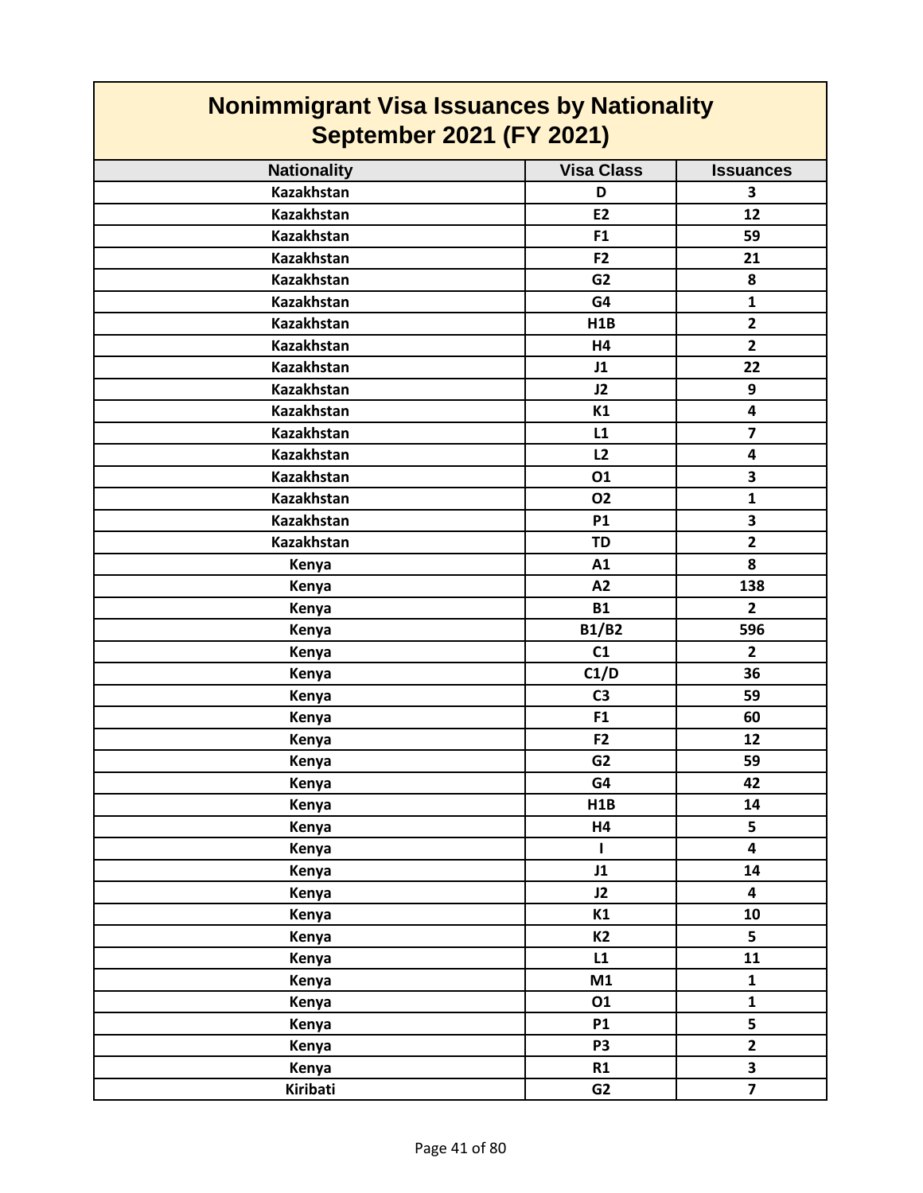# Nonimmigrant Visa Issuances by Nationality
## September 2021 (FY 2021)

| Nationality | Visa Class | Issuances |
|---|---|---|
| Kazakhstan | D | 3 |
| Kazakhstan | E2 | 12 |
| Kazakhstan | F1 | 59 |
| Kazakhstan | F2 | 21 |
| Kazakhstan | G2 | 8 |
| Kazakhstan | G4 | 1 |
| Kazakhstan | H1B | 2 |
| Kazakhstan | H4 | 2 |
| Kazakhstan | J1 | 22 |
| Kazakhstan | J2 | 9 |
| Kazakhstan | K1 | 4 |
| Kazakhstan | L1 | 7 |
| Kazakhstan | L2 | 4 |
| Kazakhstan | O1 | 3 |
| Kazakhstan | O2 | 1 |
| Kazakhstan | P1 | 3 |
| Kazakhstan | TD | 2 |
| Kenya | A1 | 8 |
| Kenya | A2 | 138 |
| Kenya | B1 | 2 |
| Kenya | B1/B2 | 596 |
| Kenya | C1 | 2 |
| Kenya | C1/D | 36 |
| Kenya | C3 | 59 |
| Kenya | F1 | 60 |
| Kenya | F2 | 12 |
| Kenya | G2 | 59 |
| Kenya | G4 | 42 |
| Kenya | H1B | 14 |
| Kenya | H4 | 5 |
| Kenya | I | 4 |
| Kenya | J1 | 14 |
| Kenya | J2 | 4 |
| Kenya | K1 | 10 |
| Kenya | K2 | 5 |
| Kenya | L1 | 11 |
| Kenya | M1 | 1 |
| Kenya | O1 | 1 |
| Kenya | P1 | 5 |
| Kenya | P3 | 2 |
| Kenya | R1 | 3 |
| Kiribati | G2 | 7 |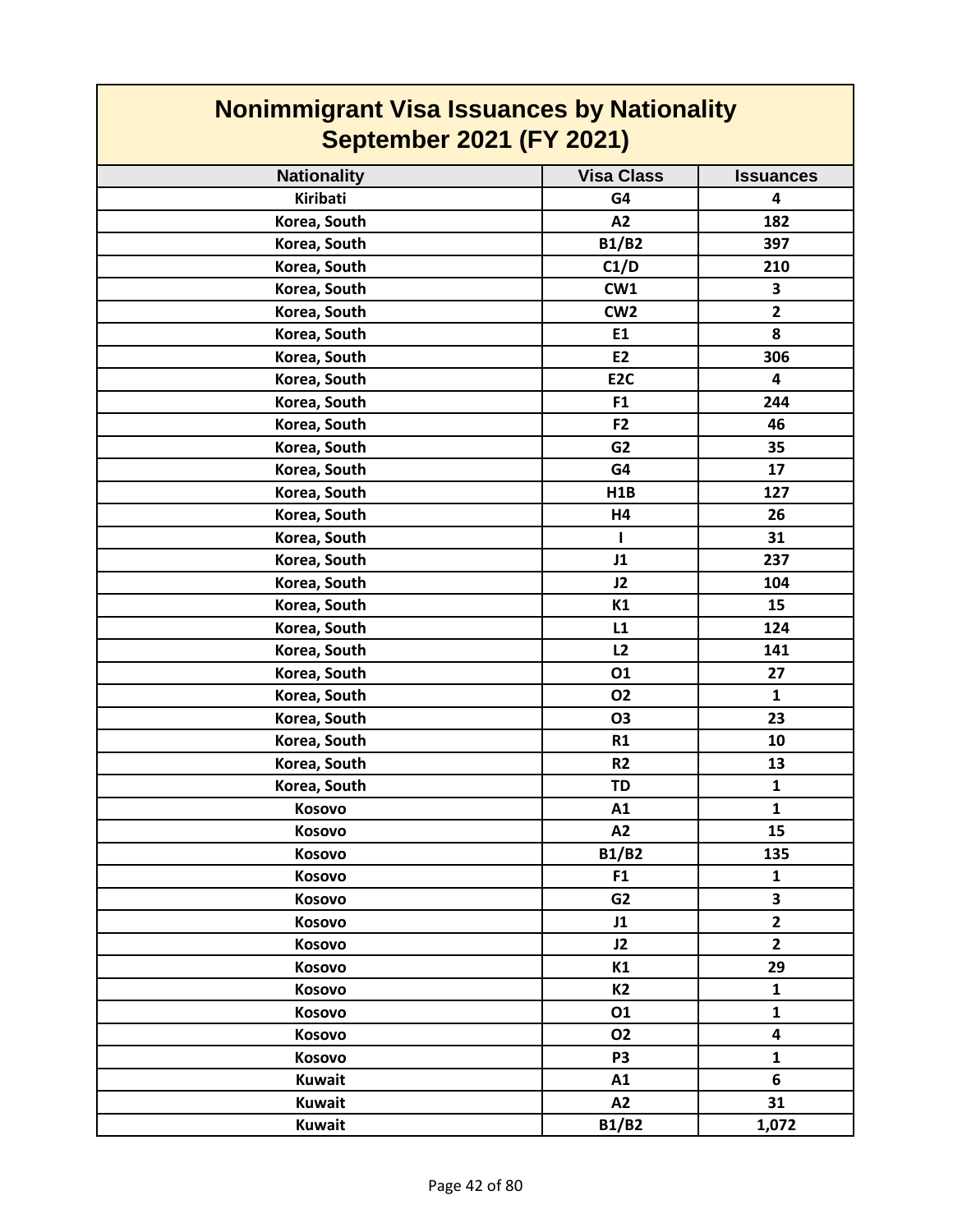# Nonimmigrant Visa Issuances by Nationality
## September 2021 (FY 2021)

| Nationality | Visa Class | Issuances |
|---|---|---|
| Kiribati | G4 | 4 |
| Korea, South | A2 | 182 |
| Korea, South | B1/B2 | 397 |
| Korea, South | C1/D | 210 |
| Korea, South | CW1 | 3 |
| Korea, South | CW2 | 2 |
| Korea, South | E1 | 8 |
| Korea, South | E2 | 306 |
| Korea, South | E2C | 4 |
| Korea, South | F1 | 244 |
| Korea, South | F2 | 46 |
| Korea, South | G2 | 35 |
| Korea, South | G4 | 17 |
| Korea, South | H1B | 127 |
| Korea, South | H4 | 26 |
| Korea, South | I | 31 |
| Korea, South | J1 | 237 |
| Korea, South | J2 | 104 |
| Korea, South | K1 | 15 |
| Korea, South | L1 | 124 |
| Korea, South | L2 | 141 |
| Korea, South | O1 | 27 |
| Korea, South | O2 | 1 |
| Korea, South | O3 | 23 |
| Korea, South | R1 | 10 |
| Korea, South | R2 | 13 |
| Korea, South | TD | 1 |
| Kosovo | A1 | 1 |
| Kosovo | A2 | 15 |
| Kosovo | B1/B2 | 135 |
| Kosovo | F1 | 1 |
| Kosovo | G2 | 3 |
| Kosovo | J1 | 2 |
| Kosovo | J2 | 2 |
| Kosovo | K1 | 29 |
| Kosovo | K2 | 1 |
| Kosovo | O1 | 1 |
| Kosovo | O2 | 4 |
| Kosovo | P3 | 1 |
| Kuwait | A1 | 6 |
| Kuwait | A2 | 31 |
| Kuwait | B1/B2 | 1,072 |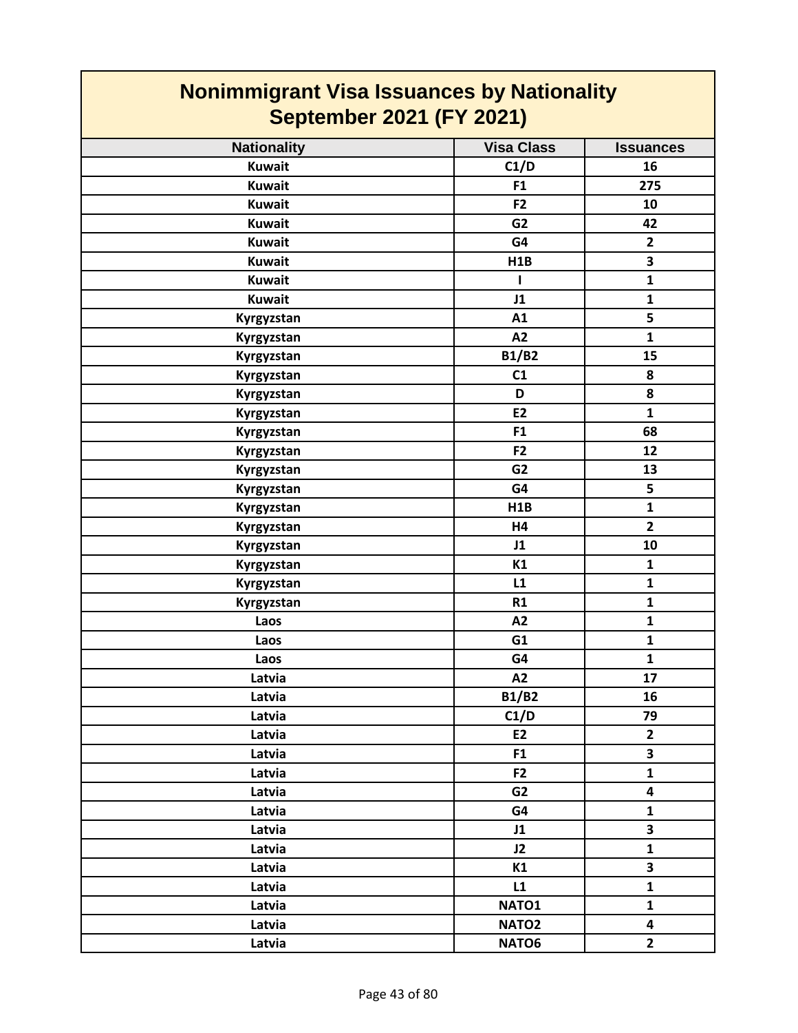# Nonimmigrant Visa Issuances by Nationality
## September 2021 (FY 2021)

| Nationality | Visa Class | Issuances |
|---|---|---|
| Kuwait | C1/D | 16 |
| Kuwait | F1 | 275 |
| Kuwait | F2 | 10 |
| Kuwait | G2 | 42 |
| Kuwait | G4 | 2 |
| Kuwait | H1B | 3 |
| Kuwait | I | 1 |
| Kuwait | J1 | 1 |
| Kyrgyzstan | A1 | 5 |
| Kyrgyzstan | A2 | 1 |
| Kyrgyzstan | B1/B2 | 15 |
| Kyrgyzstan | C1 | 8 |
| Kyrgyzstan | D | 8 |
| Kyrgyzstan | E2 | 1 |
| Kyrgyzstan | F1 | 68 |
| Kyrgyzstan | F2 | 12 |
| Kyrgyzstan | G2 | 13 |
| Kyrgyzstan | G4 | 5 |
| Kyrgyzstan | H1B | 1 |
| Kyrgyzstan | H4 | 2 |
| Kyrgyzstan | J1 | 10 |
| Kyrgyzstan | K1 | 1 |
| Kyrgyzstan | L1 | 1 |
| Kyrgyzstan | R1 | 1 |
| Laos | A2 | 1 |
| Laos | G1 | 1 |
| Laos | G4 | 1 |
| Latvia | A2 | 17 |
| Latvia | B1/B2 | 16 |
| Latvia | C1/D | 79 |
| Latvia | E2 | 2 |
| Latvia | F1 | 3 |
| Latvia | F2 | 1 |
| Latvia | G2 | 4 |
| Latvia | G4 | 1 |
| Latvia | J1 | 3 |
| Latvia | J2 | 1 |
| Latvia | K1 | 3 |
| Latvia | L1 | 1 |
| Latvia | NATO1 | 1 |
| Latvia | NATO2 | 4 |
| Latvia | NATO6 | 2 |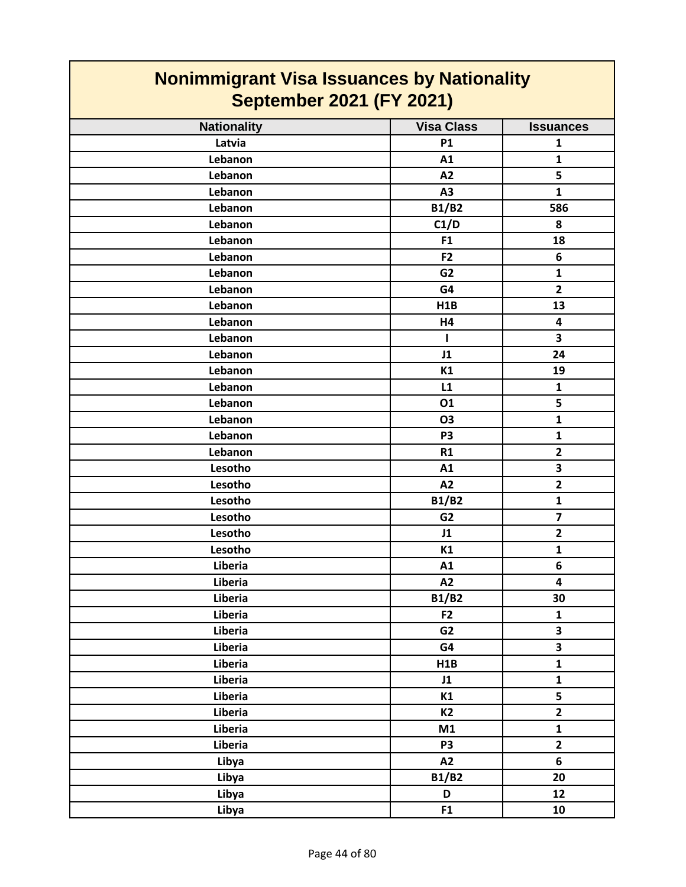# Nonimmigrant Visa Issuances by Nationality
## September 2021 (FY 2021)

| Nationality | Visa Class | Issuances |
|---|---|---|
| Latvia | P1 | 1 |
| Lebanon | A1 | 1 |
| Lebanon | A2 | 5 |
| Lebanon | A3 | 1 |
| Lebanon | B1/B2 | 586 |
| Lebanon | C1/D | 8 |
| Lebanon | F1 | 18 |
| Lebanon | F2 | 6 |
| Lebanon | G2 | 1 |
| Lebanon | G4 | 2 |
| Lebanon | H1B | 13 |
| Lebanon | H4 | 4 |
| Lebanon | I | 3 |
| Lebanon | J1 | 24 |
| Lebanon | K1 | 19 |
| Lebanon | L1 | 1 |
| Lebanon | O1 | 5 |
| Lebanon | O3 | 1 |
| Lebanon | P3 | 1 |
| Lebanon | R1 | 2 |
| Lesotho | A1 | 3 |
| Lesotho | A2 | 2 |
| Lesotho | B1/B2 | 1 |
| Lesotho | G2 | 7 |
| Lesotho | J1 | 2 |
| Lesotho | K1 | 1 |
| Liberia | A1 | 6 |
| Liberia | A2 | 4 |
| Liberia | B1/B2 | 30 |
| Liberia | F2 | 1 |
| Liberia | G2 | 3 |
| Liberia | G4 | 3 |
| Liberia | H1B | 1 |
| Liberia | J1 | 1 |
| Liberia | K1 | 5 |
| Liberia | K2 | 2 |
| Liberia | M1 | 1 |
| Liberia | P3 | 2 |
| Libya | A2 | 6 |
| Libya | B1/B2 | 20 |
| Libya | D | 12 |
| Libya | F1 | 10 |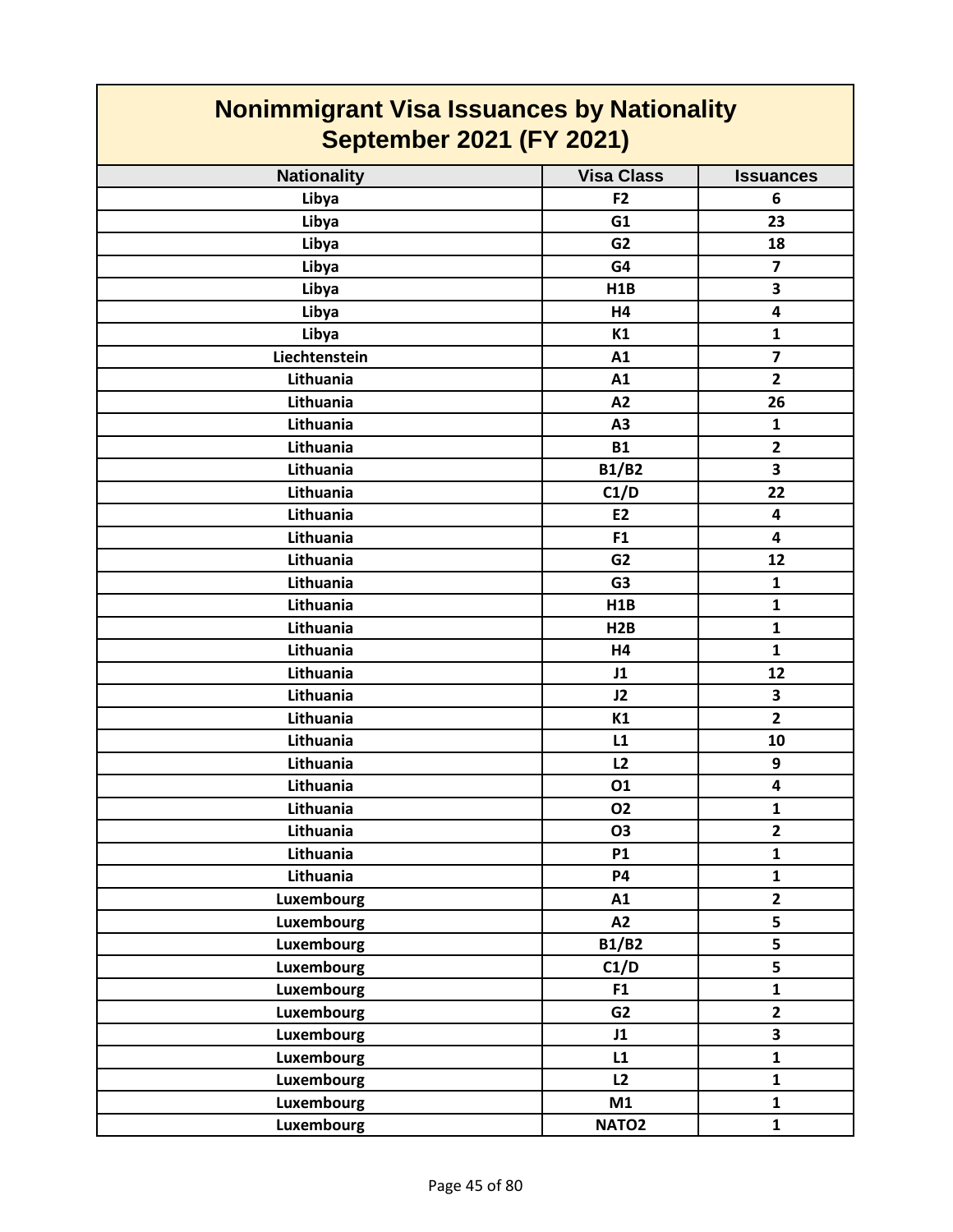# Nonimmigrant Visa Issuances by Nationality
## September 2021 (FY 2021)

| Nationality | Visa Class | Issuances |
|---|---|---|
| Libya | F2 | 6 |
| Libya | G1 | 23 |
| Libya | G2 | 18 |
| Libya | G4 | 7 |
| Libya | H1B | 3 |
| Libya | H4 | 4 |
| Libya | K1 | 1 |
| Liechtenstein | A1 | 7 |
| Lithuania | A1 | 2 |
| Lithuania | A2 | 26 |
| Lithuania | A3 | 1 |
| Lithuania | B1 | 2 |
| Lithuania | B1/B2 | 3 |
| Lithuania | C1/D | 22 |
| Lithuania | E2 | 4 |
| Lithuania | F1 | 4 |
| Lithuania | G2 | 12 |
| Lithuania | G3 | 1 |
| Lithuania | H1B | 1 |
| Lithuania | H2B | 1 |
| Lithuania | H4 | 1 |
| Lithuania | J1 | 12 |
| Lithuania | J2 | 3 |
| Lithuania | K1 | 2 |
| Lithuania | L1 | 10 |
| Lithuania | L2 | 9 |
| Lithuania | O1 | 4 |
| Lithuania | O2 | 1 |
| Lithuania | O3 | 2 |
| Lithuania | P1 | 1 |
| Lithuania | P4 | 1 |
| Luxembourg | A1 | 2 |
| Luxembourg | A2 | 5 |
| Luxembourg | B1/B2 | 5 |
| Luxembourg | C1/D | 5 |
| Luxembourg | F1 | 1 |
| Luxembourg | G2 | 2 |
| Luxembourg | J1 | 3 |
| Luxembourg | L1 | 1 |
| Luxembourg | L2 | 1 |
| Luxembourg | M1 | 1 |
| Luxembourg | NATO2 | 1 |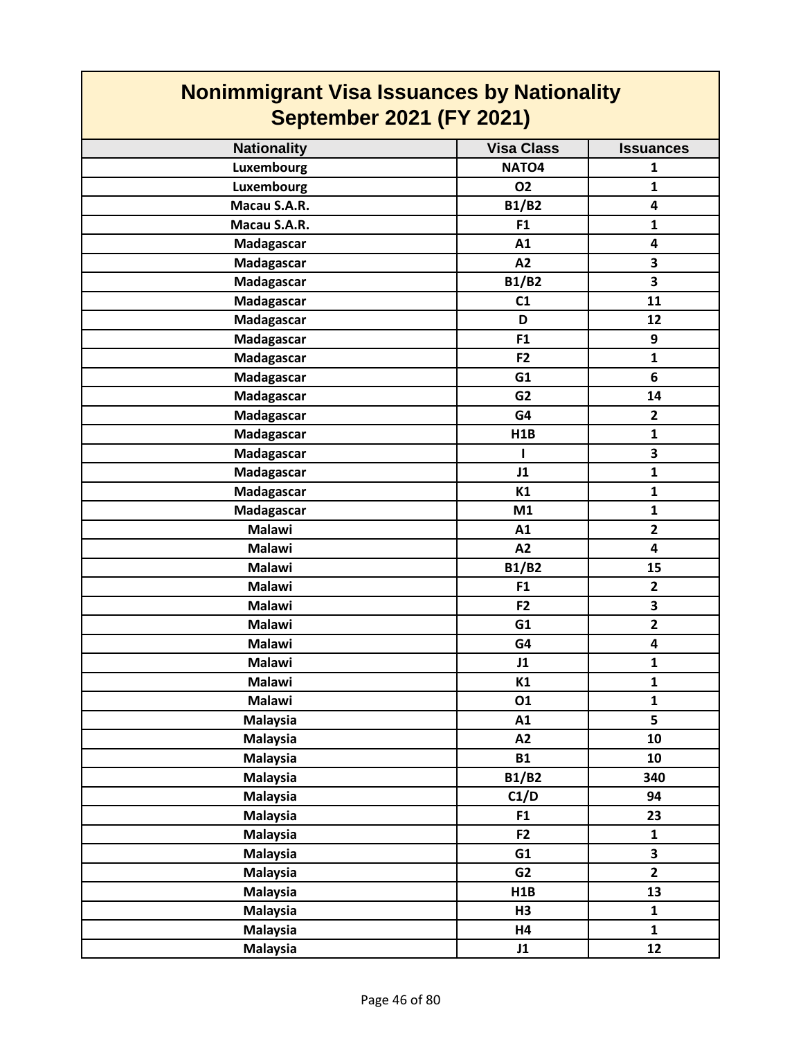# Nonimmigrant Visa Issuances by Nationality
## September 2021 (FY 2021)

| Nationality | Visa Class | Issuances |
|---|---|---|
| Luxembourg | NATO4 | 1 |
| Luxembourg | O2 | 1 |
| Macau S.A.R. | B1/B2 | 4 |
| Macau S.A.R. | F1 | 1 |
| Madagascar | A1 | 4 |
| Madagascar | A2 | 3 |
| Madagascar | B1/B2 | 3 |
| Madagascar | C1 | 11 |
| Madagascar | D | 12 |
| Madagascar | F1 | 9 |
| Madagascar | F2 | 1 |
| Madagascar | G1 | 6 |
| Madagascar | G2 | 14 |
| Madagascar | G4 | 2 |
| Madagascar | H1B | 1 |
| Madagascar | I | 3 |
| Madagascar | J1 | 1 |
| Madagascar | K1 | 1 |
| Madagascar | M1 | 1 |
| Malawi | A1 | 2 |
| Malawi | A2 | 4 |
| Malawi | B1/B2 | 15 |
| Malawi | F1 | 2 |
| Malawi | F2 | 3 |
| Malawi | G1 | 2 |
| Malawi | G4 | 4 |
| Malawi | J1 | 1 |
| Malawi | K1 | 1 |
| Malawi | O1 | 1 |
| Malaysia | A1 | 5 |
| Malaysia | A2 | 10 |
| Malaysia | B1 | 10 |
| Malaysia | B1/B2 | 340 |
| Malaysia | C1/D | 94 |
| Malaysia | F1 | 23 |
| Malaysia | F2 | 1 |
| Malaysia | G1 | 3 |
| Malaysia | G2 | 2 |
| Malaysia | H1B | 13 |
| Malaysia | H3 | 1 |
| Malaysia | H4 | 1 |
| Malaysia | J1 | 12 |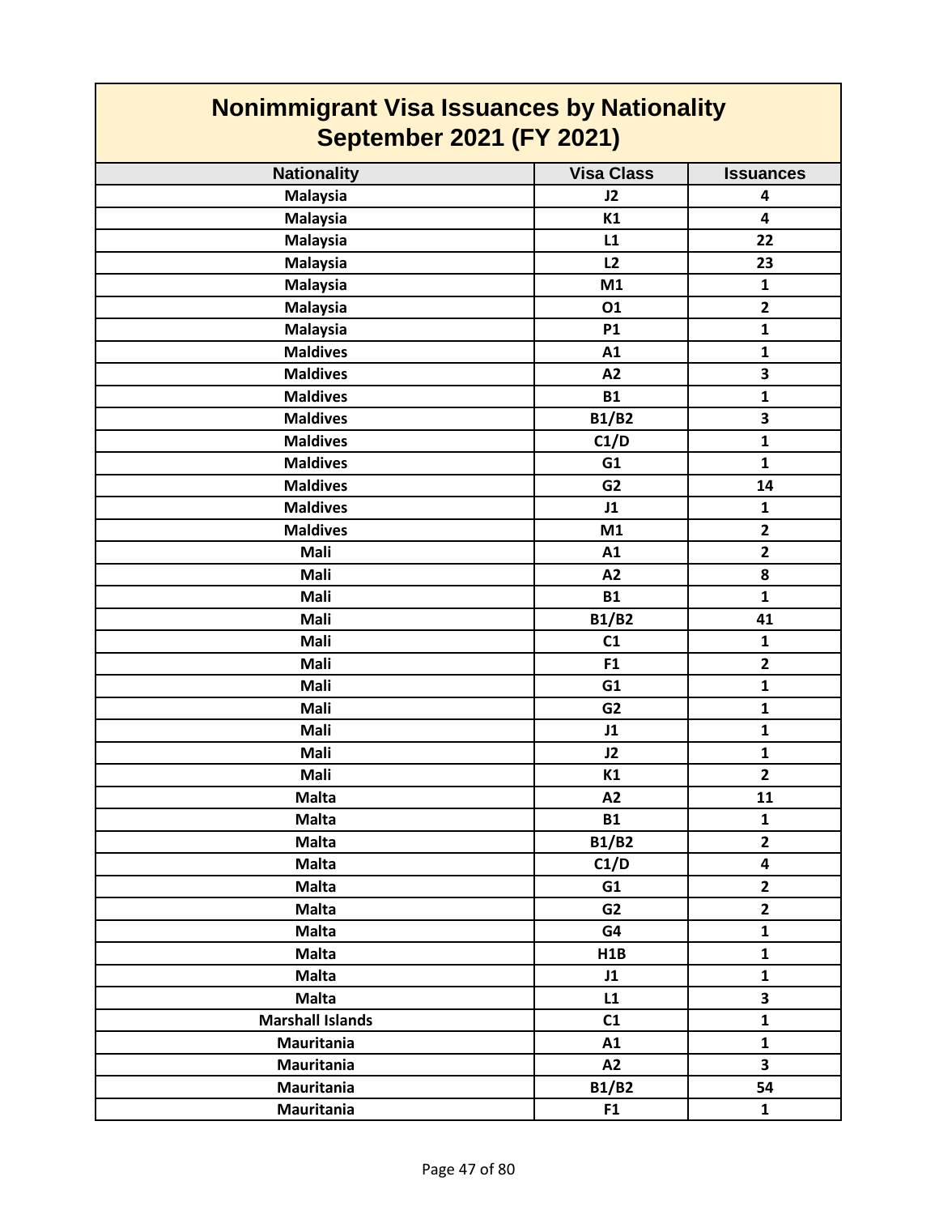# Nonimmigrant Visa Issuances by Nationality
# September 2021 (FY 2021)

| Nationality | Visa Class | Issuances |
|---|---|---|
| Malaysia | J2 | 4 |
| Malaysia | K1 | 4 |
| Malaysia | L1 | 22 |
| Malaysia | L2 | 23 |
| Malaysia | M1 | 1 |
| Malaysia | O1 | 2 |
| Malaysia | P1 | 1 |
| Maldives | A1 | 1 |
| Maldives | A2 | 3 |
| Maldives | B1 | 1 |
| Maldives | B1/B2 | 3 |
| Maldives | C1/D | 1 |
| Maldives | G1 | 1 |
| Maldives | G2 | 14 |
| Maldives | J1 | 1 |
| Maldives | M1 | 2 |
| Mali | A1 | 2 |
| Mali | A2 | 8 |
| Mali | B1 | 1 |
| Mali | B1/B2 | 41 |
| Mali | C1 | 1 |
| Mali | F1 | 2 |
| Mali | G1 | 1 |
| Mali | G2 | 1 |
| Mali | J1 | 1 |
| Mali | J2 | 1 |
| Mali | K1 | 2 |
| Malta | A2 | 11 |
| Malta | B1 | 1 |
| Malta | B1/B2 | 2 |
| Malta | C1/D | 4 |
| Malta | G1 | 2 |
| Malta | G2 | 2 |
| Malta | G4 | 1 |
| Malta | H1B | 1 |
| Malta | J1 | 1 |
| Malta | L1 | 3 |
| Marshall Islands | C1 | 1 |
| Mauritania | A1 | 1 |
| Mauritania | A2 | 3 |
| Mauritania | B1/B2 | 54 |
| Mauritania | F1 | 1 |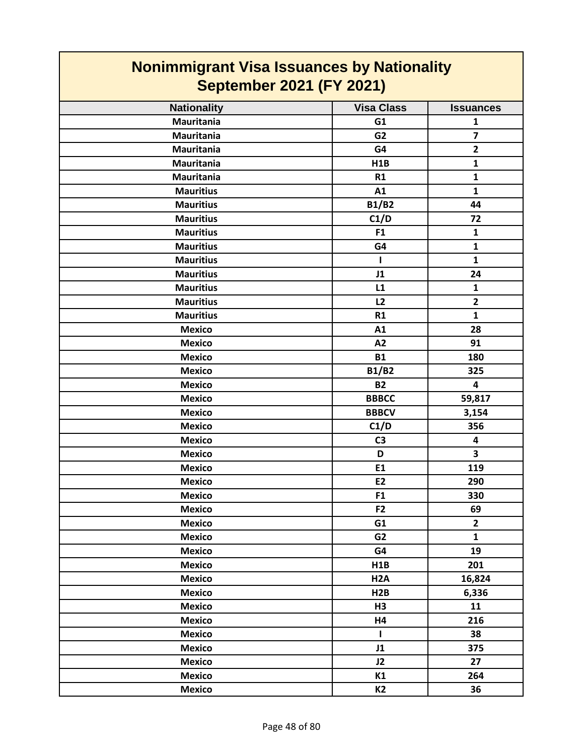# Nonimmigrant Visa Issuances by Nationality
## September 2021 (FY 2021)

| Nationality | Visa Class | Issuances |
|---|---|---|
| Mauritania | G1 | 1 |
| Mauritania | G2 | 7 |
| Mauritania | G4 | 2 |
| Mauritania | H1B | 1 |
| Mauritania | R1 | 1 |
| Mauritius | A1 | 1 |
| Mauritius | B1/B2 | 44 |
| Mauritius | C1/D | 72 |
| Mauritius | F1 | 1 |
| Mauritius | G4 | 1 |
| Mauritius | I | 1 |
| Mauritius | J1 | 24 |
| Mauritius | L1 | 1 |
| Mauritius | L2 | 2 |
| Mauritius | R1 | 1 |
| Mexico | A1 | 28 |
| Mexico | A2 | 91 |
| Mexico | B1 | 180 |
| Mexico | B1/B2 | 325 |
| Mexico | B2 | 4 |
| Mexico | BBBCC | 59,817 |
| Mexico | BBBCV | 3,154 |
| Mexico | C1/D | 356 |
| Mexico | C3 | 4 |
| Mexico | D | 3 |
| Mexico | E1 | 119 |
| Mexico | E2 | 290 |
| Mexico | F1 | 330 |
| Mexico | F2 | 69 |
| Mexico | G1 | 2 |
| Mexico | G2 | 1 |
| Mexico | G4 | 19 |
| Mexico | H1B | 201 |
| Mexico | H2A | 16,824 |
| Mexico | H2B | 6,336 |
| Mexico | H3 | 11 |
| Mexico | H4 | 216 |
| Mexico | I | 38 |
| Mexico | J1 | 375 |
| Mexico | J2 | 27 |
| Mexico | K1 | 264 |
| Mexico | K2 | 36 |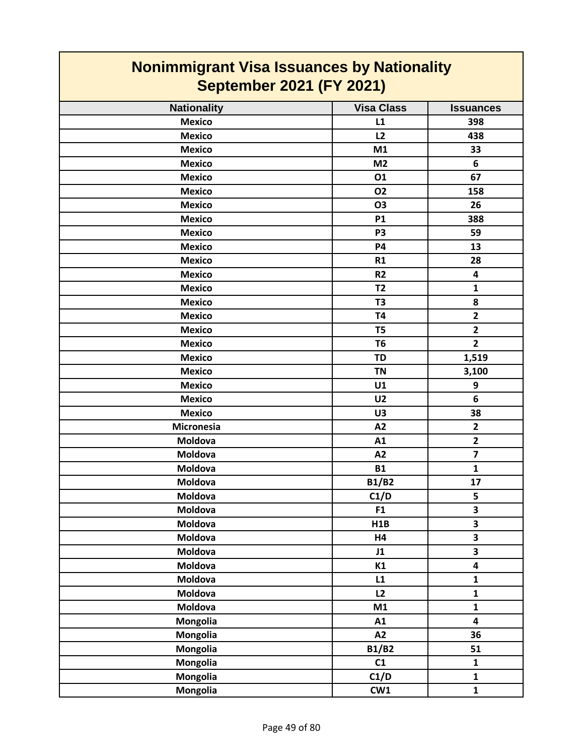# Nonimmigrant Visa Issuances by Nationality
## September 2021 (FY 2021)

| Nationality | Visa Class | Issuances |
|---|---|---|
| Mexico | L1 | 398 |
| Mexico | L2 | 438 |
| Mexico | M1 | 33 |
| Mexico | M2 | 6 |
| Mexico | O1 | 67 |
| Mexico | O2 | 158 |
| Mexico | O3 | 26 |
| Mexico | P1 | 388 |
| Mexico | P3 | 59 |
| Mexico | P4 | 13 |
| Mexico | R1 | 28 |
| Mexico | R2 | 4 |
| Mexico | T2 | 1 |
| Mexico | T3 | 8 |
| Mexico | T4 | 2 |
| Mexico | T5 | 2 |
| Mexico | T6 | 2 |
| Mexico | TD | 1,519 |
| Mexico | TN | 3,100 |
| Mexico | U1 | 9 |
| Mexico | U2 | 6 |
| Mexico | U3 | 38 |
| Micronesia | A2 | 2 |
| Moldova | A1 | 2 |
| Moldova | A2 | 7 |
| Moldova | B1 | 1 |
| Moldova | B1/B2 | 17 |
| Moldova | C1/D | 5 |
| Moldova | F1 | 3 |
| Moldova | H1B | 3 |
| Moldova | H4 | 3 |
| Moldova | J1 | 3 |
| Moldova | K1 | 4 |
| Moldova | L1 | 1 |
| Moldova | L2 | 1 |
| Moldova | M1 | 1 |
| Mongolia | A1 | 4 |
| Mongolia | A2 | 36 |
| Mongolia | B1/B2 | 51 |
| Mongolia | C1 | 1 |
| Mongolia | C1/D | 1 |
| Mongolia | CW1 | 1 |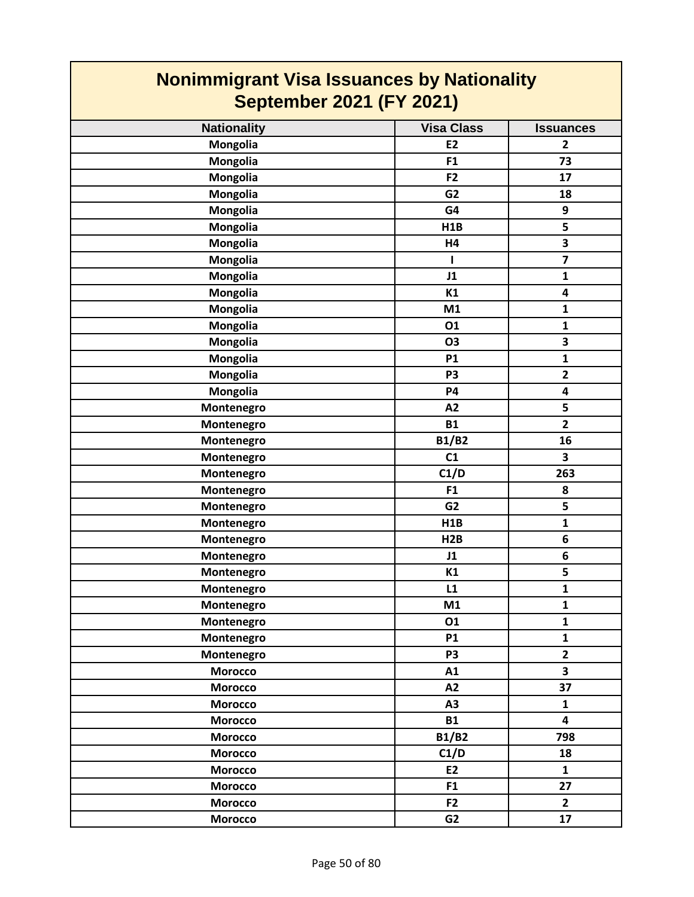# Nonimmigrant Visa Issuances by Nationality
## September 2021 (FY 2021)

| Nationality | Visa Class | Issuances |
| --- | --- | --- |
| Mongolia | E2 | 2 |
| Mongolia | F1 | 73 |
| Mongolia | F2 | 17 |
| Mongolia | G2 | 18 |
| Mongolia | G4 | 9 |
| Mongolia | H1B | 5 |
| Mongolia | H4 | 3 |
| Mongolia | I | 7 |
| Mongolia | J1 | 1 |
| Mongolia | K1 | 4 |
| Mongolia | M1 | 1 |
| Mongolia | O1 | 1 |
| Mongolia | O3 | 3 |
| Mongolia | P1 | 1 |
| Mongolia | P3 | 2 |
| Mongolia | P4 | 4 |
| Montenegro | A2 | 5 |
| Montenegro | B1 | 2 |
| Montenegro | B1/B2 | 16 |
| Montenegro | C1 | 3 |
| Montenegro | C1/D | 263 |
| Montenegro | F1 | 8 |
| Montenegro | G2 | 5 |
| Montenegro | H1B | 1 |
| Montenegro | H2B | 6 |
| Montenegro | J1 | 6 |
| Montenegro | K1 | 5 |
| Montenegro | L1 | 1 |
| Montenegro | M1 | 1 |
| Montenegro | O1 | 1 |
| Montenegro | P1 | 1 |
| Montenegro | P3 | 2 |
| Morocco | A1 | 3 |
| Morocco | A2 | 37 |
| Morocco | A3 | 1 |
| Morocco | B1 | 4 |
| Morocco | B1/B2 | 798 |
| Morocco | C1/D | 18 |
| Morocco | E2 | 1 |
| Morocco | F1 | 27 |
| Morocco | F2 | 2 |
| Morocco | G2 | 17 |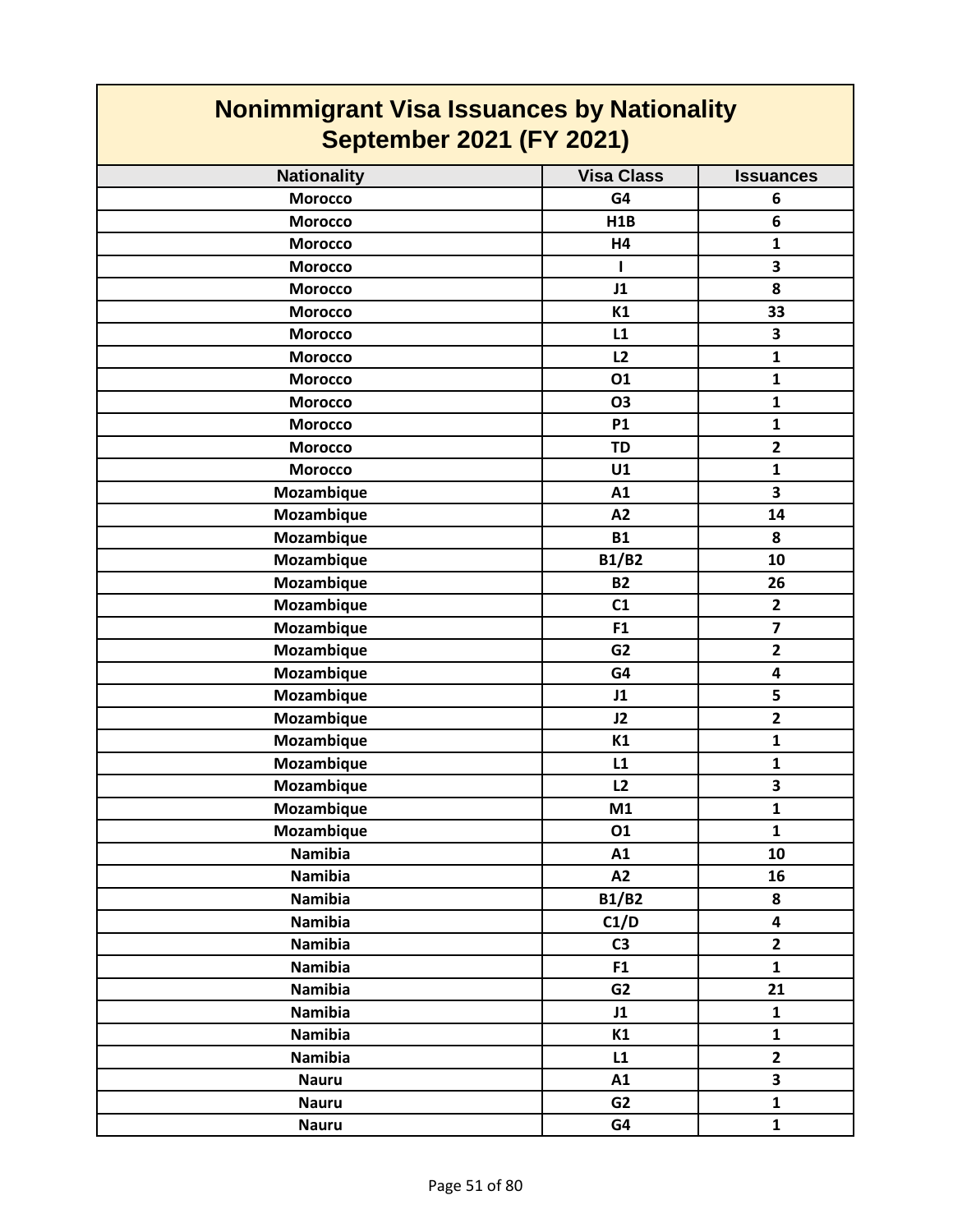# Nonimmigrant Visa Issuances by Nationality
## September 2021 (FY 2021)

| Nationality | Visa Class | Issuances |
|---|---|---|
| Morocco | G4 | 6 |
| Morocco | H1B | 6 |
| Morocco | H4 | 1 |
| Morocco | I | 3 |
| Morocco | J1 | 8 |
| Morocco | K1 | 33 |
| Morocco | L1 | 3 |
| Morocco | L2 | 1 |
| Morocco | O1 | 1 |
| Morocco | O3 | 1 |
| Morocco | P1 | 1 |
| Morocco | TD | 2 |
| Morocco | U1 | 1 |
| Mozambique | A1 | 3 |
| Mozambique | A2 | 14 |
| Mozambique | B1 | 8 |
| Mozambique | B1/B2 | 10 |
| Mozambique | B2 | 26 |
| Mozambique | C1 | 2 |
| Mozambique | F1 | 7 |
| Mozambique | G2 | 2 |
| Mozambique | G4 | 4 |
| Mozambique | J1 | 5 |
| Mozambique | J2 | 2 |
| Mozambique | K1 | 1 |
| Mozambique | L1 | 1 |
| Mozambique | L2 | 3 |
| Mozambique | M1 | 1 |
| Mozambique | O1 | 1 |
| Namibia | A1 | 10 |
| Namibia | A2 | 16 |
| Namibia | B1/B2 | 8 |
| Namibia | C1/D | 4 |
| Namibia | C3 | 2 |
| Namibia | F1 | 1 |
| Namibia | G2 | 21 |
| Namibia | J1 | 1 |
| Namibia | K1 | 1 |
| Namibia | L1 | 2 |
| Nauru | A1 | 3 |
| Nauru | G2 | 1 |
| Nauru | G4 | 1 |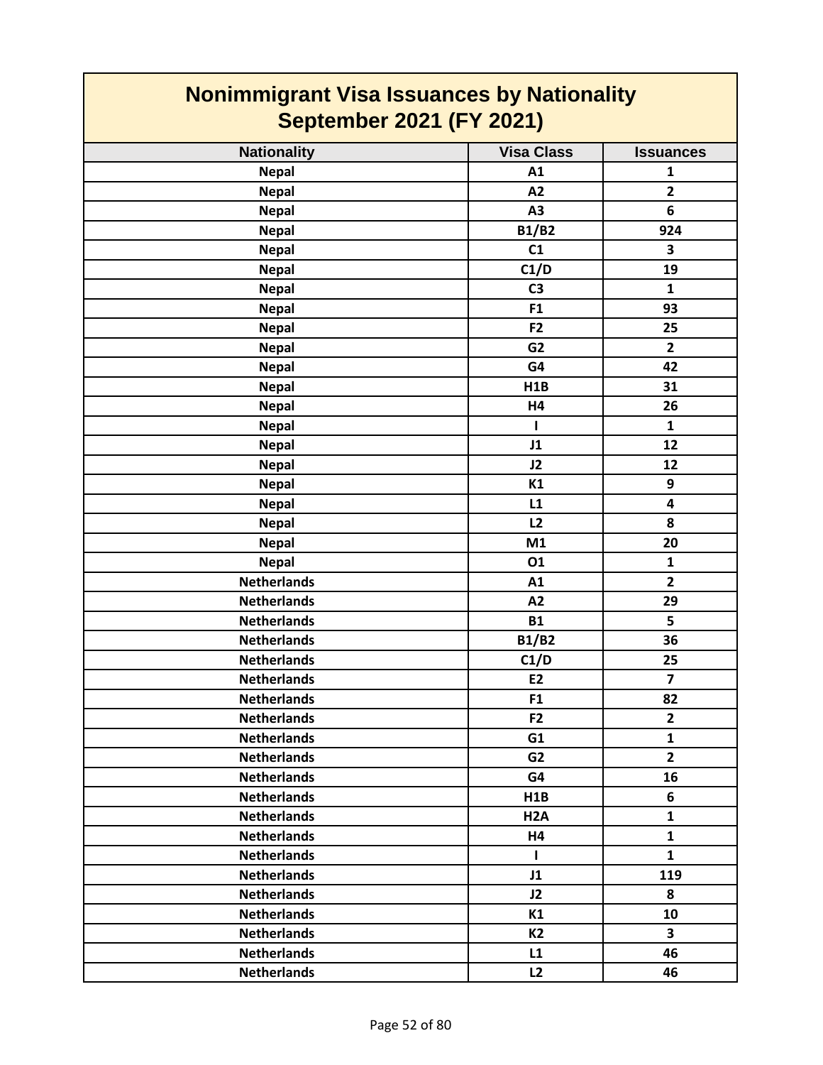# Nonimmigrant Visa Issuances by Nationality
## September 2021 (FY 2021)

| Nationality | Visa Class | Issuances |
|---|---|---|
| Nepal | A1 | 1 |
| Nepal | A2 | 2 |
| Nepal | A3 | 6 |
| Nepal | B1/B2 | 924 |
| Nepal | C1 | 3 |
| Nepal | C1/D | 19 |
| Nepal | C3 | 1 |
| Nepal | F1 | 93 |
| Nepal | F2 | 25 |
| Nepal | G2 | 2 |
| Nepal | G4 | 42 |
| Nepal | H1B | 31 |
| Nepal | H4 | 26 |
| Nepal | I | 1 |
| Nepal | J1 | 12 |
| Nepal | J2 | 12 |
| Nepal | K1 | 9 |
| Nepal | L1 | 4 |
| Nepal | L2 | 8 |
| Nepal | M1 | 20 |
| Nepal | O1 | 1 |
| Netherlands | A1 | 2 |
| Netherlands | A2 | 29 |
| Netherlands | B1 | 5 |
| Netherlands | B1/B2 | 36 |
| Netherlands | C1/D | 25 |
| Netherlands | E2 | 7 |
| Netherlands | F1 | 82 |
| Netherlands | F2 | 2 |
| Netherlands | G1 | 1 |
| Netherlands | G2 | 2 |
| Netherlands | G4 | 16 |
| Netherlands | H1B | 6 |
| Netherlands | H2A | 1 |
| Netherlands | H4 | 1 |
| Netherlands | I | 1 |
| Netherlands | J1 | 119 |
| Netherlands | J2 | 8 |
| Netherlands | K1 | 10 |
| Netherlands | K2 | 3 |
| Netherlands | L1 | 46 |
| Netherlands | L2 | 46 |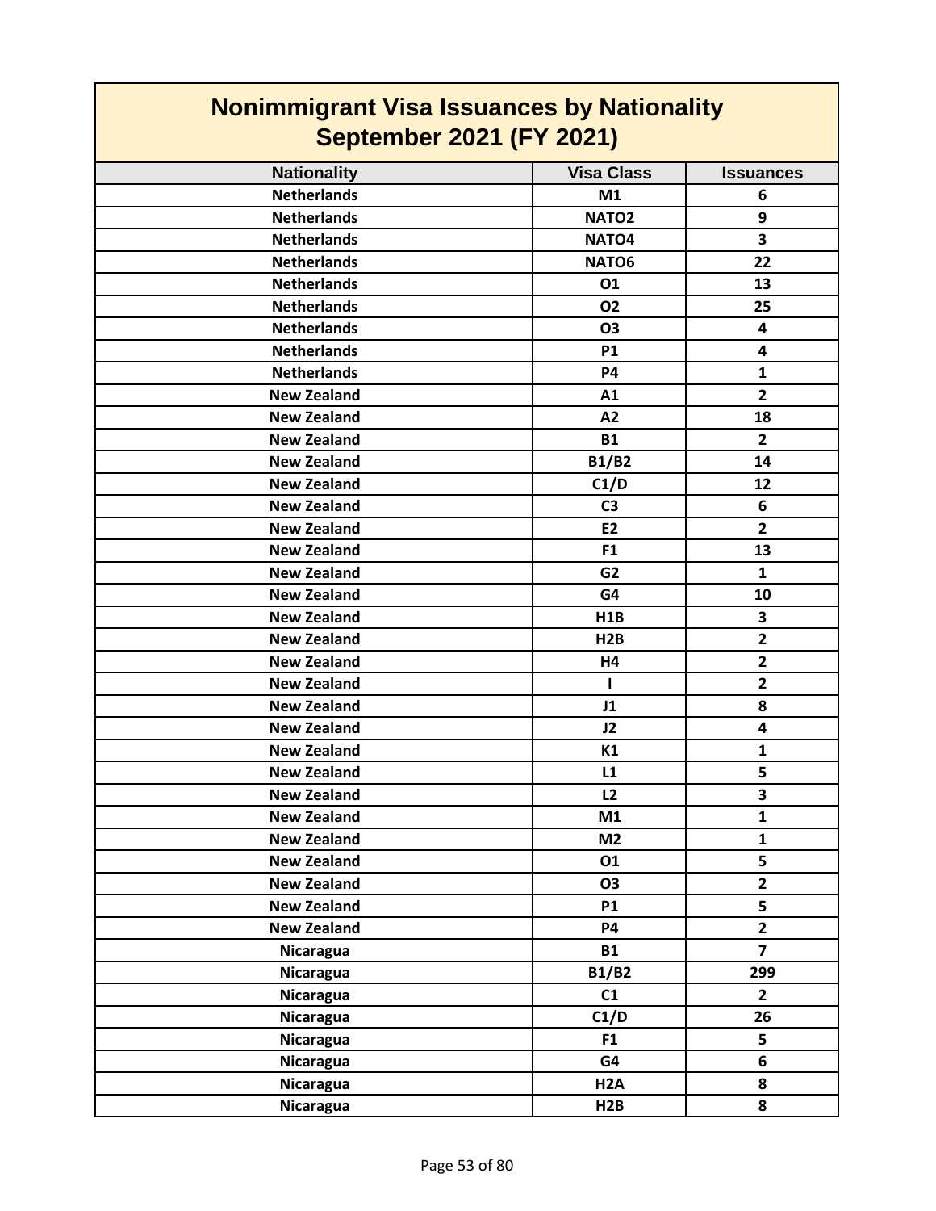# Nonimmigrant Visa Issuances by Nationality
## September 2021 (FY 2021)

| Nationality | Visa Class | Issuances |
|---|---|---|
| Netherlands | M1 | 6 |
| Netherlands | NATO2 | 9 |
| Netherlands | NATO4 | 3 |
| Netherlands | NATO6 | 22 |
| Netherlands | O1 | 13 |
| Netherlands | O2 | 25 |
| Netherlands | O3 | 4 |
| Netherlands | P1 | 4 |
| Netherlands | P4 | 1 |
| New Zealand | A1 | 2 |
| New Zealand | A2 | 18 |
| New Zealand | B1 | 2 |
| New Zealand | B1/B2 | 14 |
| New Zealand | C1/D | 12 |
| New Zealand | C3 | 6 |
| New Zealand | E2 | 2 |
| New Zealand | F1 | 13 |
| New Zealand | G2 | 1 |
| New Zealand | G4 | 10 |
| New Zealand | H1B | 3 |
| New Zealand | H2B | 2 |
| New Zealand | H4 | 2 |
| New Zealand | I | 2 |
| New Zealand | J1 | 8 |
| New Zealand | J2 | 4 |
| New Zealand | K1 | 1 |
| New Zealand | L1 | 5 |
| New Zealand | L2 | 3 |
| New Zealand | M1 | 1 |
| New Zealand | M2 | 1 |
| New Zealand | O1 | 5 |
| New Zealand | O3 | 2 |
| New Zealand | P1 | 5 |
| New Zealand | P4 | 2 |
| Nicaragua | B1 | 7 |
| Nicaragua | B1/B2 | 299 |
| Nicaragua | C1 | 2 |
| Nicaragua | C1/D | 26 |
| Nicaragua | F1 | 5 |
| Nicaragua | G4 | 6 |
| Nicaragua | H2A | 8 |
| Nicaragua | H2B | 8 |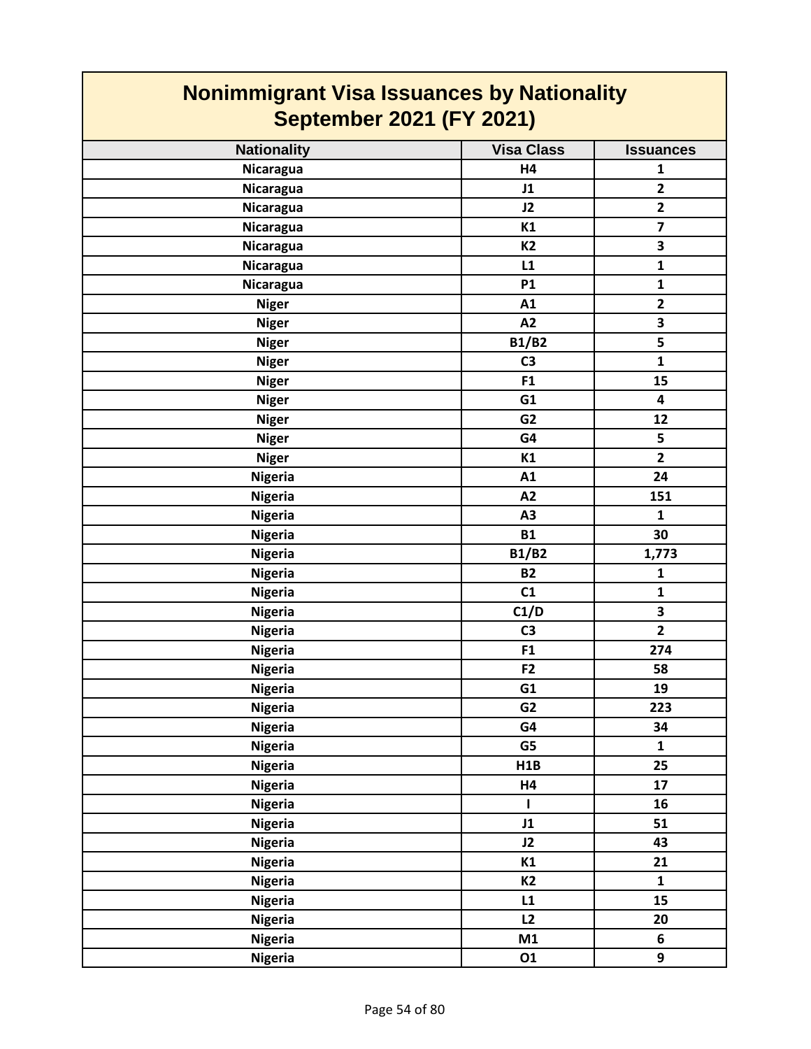# Nonimmigrant Visa Issuances by Nationality
## September 2021 (FY 2021)

| Nationality | Visa Class | Issuances |
|---|---|---|
| Nicaragua | H4 | 1 |
| Nicaragua | J1 | 2 |
| Nicaragua | J2 | 2 |
| Nicaragua | K1 | 7 |
| Nicaragua | K2 | 3 |
| Nicaragua | L1 | 1 |
| Nicaragua | P1 | 1 |
| Niger | A1 | 2 |
| Niger | A2 | 3 |
| Niger | B1/B2 | 5 |
| Niger | C3 | 1 |
| Niger | F1 | 15 |
| Niger | G1 | 4 |
| Niger | G2 | 12 |
| Niger | G4 | 5 |
| Niger | K1 | 2 |
| Nigeria | A1 | 24 |
| Nigeria | A2 | 151 |
| Nigeria | A3 | 1 |
| Nigeria | B1 | 30 |
| Nigeria | B1/B2 | 1,773 |
| Nigeria | B2 | 1 |
| Nigeria | C1 | 1 |
| Nigeria | C1/D | 3 |
| Nigeria | C3 | 2 |
| Nigeria | F1 | 274 |
| Nigeria | F2 | 58 |
| Nigeria | G1 | 19 |
| Nigeria | G2 | 223 |
| Nigeria | G4 | 34 |
| Nigeria | G5 | 1 |
| Nigeria | H1B | 25 |
| Nigeria | H4 | 17 |
| Nigeria | I | 16 |
| Nigeria | J1 | 51 |
| Nigeria | J2 | 43 |
| Nigeria | K1 | 21 |
| Nigeria | K2 | 1 |
| Nigeria | L1 | 15 |
| Nigeria | L2 | 20 |
| Nigeria | M1 | 6 |
| Nigeria | O1 | 9 |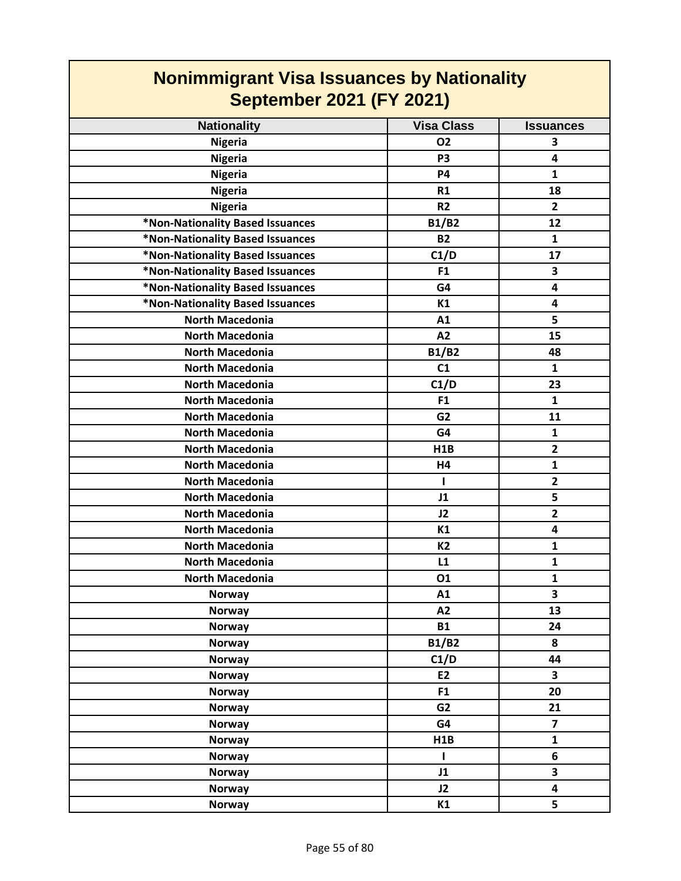# Nonimmigrant Visa Issuances by Nationality
## September 2021 (FY 2021)

| Nationality | Visa Class | Issuances |
|---|---|---|
| Nigeria | O2 | 3 |
| Nigeria | P3 | 4 |
| Nigeria | P4 | 1 |
| Nigeria | R1 | 18 |
| Nigeria | R2 | 2 |
| *Non-Nationality Based Issuances | B1/B2 | 12 |
| *Non-Nationality Based Issuances | B2 | 1 |
| *Non-Nationality Based Issuances | C1/D | 17 |
| *Non-Nationality Based Issuances | F1 | 3 |
| *Non-Nationality Based Issuances | G4 | 4 |
| *Non-Nationality Based Issuances | K1 | 4 |
| North Macedonia | A1 | 5 |
| North Macedonia | A2 | 15 |
| North Macedonia | B1/B2 | 48 |
| North Macedonia | C1 | 1 |
| North Macedonia | C1/D | 23 |
| North Macedonia | F1 | 1 |
| North Macedonia | G2 | 11 |
| North Macedonia | G4 | 1 |
| North Macedonia | H1B | 2 |
| North Macedonia | H4 | 1 |
| North Macedonia | I | 2 |
| North Macedonia | J1 | 5 |
| North Macedonia | J2 | 2 |
| North Macedonia | K1 | 4 |
| North Macedonia | K2 | 1 |
| North Macedonia | L1 | 1 |
| North Macedonia | O1 | 1 |
| Norway | A1 | 3 |
| Norway | A2 | 13 |
| Norway | B1 | 24 |
| Norway | B1/B2 | 8 |
| Norway | C1/D | 44 |
| Norway | E2 | 3 |
| Norway | F1 | 20 |
| Norway | G2 | 21 |
| Norway | G4 | 7 |
| Norway | H1B | 1 |
| Norway | I | 6 |
| Norway | J1 | 3 |
| Norway | J2 | 4 |
| Norway | K1 | 5 |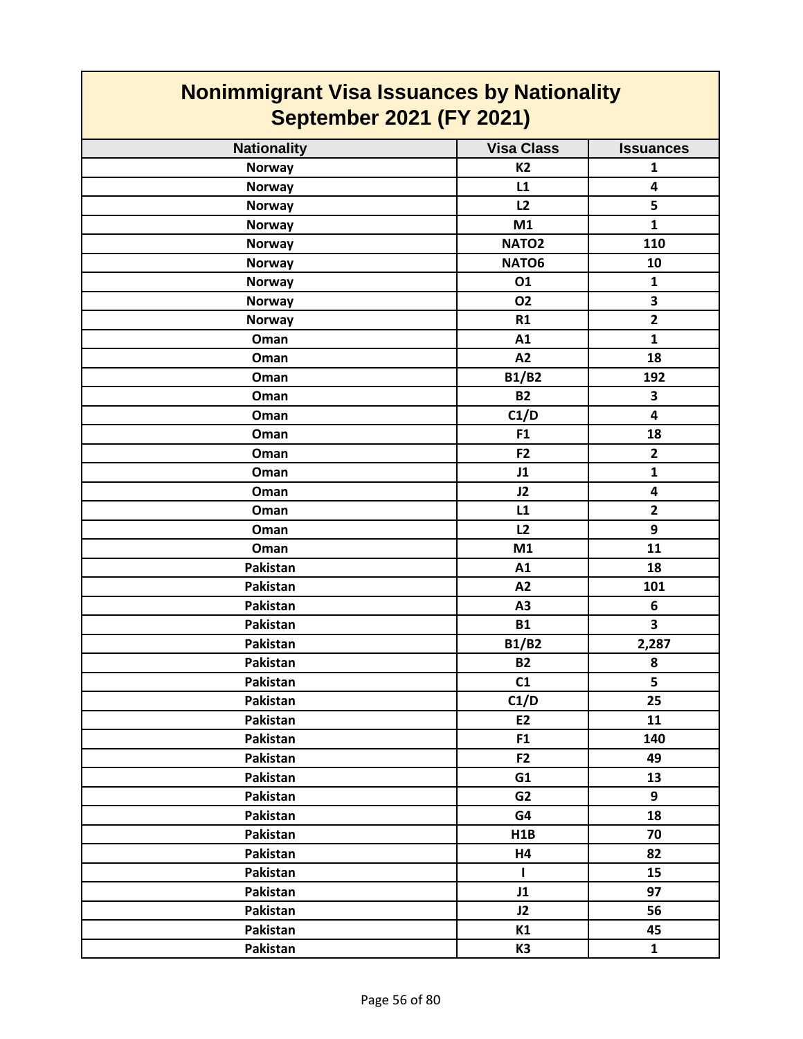# Nonimmigrant Visa Issuances by Nationality
## September 2021 (FY 2021)

| Nationality | Visa Class | Issuances |
|---|---|---|
| Norway | K2 | 1 |
| Norway | L1 | 4 |
| Norway | L2 | 5 |
| Norway | M1 | 1 |
| Norway | NATO2 | 110 |
| Norway | NATO6 | 10 |
| Norway | O1 | 1 |
| Norway | O2 | 3 |
| Norway | R1 | 2 |
| Oman | A1 | 1 |
| Oman | A2 | 18 |
| Oman | B1/B2 | 192 |
| Oman | B2 | 3 |
| Oman | C1/D | 4 |
| Oman | F1 | 18 |
| Oman | F2 | 2 |
| Oman | J1 | 1 |
| Oman | J2 | 4 |
| Oman | L1 | 2 |
| Oman | L2 | 9 |
| Oman | M1 | 11 |
| Pakistan | A1 | 18 |
| Pakistan | A2 | 101 |
| Pakistan | A3 | 6 |
| Pakistan | B1 | 3 |
| Pakistan | B1/B2 | 2,287 |
| Pakistan | B2 | 8 |
| Pakistan | C1 | 5 |
| Pakistan | C1/D | 25 |
| Pakistan | E2 | 11 |
| Pakistan | F1 | 140 |
| Pakistan | F2 | 49 |
| Pakistan | G1 | 13 |
| Pakistan | G2 | 9 |
| Pakistan | G4 | 18 |
| Pakistan | H1B | 70 |
| Pakistan | H4 | 82 |
| Pakistan | I | 15 |
| Pakistan | J1 | 97 |
| Pakistan | J2 | 56 |
| Pakistan | K1 | 45 |
| Pakistan | K3 | 1 |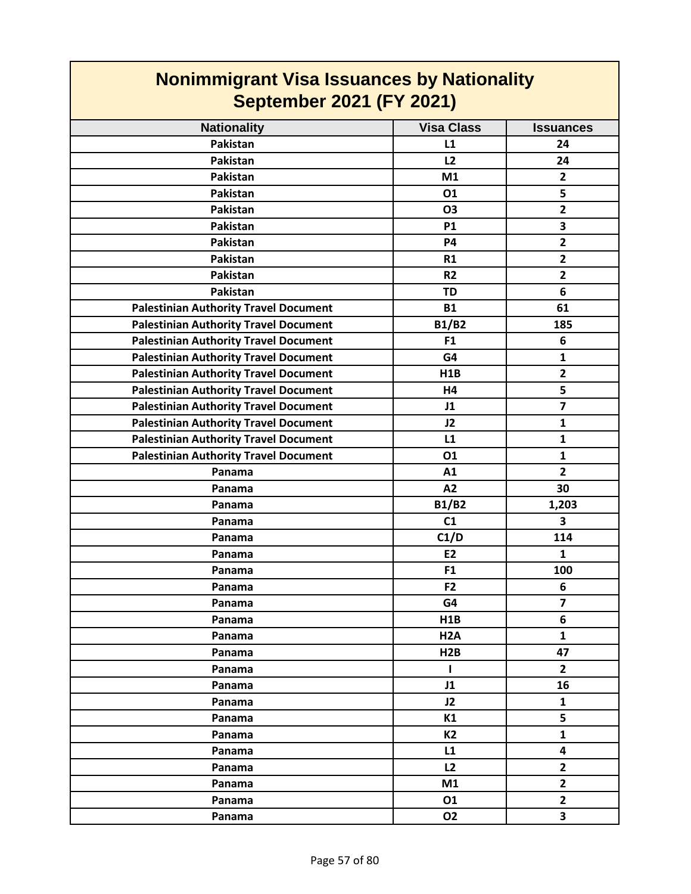# Nonimmigrant Visa Issuances by Nationality
## September 2021 (FY 2021)

| Nationality | Visa Class | Issuances |
|---|---|---|
| Pakistan | L1 | 24 |
| Pakistan | L2 | 24 |
| Pakistan | M1 | 2 |
| Pakistan | O1 | 5 |
| Pakistan | O3 | 2 |
| Pakistan | P1 | 3 |
| Pakistan | P4 | 2 |
| Pakistan | R1 | 2 |
| Pakistan | R2 | 2 |
| Pakistan | TD | 6 |
| Palestinian Authority Travel Document | B1 | 61 |
| Palestinian Authority Travel Document | B1/B2 | 185 |
| Palestinian Authority Travel Document | F1 | 6 |
| Palestinian Authority Travel Document | G4 | 1 |
| Palestinian Authority Travel Document | H1B | 2 |
| Palestinian Authority Travel Document | H4 | 5 |
| Palestinian Authority Travel Document | J1 | 7 |
| Palestinian Authority Travel Document | J2 | 1 |
| Palestinian Authority Travel Document | L1 | 1 |
| Palestinian Authority Travel Document | O1 | 1 |
| Panama | A1 | 2 |
| Panama | A2 | 30 |
| Panama | B1/B2 | 1,203 |
| Panama | C1 | 3 |
| Panama | C1/D | 114 |
| Panama | E2 | 1 |
| Panama | F1 | 100 |
| Panama | F2 | 6 |
| Panama | G4 | 7 |
| Panama | H1B | 6 |
| Panama | H2A | 1 |
| Panama | H2B | 47 |
| Panama | I | 2 |
| Panama | J1 | 16 |
| Panama | J2 | 1 |
| Panama | K1 | 5 |
| Panama | K2 | 1 |
| Panama | L1 | 4 |
| Panama | L2 | 2 |
| Panama | M1 | 2 |
| Panama | O1 | 2 |
| Panama | O2 | 3 |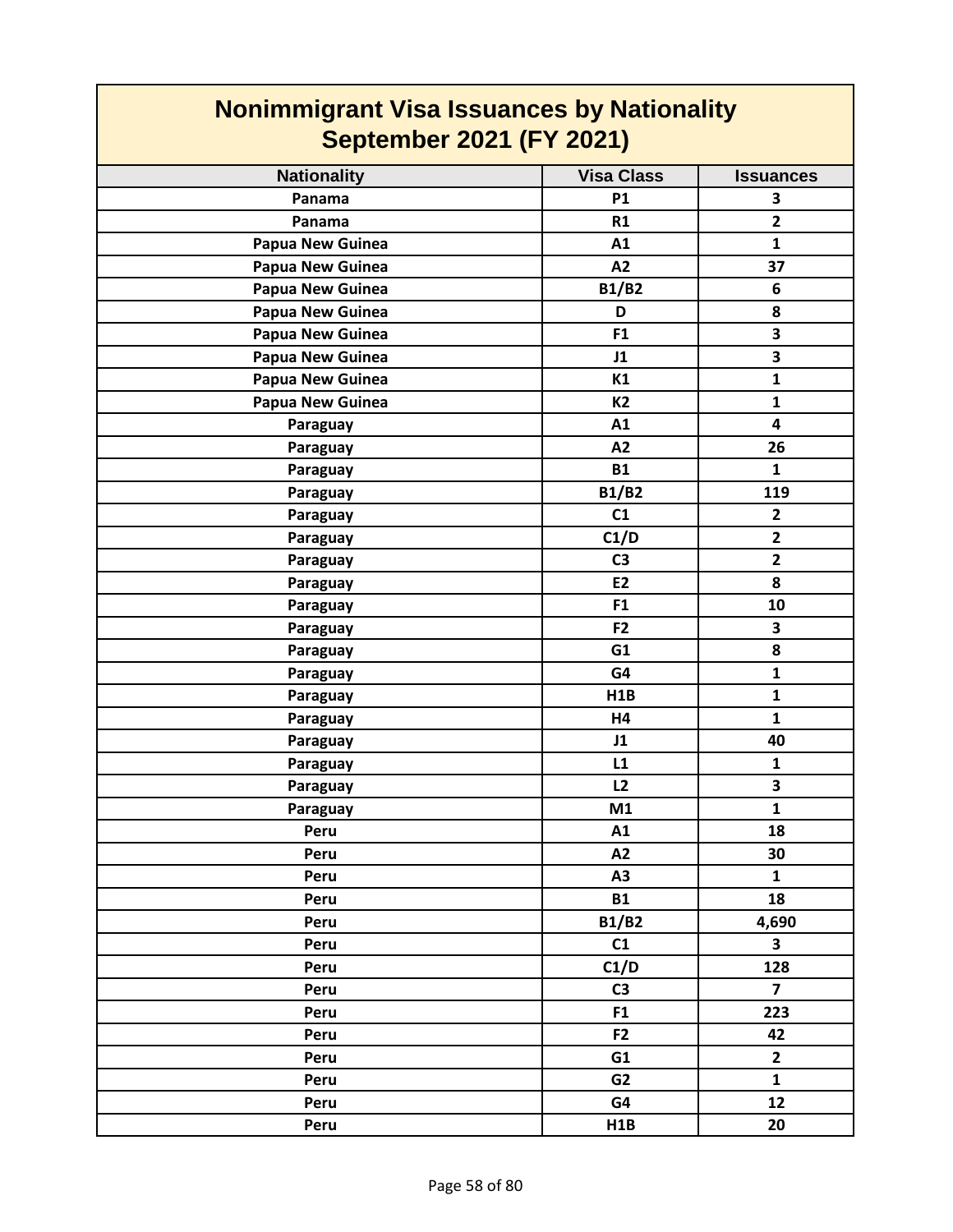# Nonimmigrant Visa Issuances by Nationality
## September 2021 (FY 2021)

| Nationality | Visa Class | Issuances |
|---|---|---|
| Panama | P1 | 3 |
| Panama | R1 | 2 |
| Papua New Guinea | A1 | 1 |
| Papua New Guinea | A2 | 37 |
| Papua New Guinea | B1/B2 | 6 |
| Papua New Guinea | D | 8 |
| Papua New Guinea | F1 | 3 |
| Papua New Guinea | J1 | 3 |
| Papua New Guinea | K1 | 1 |
| Papua New Guinea | K2 | 1 |
| Paraguay | A1 | 4 |
| Paraguay | A2 | 26 |
| Paraguay | B1 | 1 |
| Paraguay | B1/B2 | 119 |
| Paraguay | C1 | 2 |
| Paraguay | C1/D | 2 |
| Paraguay | C3 | 2 |
| Paraguay | E2 | 8 |
| Paraguay | F1 | 10 |
| Paraguay | F2 | 3 |
| Paraguay | G1 | 8 |
| Paraguay | G4 | 1 |
| Paraguay | H1B | 1 |
| Paraguay | H4 | 1 |
| Paraguay | J1 | 40 |
| Paraguay | L1 | 1 |
| Paraguay | L2 | 3 |
| Paraguay | M1 | 1 |
| Peru | A1 | 18 |
| Peru | A2 | 30 |
| Peru | A3 | 1 |
| Peru | B1 | 18 |
| Peru | B1/B2 | 4,690 |
| Peru | C1 | 3 |
| Peru | C1/D | 128 |
| Peru | C3 | 7 |
| Peru | F1 | 223 |
| Peru | F2 | 42 |
| Peru | G1 | 2 |
| Peru | G2 | 1 |
| Peru | G4 | 12 |
| Peru | H1B | 20 |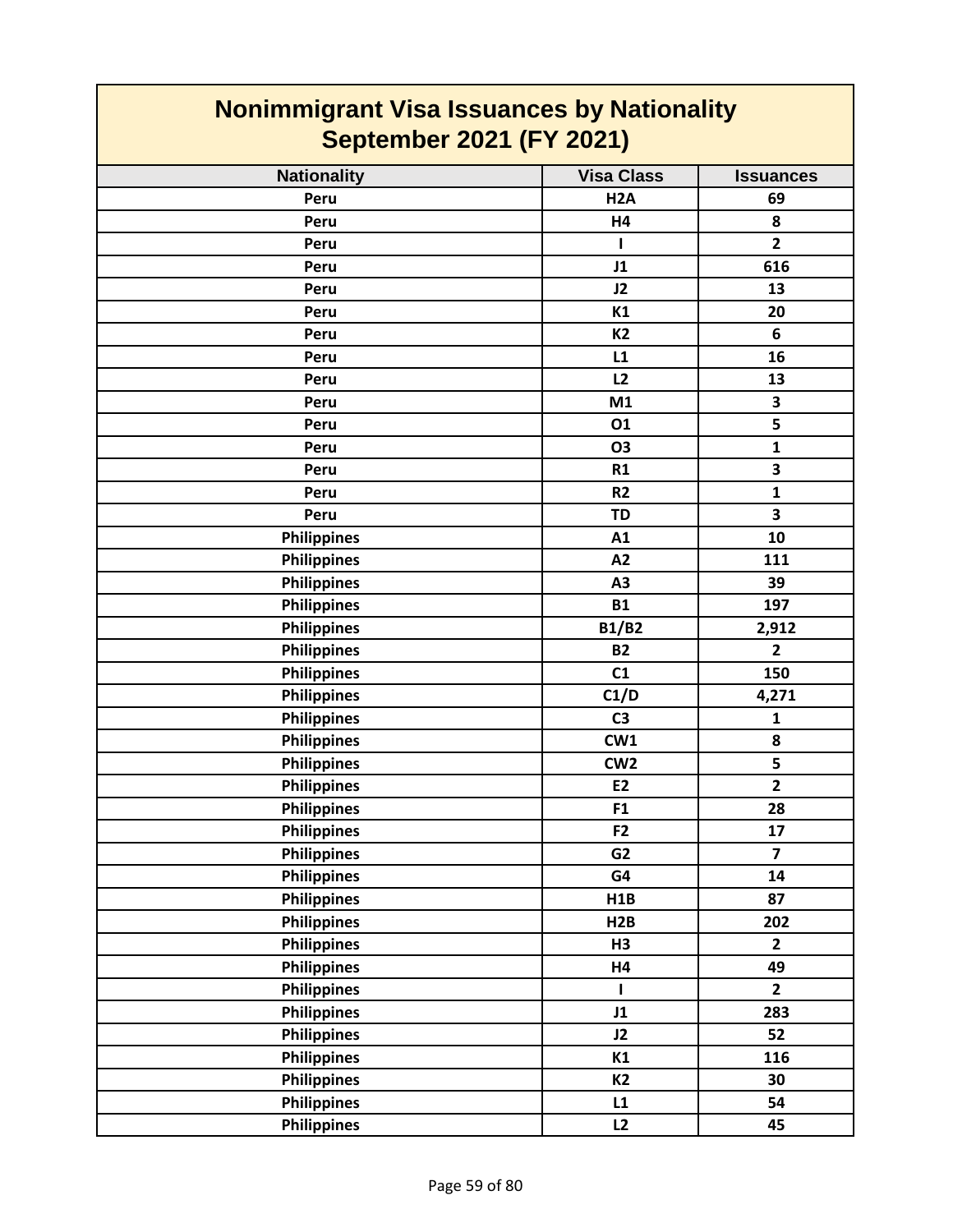# Nonimmigrant Visa Issuances by Nationality
## September 2021 (FY 2021)

| Nationality | Visa Class | Issuances |
|---|---|---|
| Peru | H2A | 69 |
| Peru | H4 | 8 |
| Peru | I | 2 |
| Peru | J1 | 616 |
| Peru | J2 | 13 |
| Peru | K1 | 20 |
| Peru | K2 | 6 |
| Peru | L1 | 16 |
| Peru | L2 | 13 |
| Peru | M1 | 3 |
| Peru | O1 | 5 |
| Peru | O3 | 1 |
| Peru | R1 | 3 |
| Peru | R2 | 1 |
| Peru | TD | 3 |
| Philippines | A1 | 10 |
| Philippines | A2 | 111 |
| Philippines | A3 | 39 |
| Philippines | B1 | 197 |
| Philippines | B1/B2 | 2,912 |
| Philippines | B2 | 2 |
| Philippines | C1 | 150 |
| Philippines | C1/D | 4,271 |
| Philippines | C3 | 1 |
| Philippines | CW1 | 8 |
| Philippines | CW2 | 5 |
| Philippines | E2 | 2 |
| Philippines | F1 | 28 |
| Philippines | F2 | 17 |
| Philippines | G2 | 7 |
| Philippines | G4 | 14 |
| Philippines | H1B | 87 |
| Philippines | H2B | 202 |
| Philippines | H3 | 2 |
| Philippines | H4 | 49 |
| Philippines | I | 2 |
| Philippines | J1 | 283 |
| Philippines | J2 | 52 |
| Philippines | K1 | 116 |
| Philippines | K2 | 30 |
| Philippines | L1 | 54 |
| Philippines | L2 | 45 |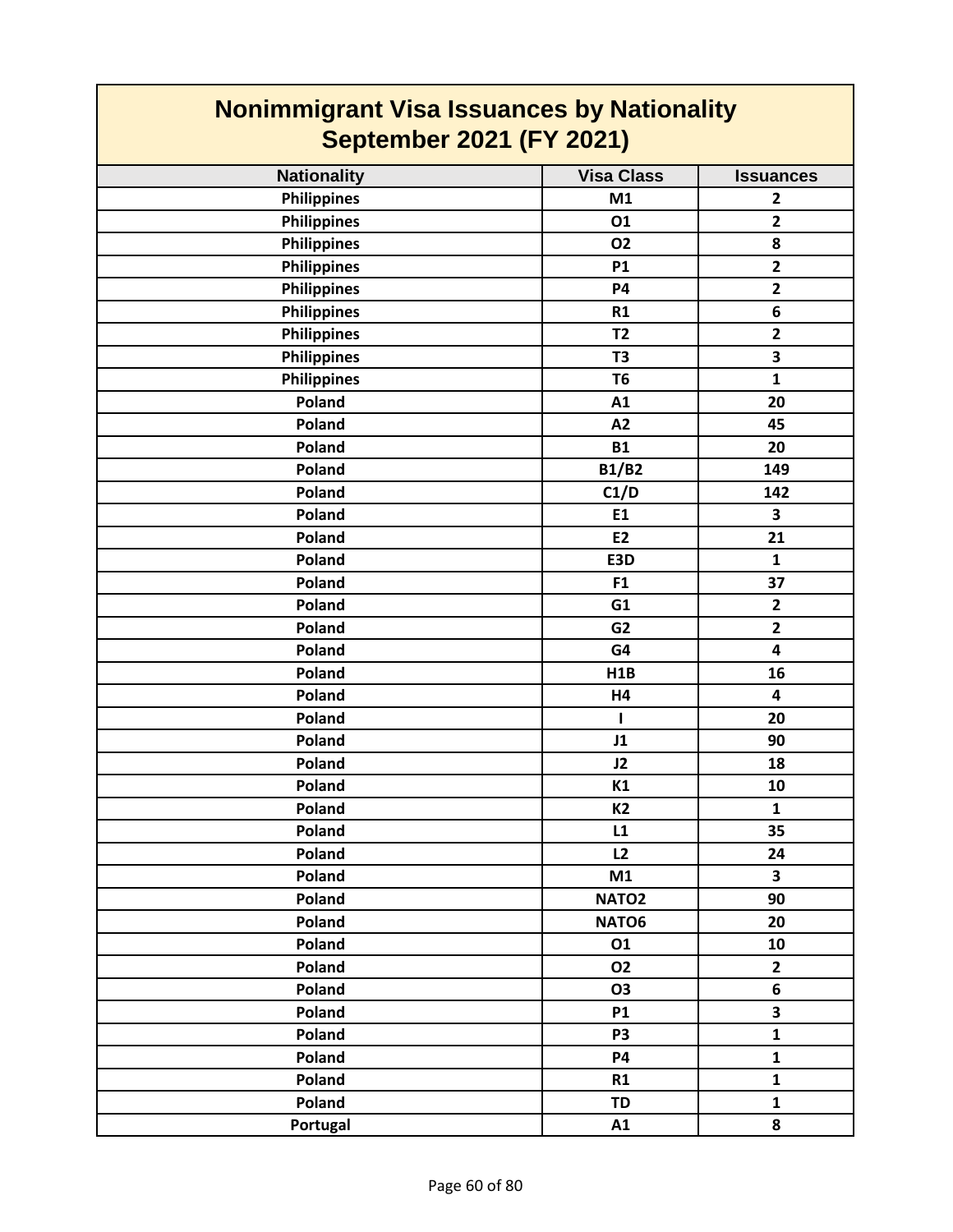# Nonimmigrant Visa Issuances by Nationality
## September 2021 (FY 2021)

| Nationality | Visa Class | Issuances |
|---|---|---|
| Philippines | M1 | 2 |
| Philippines | O1 | 2 |
| Philippines | O2 | 8 |
| Philippines | P1 | 2 |
| Philippines | P4 | 2 |
| Philippines | R1 | 6 |
| Philippines | T2 | 2 |
| Philippines | T3 | 3 |
| Philippines | T6 | 1 |
| Poland | A1 | 20 |
| Poland | A2 | 45 |
| Poland | B1 | 20 |
| Poland | B1/B2 | 149 |
| Poland | C1/D | 142 |
| Poland | E1 | 3 |
| Poland | E2 | 21 |
| Poland | E3D | 1 |
| Poland | F1 | 37 |
| Poland | G1 | 2 |
| Poland | G2 | 2 |
| Poland | G4 | 4 |
| Poland | H1B | 16 |
| Poland | H4 | 4 |
| Poland | I | 20 |
| Poland | J1 | 90 |
| Poland | J2 | 18 |
| Poland | K1 | 10 |
| Poland | K2 | 1 |
| Poland | L1 | 35 |
| Poland | L2 | 24 |
| Poland | M1 | 3 |
| Poland | NATO2 | 90 |
| Poland | NATO6 | 20 |
| Poland | O1 | 10 |
| Poland | O2 | 2 |
| Poland | O3 | 6 |
| Poland | P1 | 3 |
| Poland | P3 | 1 |
| Poland | P4 | 1 |
| Poland | R1 | 1 |
| Poland | TD | 1 |
| Portugal | A1 | 8 |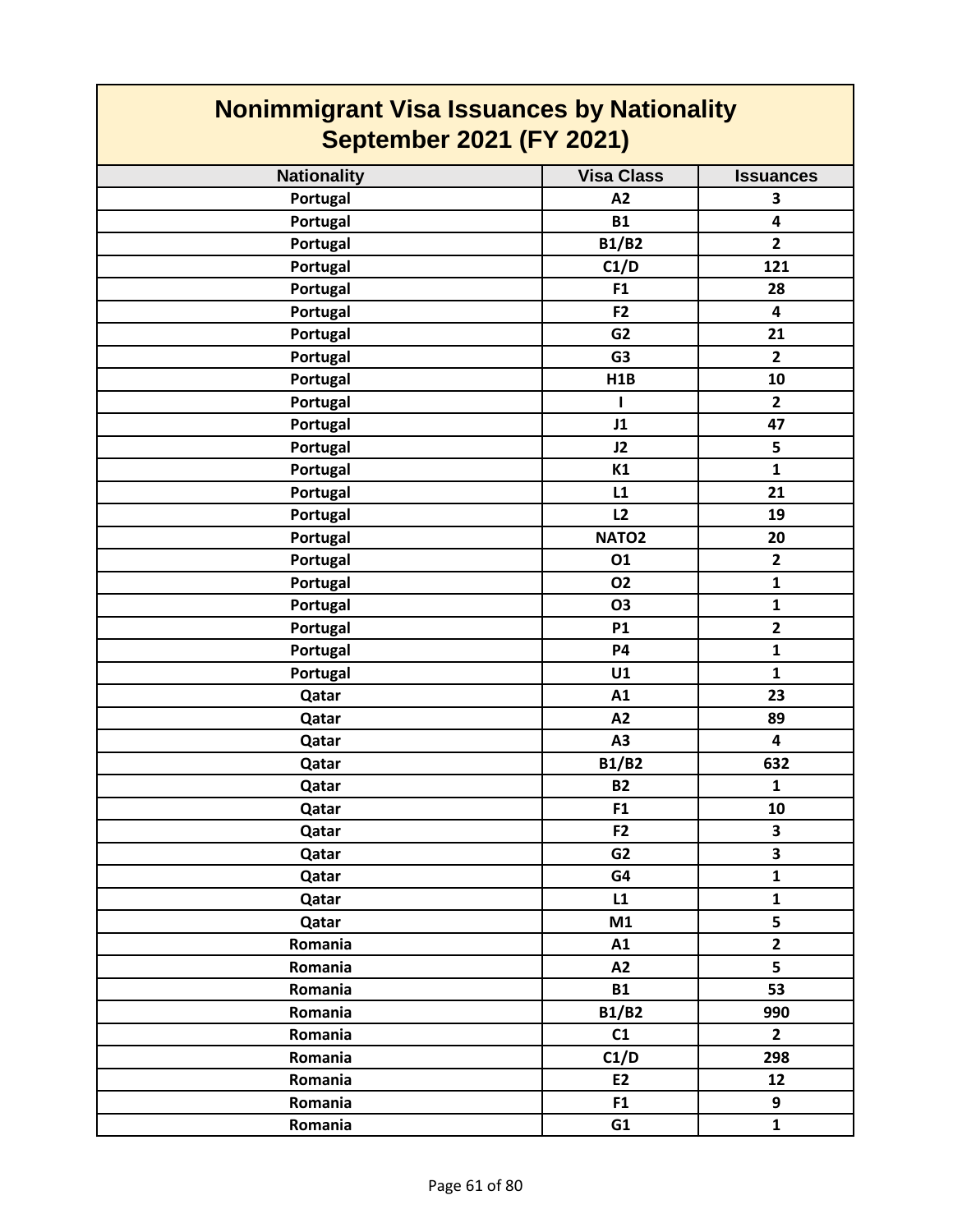# Nonimmigrant Visa Issuances by Nationality
## September 2021 (FY 2021)

| Nationality | Visa Class | Issuances |
|---|---|---|
| Portugal | A2 | 3 |
| Portugal | B1 | 4 |
| Portugal | B1/B2 | 2 |
| Portugal | C1/D | 121 |
| Portugal | F1 | 28 |
| Portugal | F2 | 4 |
| Portugal | G2 | 21 |
| Portugal | G3 | 2 |
| Portugal | H1B | 10 |
| Portugal | I | 2 |
| Portugal | J1 | 47 |
| Portugal | J2 | 5 |
| Portugal | K1 | 1 |
| Portugal | L1 | 21 |
| Portugal | L2 | 19 |
| Portugal | NATO2 | 20 |
| Portugal | O1 | 2 |
| Portugal | O2 | 1 |
| Portugal | O3 | 1 |
| Portugal | P1 | 2 |
| Portugal | P4 | 1 |
| Portugal | U1 | 1 |
| Qatar | A1 | 23 |
| Qatar | A2 | 89 |
| Qatar | A3 | 4 |
| Qatar | B1/B2 | 632 |
| Qatar | B2 | 1 |
| Qatar | F1 | 10 |
| Qatar | F2 | 3 |
| Qatar | G2 | 3 |
| Qatar | G4 | 1 |
| Qatar | L1 | 1 |
| Qatar | M1 | 5 |
| Romania | A1 | 2 |
| Romania | A2 | 5 |
| Romania | B1 | 53 |
| Romania | B1/B2 | 990 |
| Romania | C1 | 2 |
| Romania | C1/D | 298 |
| Romania | E2 | 12 |
| Romania | F1 | 9 |
| Romania | G1 | 1 |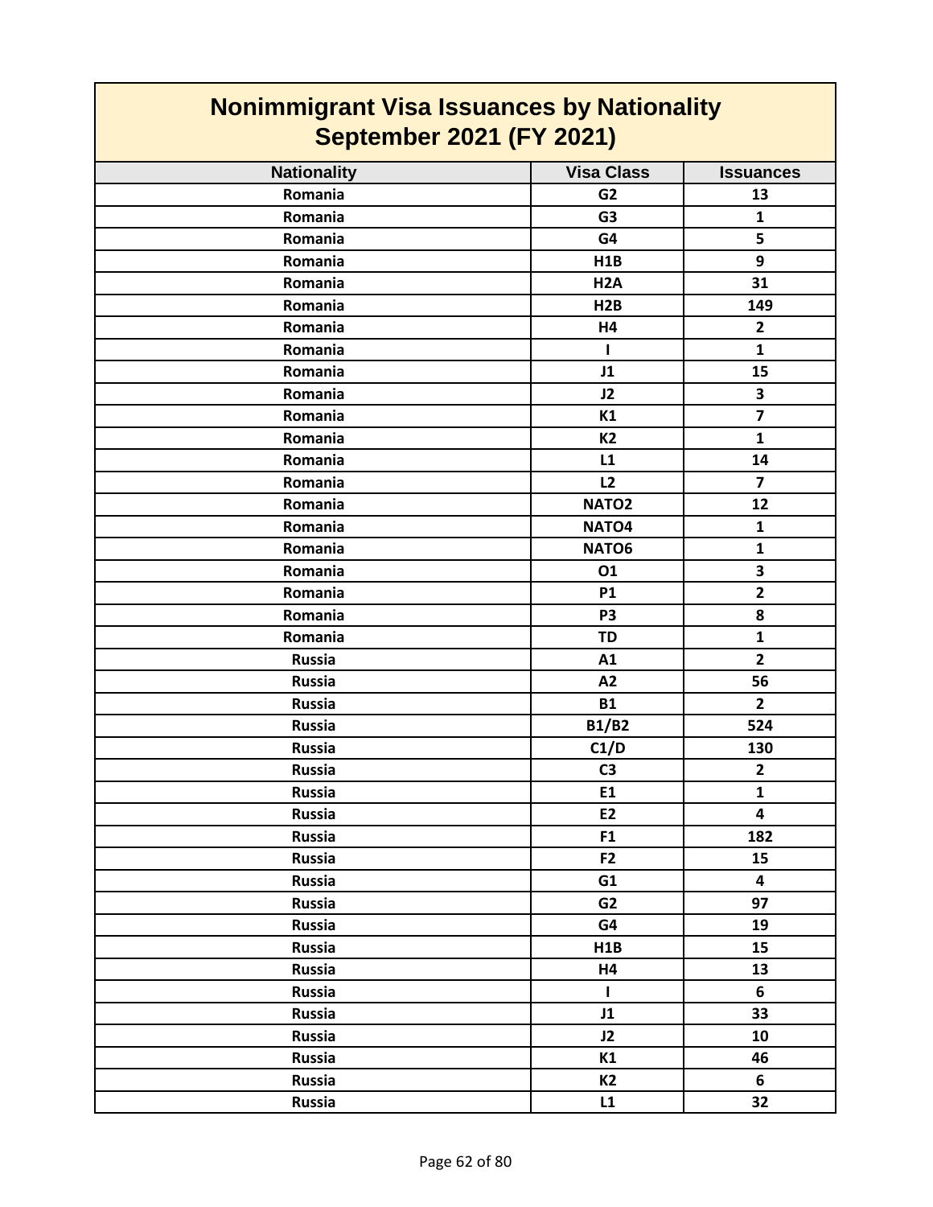# Nonimmigrant Visa Issuances by Nationality
## September 2021 (FY 2021)

| Nationality | Visa Class | Issuances |
|---|---|---|
| Romania | G2 | 13 |
| Romania | G3 | 1 |
| Romania | G4 | 5 |
| Romania | H1B | 9 |
| Romania | H2A | 31 |
| Romania | H2B | 149 |
| Romania | H4 | 2 |
| Romania | I | 1 |
| Romania | J1 | 15 |
| Romania | J2 | 3 |
| Romania | K1 | 7 |
| Romania | K2 | 1 |
| Romania | L1 | 14 |
| Romania | L2 | 7 |
| Romania | NATO2 | 12 |
| Romania | NATO4 | 1 |
| Romania | NATO6 | 1 |
| Romania | O1 | 3 |
| Romania | P1 | 2 |
| Romania | P3 | 8 |
| Romania | TD | 1 |
| Russia | A1 | 2 |
| Russia | A2 | 56 |
| Russia | B1 | 2 |
| Russia | B1/B2 | 524 |
| Russia | C1/D | 130 |
| Russia | C3 | 2 |
| Russia | E1 | 1 |
| Russia | E2 | 4 |
| Russia | F1 | 182 |
| Russia | F2 | 15 |
| Russia | G1 | 4 |
| Russia | G2 | 97 |
| Russia | G4 | 19 |
| Russia | H1B | 15 |
| Russia | H4 | 13 |
| Russia | I | 6 |
| Russia | J1 | 33 |
| Russia | J2 | 10 |
| Russia | K1 | 46 |
| Russia | K2 | 6 |
| Russia | L1 | 32 |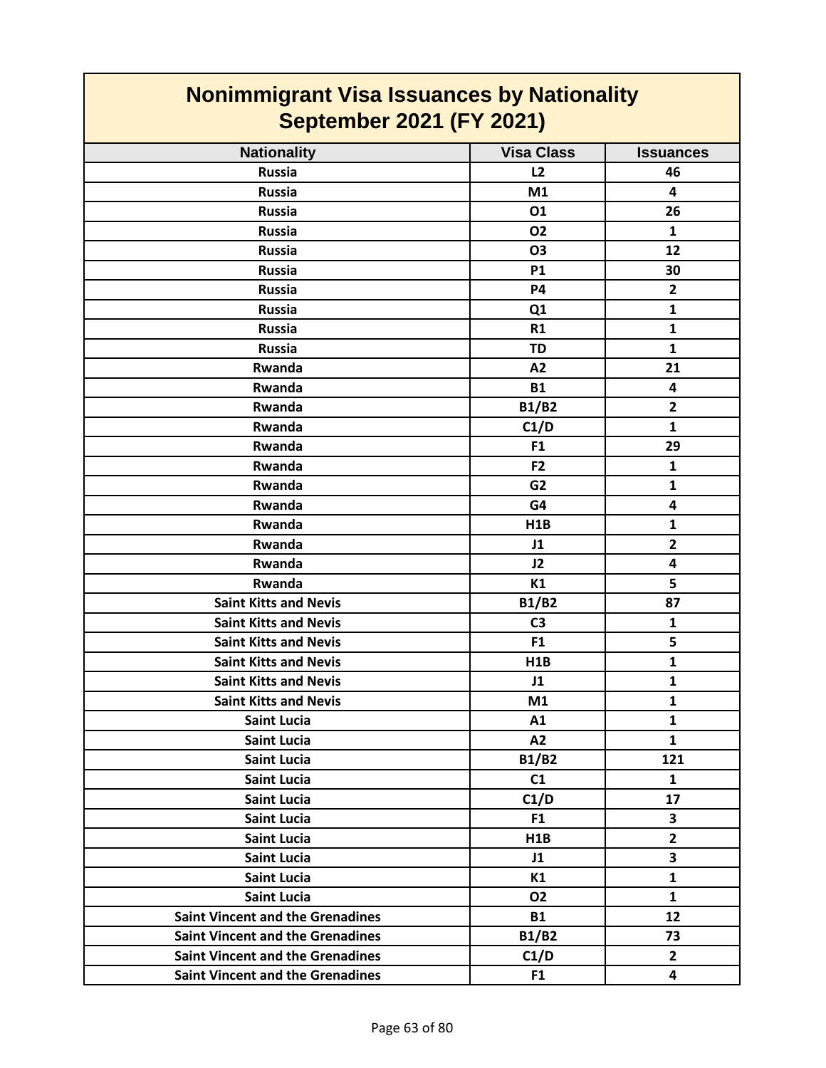# Nonimmigrant Visa Issuances by Nationality September 2021 (FY 2021)

| Nationality | Visa Class | Issuances |
|---|---|---|
| Russia | L2 | 46 |
| Russia | M1 | 4 |
| Russia | O1 | 26 |
| Russia | O2 | 1 |
| Russia | O3 | 12 |
| Russia | P1 | 30 |
| Russia | P4 | 2 |
| Russia | Q1 | 1 |
| Russia | R1 | 1 |
| Russia | TD | 1 |
| Rwanda | A2 | 21 |
| Rwanda | B1 | 4 |
| Rwanda | B1/B2 | 2 |
| Rwanda | C1/D | 1 |
| Rwanda | F1 | 29 |
| Rwanda | F2 | 1 |
| Rwanda | G2 | 1 |
| Rwanda | G4 | 4 |
| Rwanda | H1B | 1 |
| Rwanda | J1 | 2 |
| Rwanda | J2 | 4 |
| Rwanda | K1 | 5 |
| Saint Kitts and Nevis | B1/B2 | 87 |
| Saint Kitts and Nevis | C3 | 1 |
| Saint Kitts and Nevis | F1 | 5 |
| Saint Kitts and Nevis | H1B | 1 |
| Saint Kitts and Nevis | J1 | 1 |
| Saint Kitts and Nevis | M1 | 1 |
| Saint Lucia | A1 | 1 |
| Saint Lucia | A2 | 1 |
| Saint Lucia | B1/B2 | 121 |
| Saint Lucia | C1 | 1 |
| Saint Lucia | C1/D | 17 |
| Saint Lucia | F1 | 3 |
| Saint Lucia | H1B | 2 |
| Saint Lucia | J1 | 3 |
| Saint Lucia | K1 | 1 |
| Saint Lucia | O2 | 1 |
| Saint Vincent and the Grenadines | B1 | 12 |
| Saint Vincent and the Grenadines | B1/B2 | 73 |
| Saint Vincent and the Grenadines | C1/D | 2 |
| Saint Vincent and the Grenadines | F1 | 4 |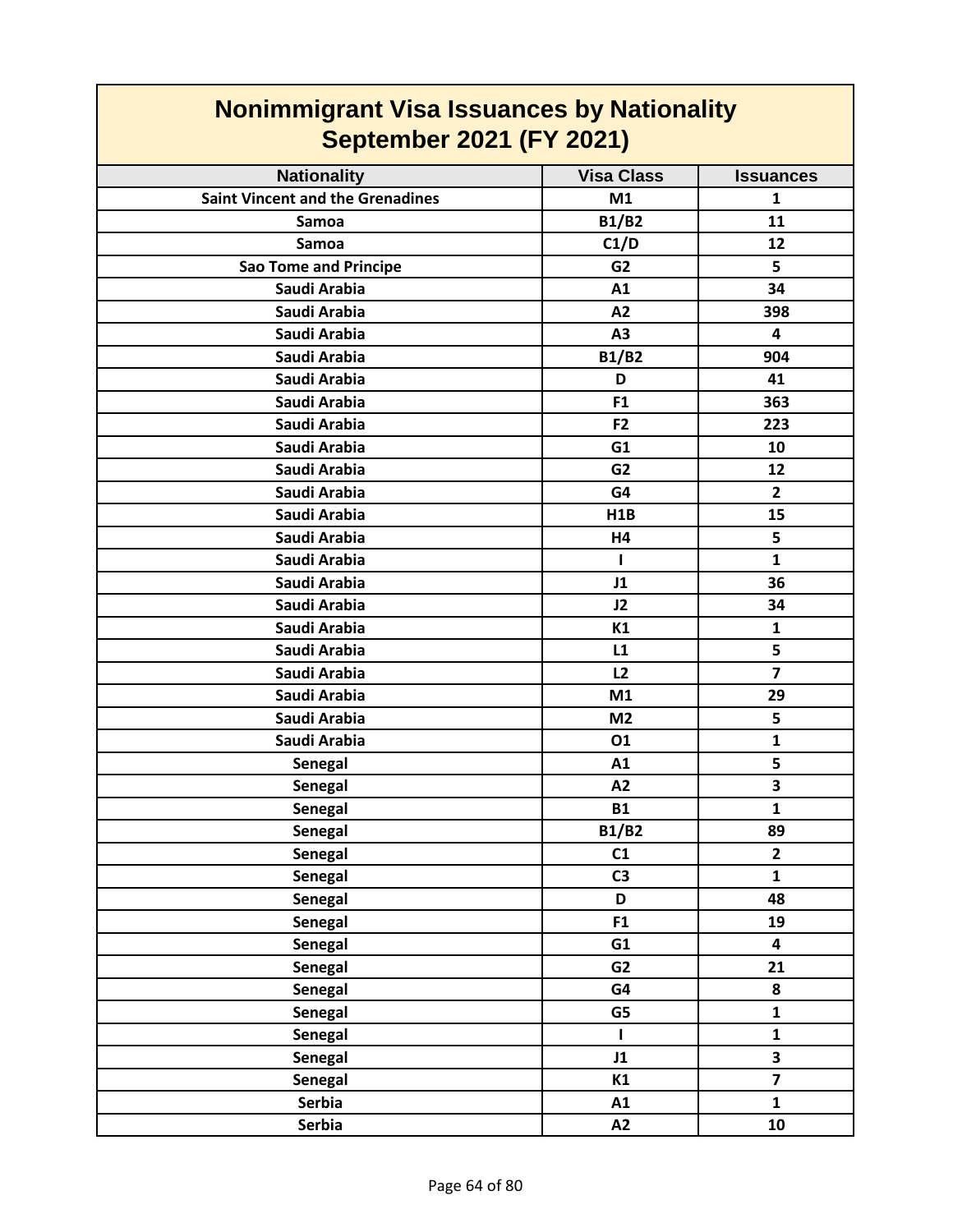# Nonimmigrant Visa Issuances by Nationality
## September 2021 (FY 2021)

| Nationality | Visa Class | Issuances |
|---|---|---|
| Saint Vincent and the Grenadines | M1 | 1 |
| Samoa | B1/B2 | 11 |
| Samoa | C1/D | 12 |
| Sao Tome and Principe | G2 | 5 |
| Saudi Arabia | A1 | 34 |
| Saudi Arabia | A2 | 398 |
| Saudi Arabia | A3 | 4 |
| Saudi Arabia | B1/B2 | 904 |
| Saudi Arabia | D | 41 |
| Saudi Arabia | F1 | 363 |
| Saudi Arabia | F2 | 223 |
| Saudi Arabia | G1 | 10 |
| Saudi Arabia | G2 | 12 |
| Saudi Arabia | G4 | 2 |
| Saudi Arabia | H1B | 15 |
| Saudi Arabia | H4 | 5 |
| Saudi Arabia | I | 1 |
| Saudi Arabia | J1 | 36 |
| Saudi Arabia | J2 | 34 |
| Saudi Arabia | K1 | 1 |
| Saudi Arabia | L1 | 5 |
| Saudi Arabia | L2 | 7 |
| Saudi Arabia | M1 | 29 |
| Saudi Arabia | M2 | 5 |
| Saudi Arabia | O1 | 1 |
| Senegal | A1 | 5 |
| Senegal | A2 | 3 |
| Senegal | B1 | 1 |
| Senegal | B1/B2 | 89 |
| Senegal | C1 | 2 |
| Senegal | C3 | 1 |
| Senegal | D | 48 |
| Senegal | F1 | 19 |
| Senegal | G1 | 4 |
| Senegal | G2 | 21 |
| Senegal | G4 | 8 |
| Senegal | G5 | 1 |
| Senegal | I | 1 |
| Senegal | J1 | 3 |
| Senegal | K1 | 7 |
| Serbia | A1 | 1 |
| Serbia | A2 | 10 |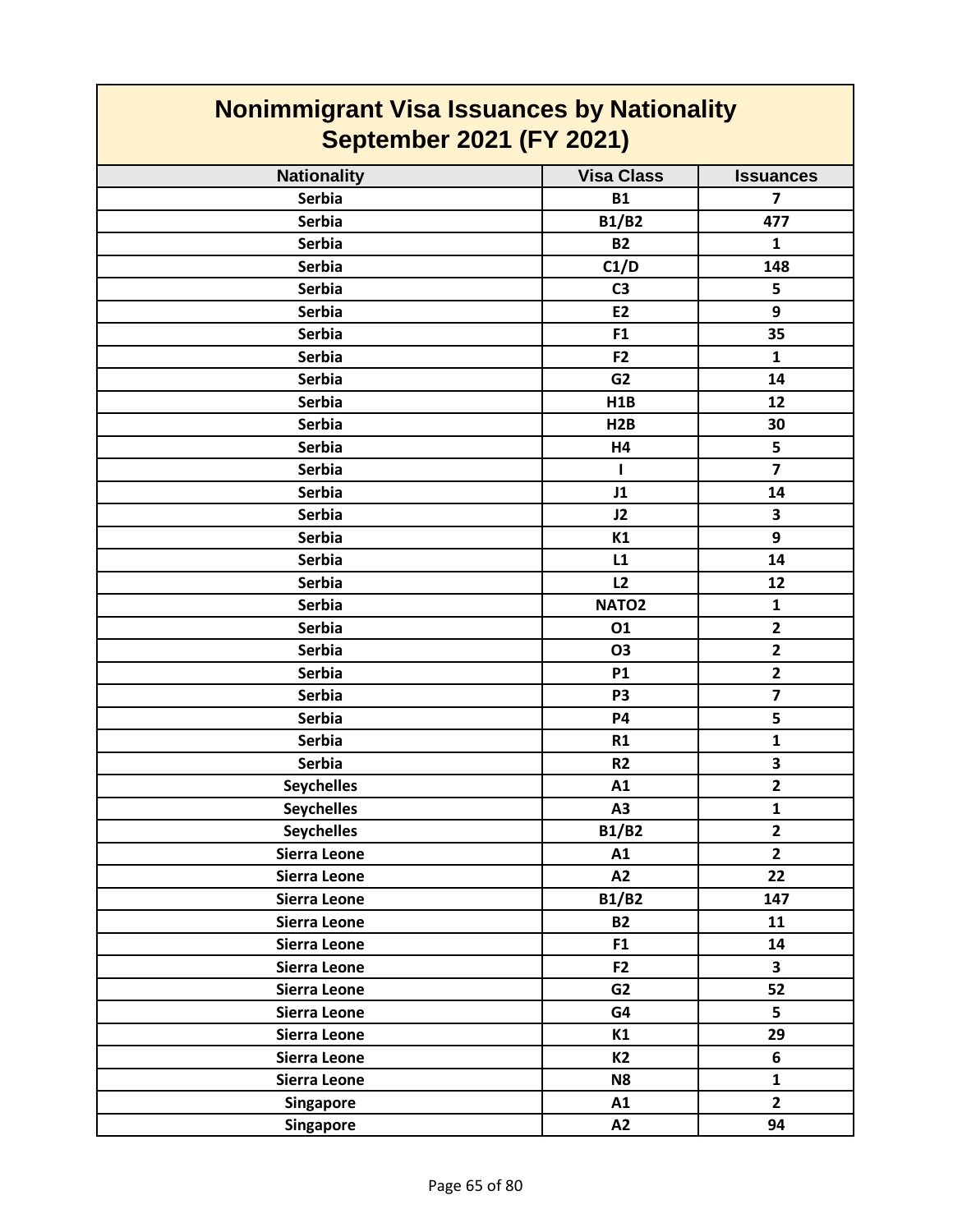# Nonimmigrant Visa Issuances by Nationality
## September 2021 (FY 2021)

| Nationality | Visa Class | Issuances |
| --- | --- | --- |
| Serbia | B1 | 7 |
| Serbia | B1/B2 | 477 |
| Serbia | B2 | 1 |
| Serbia | C1/D | 148 |
| Serbia | C3 | 5 |
| Serbia | E2 | 9 |
| Serbia | F1 | 35 |
| Serbia | F2 | 1 |
| Serbia | G2 | 14 |
| Serbia | H1B | 12 |
| Serbia | H2B | 30 |
| Serbia | H4 | 5 |
| Serbia | I | 7 |
| Serbia | J1 | 14 |
| Serbia | J2 | 3 |
| Serbia | K1 | 9 |
| Serbia | L1 | 14 |
| Serbia | L2 | 12 |
| Serbia | NATO2 | 1 |
| Serbia | O1 | 2 |
| Serbia | O3 | 2 |
| Serbia | P1 | 2 |
| Serbia | P3 | 7 |
| Serbia | P4 | 5 |
| Serbia | R1 | 1 |
| Serbia | R2 | 3 |
| Seychelles | A1 | 2 |
| Seychelles | A3 | 1 |
| Seychelles | B1/B2 | 2 |
| Sierra Leone | A1 | 2 |
| Sierra Leone | A2 | 22 |
| Sierra Leone | B1/B2 | 147 |
| Sierra Leone | B2 | 11 |
| Sierra Leone | F1 | 14 |
| Sierra Leone | F2 | 3 |
| Sierra Leone | G2 | 52 |
| Sierra Leone | G4 | 5 |
| Sierra Leone | K1 | 29 |
| Sierra Leone | K2 | 6 |
| Sierra Leone | N8 | 1 |
| Singapore | A1 | 2 |
| Singapore | A2 | 94 |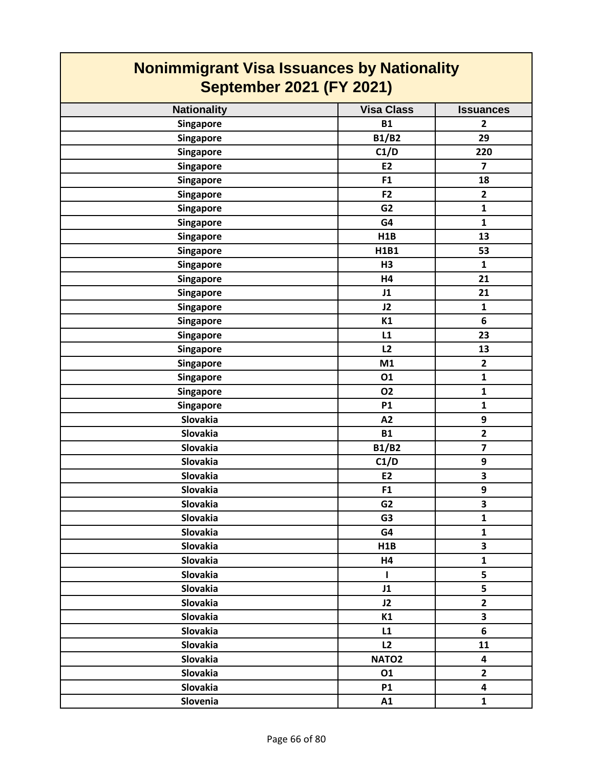# Nonimmigrant Visa Issuances by Nationality
## September 2021 (FY 2021)

| Nationality | Visa Class | Issuances |
|---|---|---|
| Singapore | B1 | 2 |
| Singapore | B1/B2 | 29 |
| Singapore | C1/D | 220 |
| Singapore | E2 | 7 |
| Singapore | F1 | 18 |
| Singapore | F2 | 2 |
| Singapore | G2 | 1 |
| Singapore | G4 | 1 |
| Singapore | H1B | 13 |
| Singapore | H1B1 | 53 |
| Singapore | H3 | 1 |
| Singapore | H4 | 21 |
| Singapore | J1 | 21 |
| Singapore | J2 | 1 |
| Singapore | K1 | 6 |
| Singapore | L1 | 23 |
| Singapore | L2 | 13 |
| Singapore | M1 | 2 |
| Singapore | O1 | 1 |
| Singapore | O2 | 1 |
| Singapore | P1 | 1 |
| Slovakia | A2 | 9 |
| Slovakia | B1 | 2 |
| Slovakia | B1/B2 | 7 |
| Slovakia | C1/D | 9 |
| Slovakia | E2 | 3 |
| Slovakia | F1 | 9 |
| Slovakia | G2 | 3 |
| Slovakia | G3 | 1 |
| Slovakia | G4 | 1 |
| Slovakia | H1B | 3 |
| Slovakia | H4 | 1 |
| Slovakia | I | 5 |
| Slovakia | J1 | 5 |
| Slovakia | J2 | 2 |
| Slovakia | K1 | 3 |
| Slovakia | L1 | 6 |
| Slovakia | L2 | 11 |
| Slovakia | NATO2 | 4 |
| Slovakia | O1 | 2 |
| Slovakia | P1 | 4 |
| Slovenia | A1 | 1 |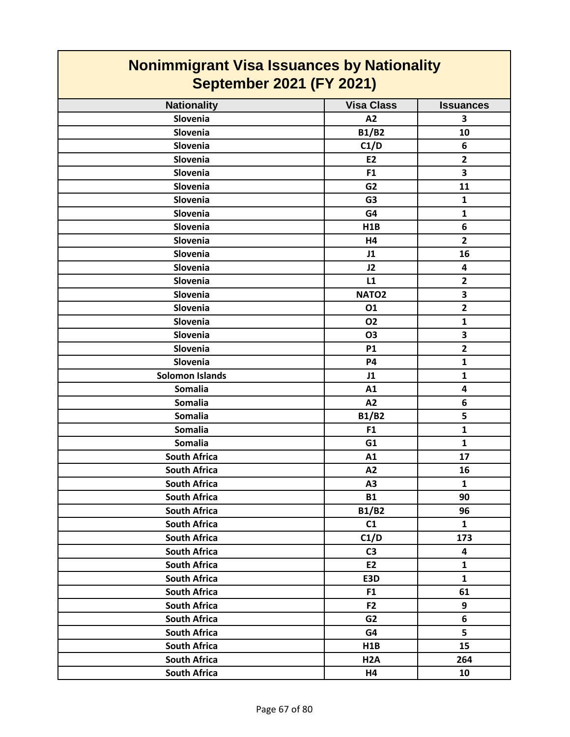# Nonimmigrant Visa Issuances by Nationality
## September 2021 (FY 2021)

| Nationality | Visa Class | Issuances |
|---|---|---|
| Slovenia | A2 | 3 |
| Slovenia | B1/B2 | 10 |
| Slovenia | C1/D | 6 |
| Slovenia | E2 | 2 |
| Slovenia | F1 | 3 |
| Slovenia | G2 | 11 |
| Slovenia | G3 | 1 |
| Slovenia | G4 | 1 |
| Slovenia | H1B | 6 |
| Slovenia | H4 | 2 |
| Slovenia | J1 | 16 |
| Slovenia | J2 | 4 |
| Slovenia | L1 | 2 |
| Slovenia | NATO2 | 3 |
| Slovenia | O1 | 2 |
| Slovenia | O2 | 1 |
| Slovenia | O3 | 3 |
| Slovenia | P1 | 2 |
| Slovenia | P4 | 1 |
| Solomon Islands | J1 | 1 |
| Somalia | A1 | 4 |
| Somalia | A2 | 6 |
| Somalia | B1/B2 | 5 |
| Somalia | F1 | 1 |
| Somalia | G1 | 1 |
| South Africa | A1 | 17 |
| South Africa | A2 | 16 |
| South Africa | A3 | 1 |
| South Africa | B1 | 90 |
| South Africa | B1/B2 | 96 |
| South Africa | C1 | 1 |
| South Africa | C1/D | 173 |
| South Africa | C3 | 4 |
| South Africa | E2 | 1 |
| South Africa | E3D | 1 |
| South Africa | F1 | 61 |
| South Africa | F2 | 9 |
| South Africa | G2 | 6 |
| South Africa | G4 | 5 |
| South Africa | H1B | 15 |
| South Africa | H2A | 264 |
| South Africa | H4 | 10 |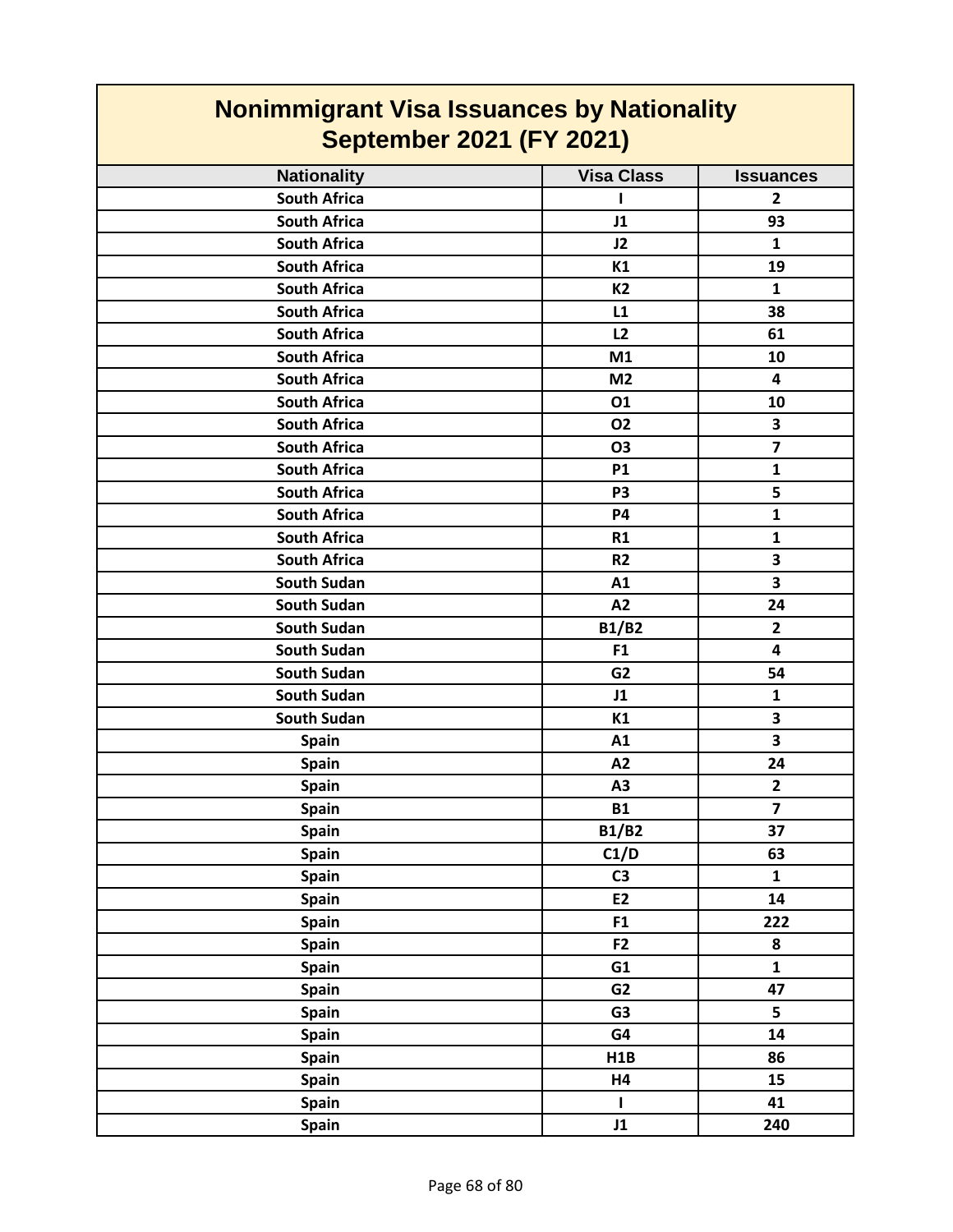# Nonimmigrant Visa Issuances by Nationality
## September 2021 (FY 2021)

| Nationality | Visa Class | Issuances |
|---|---|---|
| South Africa | I | 2 |
| South Africa | J1 | 93 |
| South Africa | J2 | 1 |
| South Africa | K1 | 19 |
| South Africa | K2 | 1 |
| South Africa | L1 | 38 |
| South Africa | L2 | 61 |
| South Africa | M1 | 10 |
| South Africa | M2 | 4 |
| South Africa | O1 | 10 |
| South Africa | O2 | 3 |
| South Africa | O3 | 7 |
| South Africa | P1 | 1 |
| South Africa | P3 | 5 |
| South Africa | P4 | 1 |
| South Africa | R1 | 1 |
| South Africa | R2 | 3 |
| South Sudan | A1 | 3 |
| South Sudan | A2 | 24 |
| South Sudan | B1/B2 | 2 |
| South Sudan | F1 | 4 |
| South Sudan | G2 | 54 |
| South Sudan | J1 | 1 |
| South Sudan | K1 | 3 |
| Spain | A1 | 3 |
| Spain | A2 | 24 |
| Spain | A3 | 2 |
| Spain | B1 | 7 |
| Spain | B1/B2 | 37 |
| Spain | C1/D | 63 |
| Spain | C3 | 1 |
| Spain | E2 | 14 |
| Spain | F1 | 222 |
| Spain | F2 | 8 |
| Spain | G1 | 1 |
| Spain | G2 | 47 |
| Spain | G3 | 5 |
| Spain | G4 | 14 |
| Spain | H1B | 86 |
| Spain | H4 | 15 |
| Spain | I | 41 |
| Spain | J1 | 240 |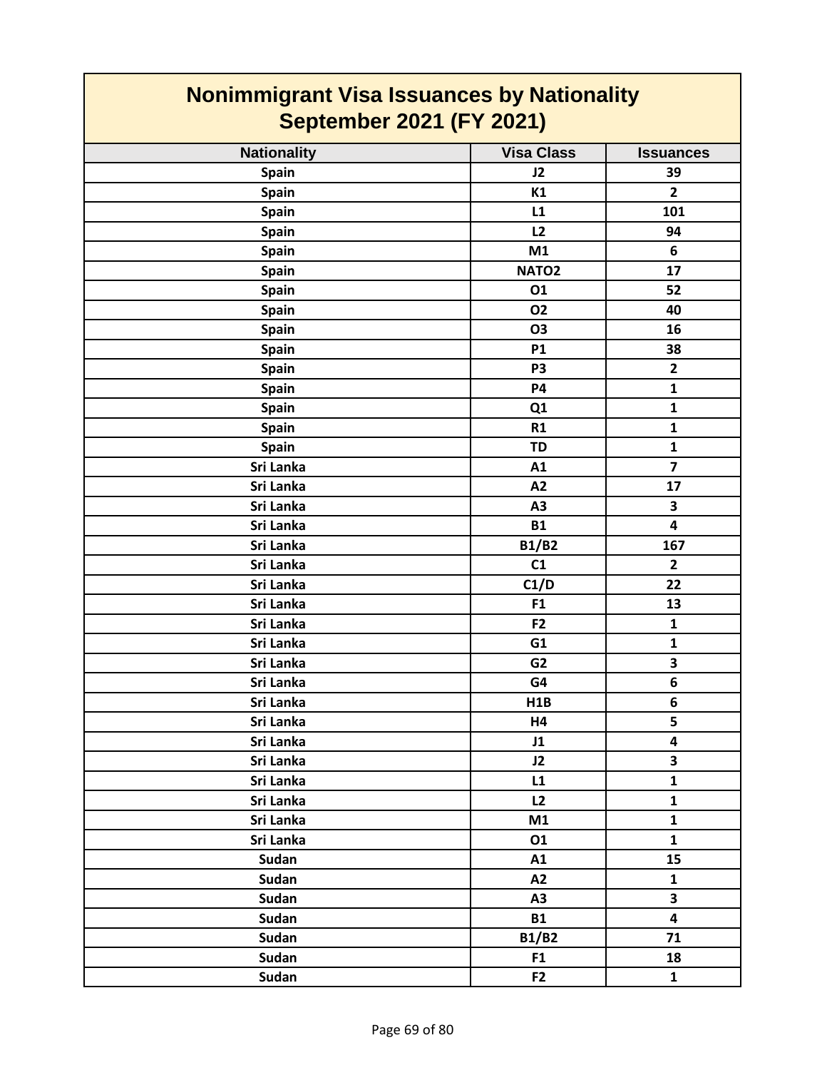# Nonimmigrant Visa Issuances by Nationality
## September 2021 (FY 2021)

| Nationality | Visa Class | Issuances |
|---|---|---|
| Spain | J2 | 39 |
| Spain | K1 | 2 |
| Spain | L1 | 101 |
| Spain | L2 | 94 |
| Spain | M1 | 6 |
| Spain | NATO2 | 17 |
| Spain | O1 | 52 |
| Spain | O2 | 40 |
| Spain | O3 | 16 |
| Spain | P1 | 38 |
| Spain | P3 | 2 |
| Spain | P4 | 1 |
| Spain | Q1 | 1 |
| Spain | R1 | 1 |
| Spain | TD | 1 |
| Sri Lanka | A1 | 7 |
| Sri Lanka | A2 | 17 |
| Sri Lanka | A3 | 3 |
| Sri Lanka | B1 | 4 |
| Sri Lanka | B1/B2 | 167 |
| Sri Lanka | C1 | 2 |
| Sri Lanka | C1/D | 22 |
| Sri Lanka | F1 | 13 |
| Sri Lanka | F2 | 1 |
| Sri Lanka | G1 | 1 |
| Sri Lanka | G2 | 3 |
| Sri Lanka | G4 | 6 |
| Sri Lanka | H1B | 6 |
| Sri Lanka | H4 | 5 |
| Sri Lanka | J1 | 4 |
| Sri Lanka | J2 | 3 |
| Sri Lanka | L1 | 1 |
| Sri Lanka | L2 | 1 |
| Sri Lanka | M1 | 1 |
| Sri Lanka | O1 | 1 |
| Sudan | A1 | 15 |
| Sudan | A2 | 1 |
| Sudan | A3 | 3 |
| Sudan | B1 | 4 |
| Sudan | B1/B2 | 71 |
| Sudan | F1 | 18 |
| Sudan | F2 | 1 |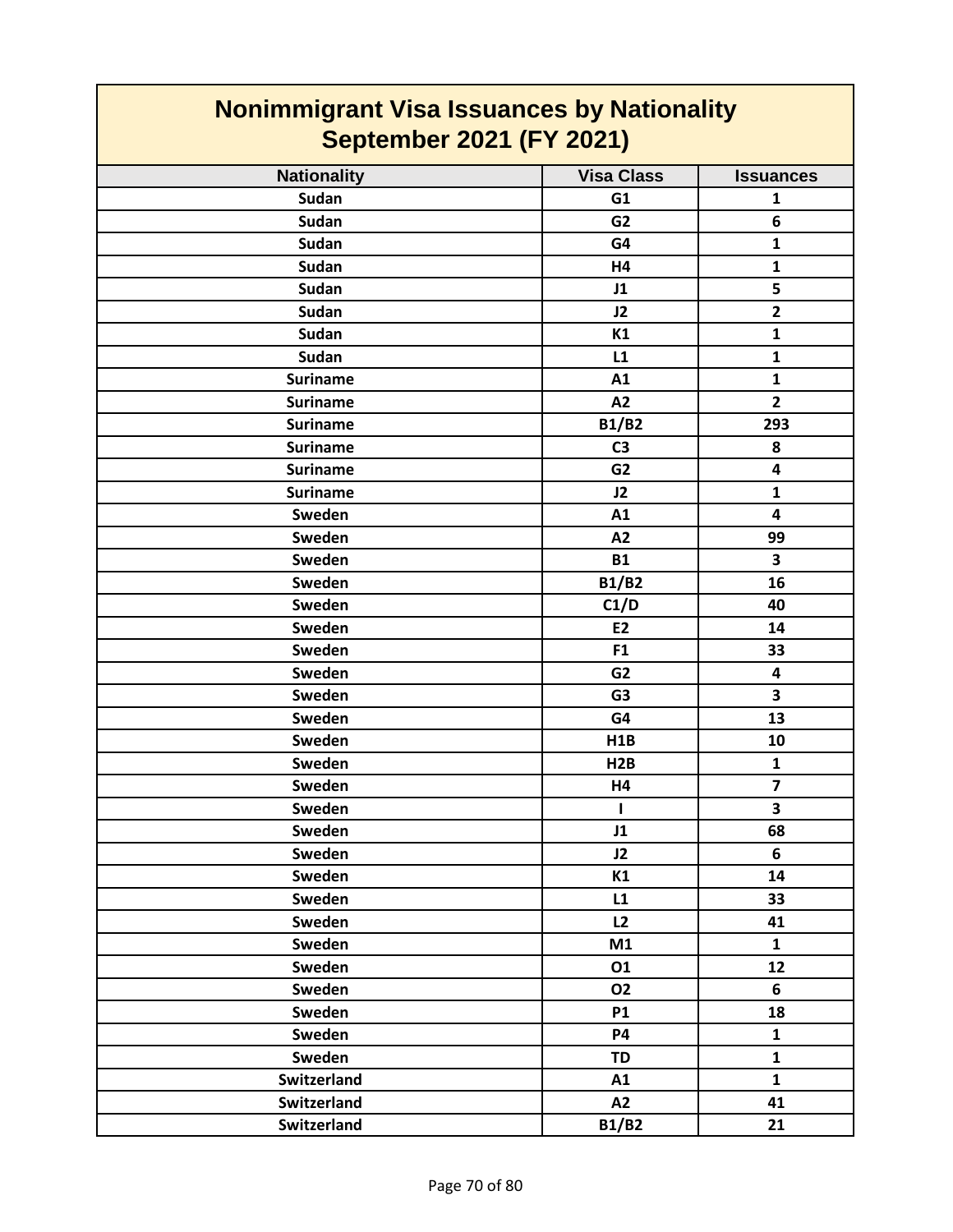# Nonimmigrant Visa Issuances by Nationality
## September 2021 (FY 2021)

| Nationality | Visa Class | Issuances |
|---|---|---|
| Sudan | G1 | 1 |
| Sudan | G2 | 6 |
| Sudan | G4 | 1 |
| Sudan | H4 | 1 |
| Sudan | J1 | 5 |
| Sudan | J2 | 2 |
| Sudan | K1 | 1 |
| Sudan | L1 | 1 |
| Suriname | A1 | 1 |
| Suriname | A2 | 2 |
| Suriname | B1/B2 | 293 |
| Suriname | C3 | 8 |
| Suriname | G2 | 4 |
| Suriname | J2 | 1 |
| Sweden | A1 | 4 |
| Sweden | A2 | 99 |
| Sweden | B1 | 3 |
| Sweden | B1/B2 | 16 |
| Sweden | C1/D | 40 |
| Sweden | E2 | 14 |
| Sweden | F1 | 33 |
| Sweden | G2 | 4 |
| Sweden | G3 | 3 |
| Sweden | G4 | 13 |
| Sweden | H1B | 10 |
| Sweden | H2B | 1 |
| Sweden | H4 | 7 |
| Sweden | I | 3 |
| Sweden | J1 | 68 |
| Sweden | J2 | 6 |
| Sweden | K1 | 14 |
| Sweden | L1 | 33 |
| Sweden | L2 | 41 |
| Sweden | M1 | 1 |
| Sweden | O1 | 12 |
| Sweden | O2 | 6 |
| Sweden | P1 | 18 |
| Sweden | P4 | 1 |
| Sweden | TD | 1 |
| Switzerland | A1 | 1 |
| Switzerland | A2 | 41 |
| Switzerland | B1/B2 | 21 |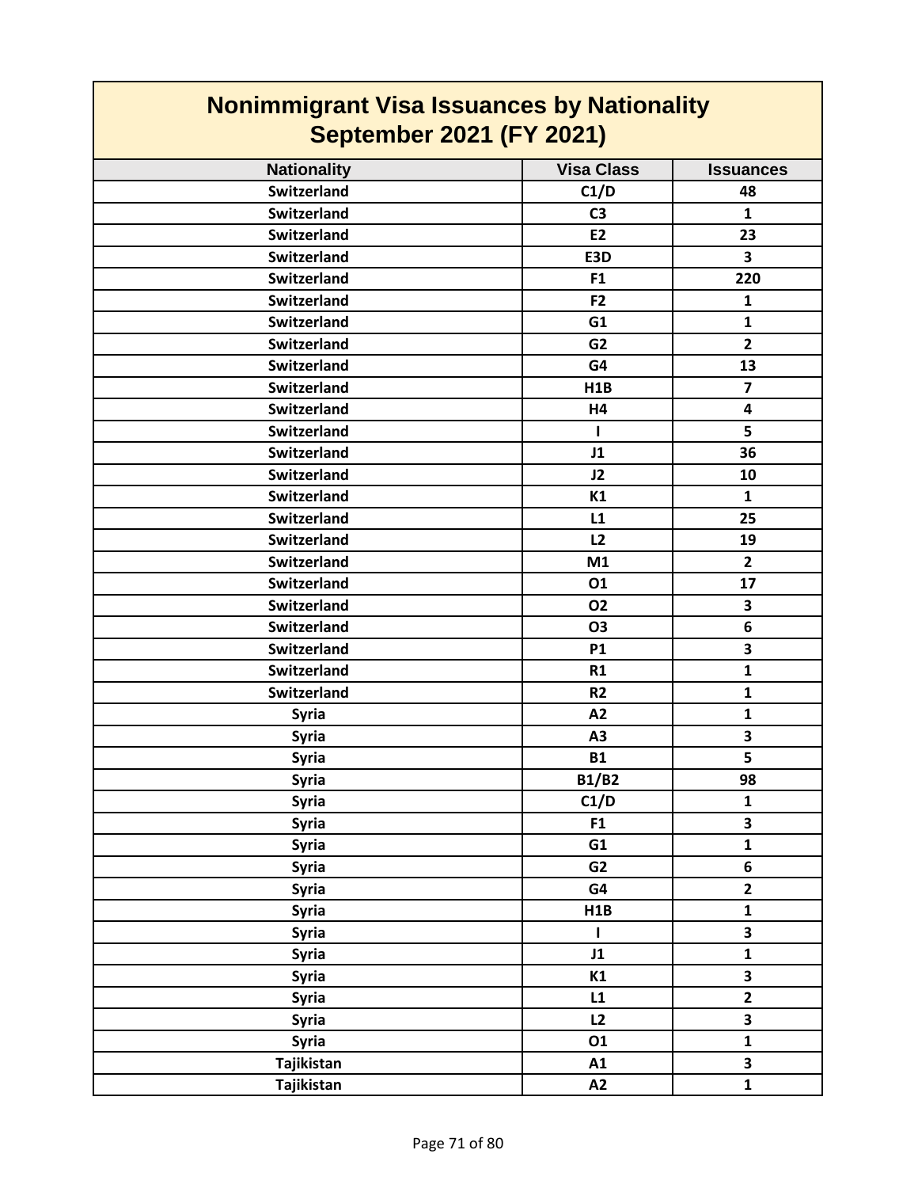# Nonimmigrant Visa Issuances by Nationality
## September 2021 (FY 2021)

| Nationality | Visa Class | Issuances |
|---|---|---|
| Switzerland | C1/D | 48 |
| Switzerland | C3 | 1 |
| Switzerland | E2 | 23 |
| Switzerland | E3D | 3 |
| Switzerland | F1 | 220 |
| Switzerland | F2 | 1 |
| Switzerland | G1 | 1 |
| Switzerland | G2 | 2 |
| Switzerland | G4 | 13 |
| Switzerland | H1B | 7 |
| Switzerland | H4 | 4 |
| Switzerland | I | 5 |
| Switzerland | J1 | 36 |
| Switzerland | J2 | 10 |
| Switzerland | K1 | 1 |
| Switzerland | L1 | 25 |
| Switzerland | L2 | 19 |
| Switzerland | M1 | 2 |
| Switzerland | O1 | 17 |
| Switzerland | O2 | 3 |
| Switzerland | O3 | 6 |
| Switzerland | P1 | 3 |
| Switzerland | R1 | 1 |
| Switzerland | R2 | 1 |
| Syria | A2 | 1 |
| Syria | A3 | 3 |
| Syria | B1 | 5 |
| Syria | B1/B2 | 98 |
| Syria | C1/D | 1 |
| Syria | F1 | 3 |
| Syria | G1 | 1 |
| Syria | G2 | 6 |
| Syria | G4 | 2 |
| Syria | H1B | 1 |
| Syria | I | 3 |
| Syria | J1 | 1 |
| Syria | K1 | 3 |
| Syria | L1 | 2 |
| Syria | L2 | 3 |
| Syria | O1 | 1 |
| Tajikistan | A1 | 3 |
| Tajikistan | A2 | 1 |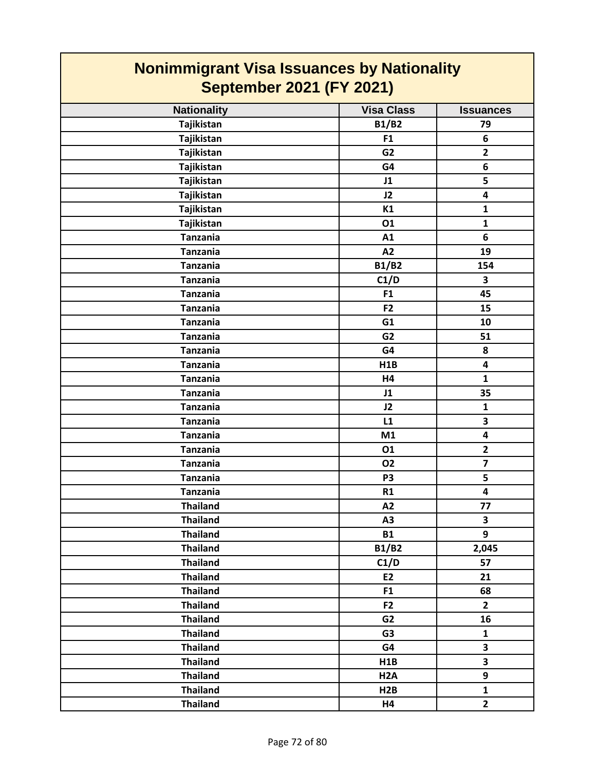# Nonimmigrant Visa Issuances by Nationality
## September 2021 (FY 2021)

| Nationality | Visa Class | Issuances |
|---|---|---|
| Tajikistan | B1/B2 | 79 |
| Tajikistan | F1 | 6 |
| Tajikistan | G2 | 2 |
| Tajikistan | G4 | 6 |
| Tajikistan | J1 | 5 |
| Tajikistan | J2 | 4 |
| Tajikistan | K1 | 1 |
| Tajikistan | O1 | 1 |
| Tanzania | A1 | 6 |
| Tanzania | A2 | 19 |
| Tanzania | B1/B2 | 154 |
| Tanzania | C1/D | 3 |
| Tanzania | F1 | 45 |
| Tanzania | F2 | 15 |
| Tanzania | G1 | 10 |
| Tanzania | G2 | 51 |
| Tanzania | G4 | 8 |
| Tanzania | H1B | 4 |
| Tanzania | H4 | 1 |
| Tanzania | J1 | 35 |
| Tanzania | J2 | 1 |
| Tanzania | L1 | 3 |
| Tanzania | M1 | 4 |
| Tanzania | O1 | 2 |
| Tanzania | O2 | 7 |
| Tanzania | P3 | 5 |
| Tanzania | R1 | 4 |
| Thailand | A2 | 77 |
| Thailand | A3 | 3 |
| Thailand | B1 | 9 |
| Thailand | B1/B2 | 2,045 |
| Thailand | C1/D | 57 |
| Thailand | E2 | 21 |
| Thailand | F1 | 68 |
| Thailand | F2 | 2 |
| Thailand | G2 | 16 |
| Thailand | G3 | 1 |
| Thailand | G4 | 3 |
| Thailand | H1B | 3 |
| Thailand | H2A | 9 |
| Thailand | H2B | 1 |
| Thailand | H4 | 2 |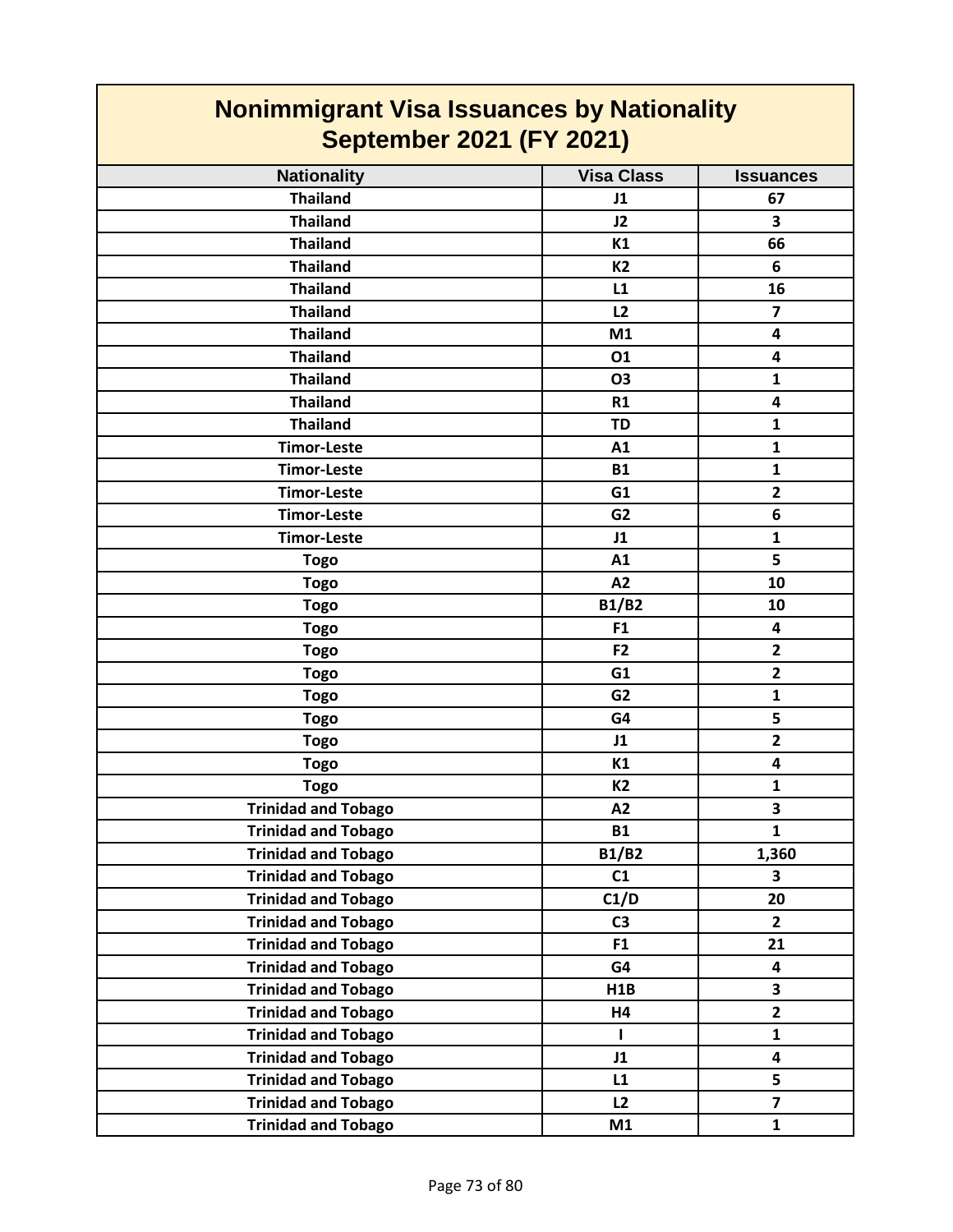# Nonimmigrant Visa Issuances by Nationality
## September 2021 (FY 2021)

| Nationality | Visa Class | Issuances |
|---|---|---|
| Thailand | J1 | 67 |
| Thailand | J2 | 3 |
| Thailand | K1 | 66 |
| Thailand | K2 | 6 |
| Thailand | L1 | 16 |
| Thailand | L2 | 7 |
| Thailand | M1 | 4 |
| Thailand | O1 | 4 |
| Thailand | O3 | 1 |
| Thailand | R1 | 4 |
| Thailand | TD | 1 |
| Timor-Leste | A1 | 1 |
| Timor-Leste | B1 | 1 |
| Timor-Leste | G1 | 2 |
| Timor-Leste | G2 | 6 |
| Timor-Leste | J1 | 1 |
| Togo | A1 | 5 |
| Togo | A2 | 10 |
| Togo | B1/B2 | 10 |
| Togo | F1 | 4 |
| Togo | F2 | 2 |
| Togo | G1 | 2 |
| Togo | G2 | 1 |
| Togo | G4 | 5 |
| Togo | J1 | 2 |
| Togo | K1 | 4 |
| Togo | K2 | 1 |
| Trinidad and Tobago | A2 | 3 |
| Trinidad and Tobago | B1 | 1 |
| Trinidad and Tobago | B1/B2 | 1,360 |
| Trinidad and Tobago | C1 | 3 |
| Trinidad and Tobago | C1/D | 20 |
| Trinidad and Tobago | C3 | 2 |
| Trinidad and Tobago | F1 | 21 |
| Trinidad and Tobago | G4 | 4 |
| Trinidad and Tobago | H1B | 3 |
| Trinidad and Tobago | H4 | 2 |
| Trinidad and Tobago | I | 1 |
| Trinidad and Tobago | J1 | 4 |
| Trinidad and Tobago | L1 | 5 |
| Trinidad and Tobago | L2 | 7 |
| Trinidad and Tobago | M1 | 1 |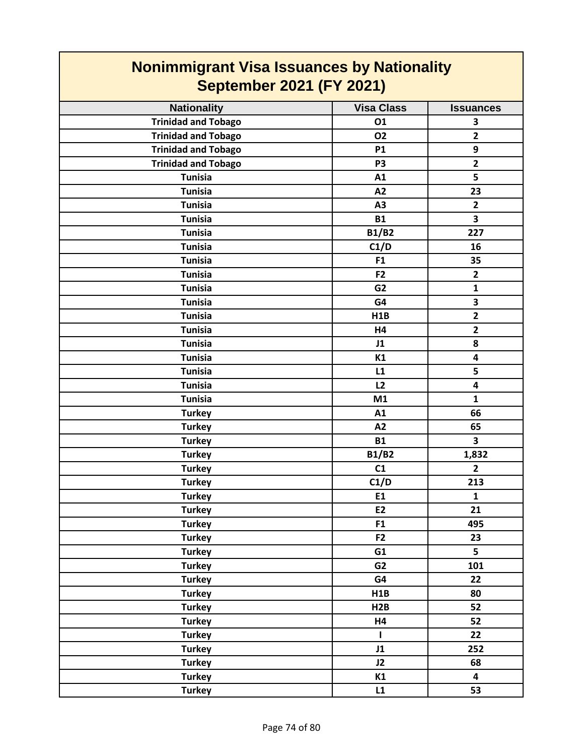# Nonimmigrant Visa Issuances by Nationality
## September 2021 (FY 2021)

| Nationality | Visa Class | Issuances |
|---|---|---|
| Trinidad and Tobago | O1 | 3 |
| Trinidad and Tobago | O2 | 2 |
| Trinidad and Tobago | P1 | 9 |
| Trinidad and Tobago | P3 | 2 |
| Tunisia | A1 | 5 |
| Tunisia | A2 | 23 |
| Tunisia | A3 | 2 |
| Tunisia | B1 | 3 |
| Tunisia | B1/B2 | 227 |
| Tunisia | C1/D | 16 |
| Tunisia | F1 | 35 |
| Tunisia | F2 | 2 |
| Tunisia | G2 | 1 |
| Tunisia | G4 | 3 |
| Tunisia | H1B | 2 |
| Tunisia | H4 | 2 |
| Tunisia | J1 | 8 |
| Tunisia | K1 | 4 |
| Tunisia | L1 | 5 |
| Tunisia | L2 | 4 |
| Tunisia | M1 | 1 |
| Turkey | A1 | 66 |
| Turkey | A2 | 65 |
| Turkey | B1 | 3 |
| Turkey | B1/B2 | 1,832 |
| Turkey | C1 | 2 |
| Turkey | C1/D | 213 |
| Turkey | E1 | 1 |
| Turkey | E2 | 21 |
| Turkey | F1 | 495 |
| Turkey | F2 | 23 |
| Turkey | G1 | 5 |
| Turkey | G2 | 101 |
| Turkey | G4 | 22 |
| Turkey | H1B | 80 |
| Turkey | H2B | 52 |
| Turkey | H4 | 52 |
| Turkey | I | 22 |
| Turkey | J1 | 252 |
| Turkey | J2 | 68 |
| Turkey | K1 | 4 |
| Turkey | L1 | 53 |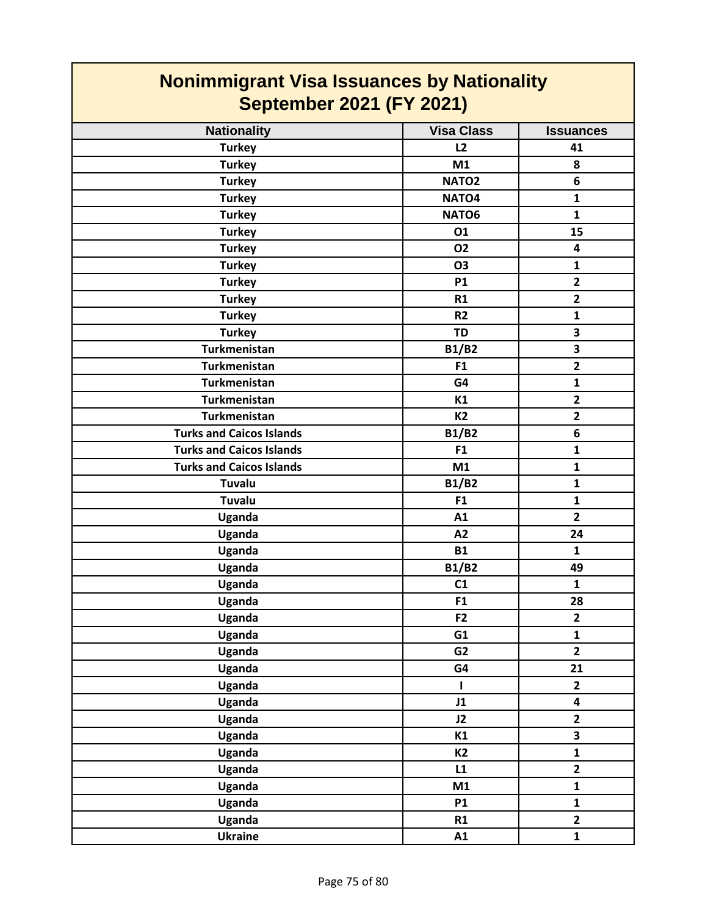# Nonimmigrant Visa Issuances by Nationality
## September 2021 (FY 2021)

| Nationality | Visa Class | Issuances |
|---|---|---|
| Turkey | L2 | 41 |
| Turkey | M1 | 8 |
| Turkey | NATO2 | 6 |
| Turkey | NATO4 | 1 |
| Turkey | NATO6 | 1 |
| Turkey | O1 | 15 |
| Turkey | O2 | 4 |
| Turkey | O3 | 1 |
| Turkey | P1 | 2 |
| Turkey | R1 | 2 |
| Turkey | R2 | 1 |
| Turkey | TD | 3 |
| Turkmenistan | B1/B2 | 3 |
| Turkmenistan | F1 | 2 |
| Turkmenistan | G4 | 1 |
| Turkmenistan | K1 | 2 |
| Turkmenistan | K2 | 2 |
| Turks and Caicos Islands | B1/B2 | 6 |
| Turks and Caicos Islands | F1 | 1 |
| Turks and Caicos Islands | M1 | 1 |
| Tuvalu | B1/B2 | 1 |
| Tuvalu | F1 | 1 |
| Uganda | A1 | 2 |
| Uganda | A2 | 24 |
| Uganda | B1 | 1 |
| Uganda | B1/B2 | 49 |
| Uganda | C1 | 1 |
| Uganda | F1 | 28 |
| Uganda | F2 | 2 |
| Uganda | G1 | 1 |
| Uganda | G2 | 2 |
| Uganda | G4 | 21 |
| Uganda | I | 2 |
| Uganda | J1 | 4 |
| Uganda | J2 | 2 |
| Uganda | K1 | 3 |
| Uganda | K2 | 1 |
| Uganda | L1 | 2 |
| Uganda | M1 | 1 |
| Uganda | P1 | 1 |
| Uganda | R1 | 2 |
| Ukraine | A1 | 1 |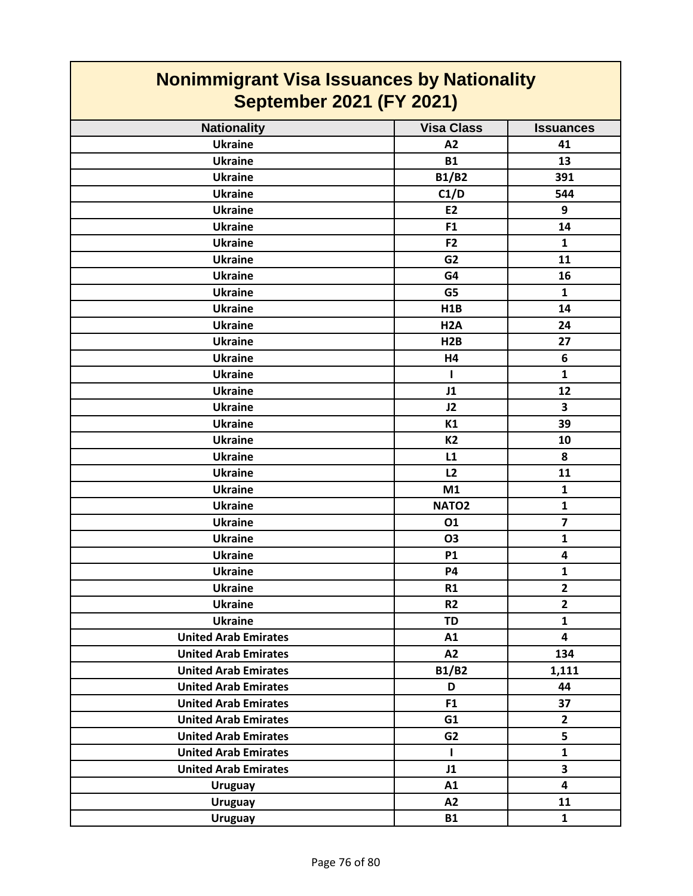# Nonimmigrant Visa Issuances by Nationality
## September 2021 (FY 2021)

| Nationality | Visa Class | Issuances |
|---|---|---|
| Ukraine | A2 | 41 |
| Ukraine | B1 | 13 |
| Ukraine | B1/B2 | 391 |
| Ukraine | C1/D | 544 |
| Ukraine | E2 | 9 |
| Ukraine | F1 | 14 |
| Ukraine | F2 | 1 |
| Ukraine | G2 | 11 |
| Ukraine | G4 | 16 |
| Ukraine | G5 | 1 |
| Ukraine | H1B | 14 |
| Ukraine | H2A | 24 |
| Ukraine | H2B | 27 |
| Ukraine | H4 | 6 |
| Ukraine | I | 1 |
| Ukraine | J1 | 12 |
| Ukraine | J2 | 3 |
| Ukraine | K1 | 39 |
| Ukraine | K2 | 10 |
| Ukraine | L1 | 8 |
| Ukraine | L2 | 11 |
| Ukraine | M1 | 1 |
| Ukraine | NATO2 | 1 |
| Ukraine | O1 | 7 |
| Ukraine | O3 | 1 |
| Ukraine | P1 | 4 |
| Ukraine | P4 | 1 |
| Ukraine | R1 | 2 |
| Ukraine | R2 | 2 |
| Ukraine | TD | 1 |
| United Arab Emirates | A1 | 4 |
| United Arab Emirates | A2 | 134 |
| United Arab Emirates | B1/B2 | 1,111 |
| United Arab Emirates | D | 44 |
| United Arab Emirates | F1 | 37 |
| United Arab Emirates | G1 | 2 |
| United Arab Emirates | G2 | 5 |
| United Arab Emirates | I | 1 |
| United Arab Emirates | J1 | 3 |
| Uruguay | A1 | 4 |
| Uruguay | A2 | 11 |
| Uruguay | B1 | 1 |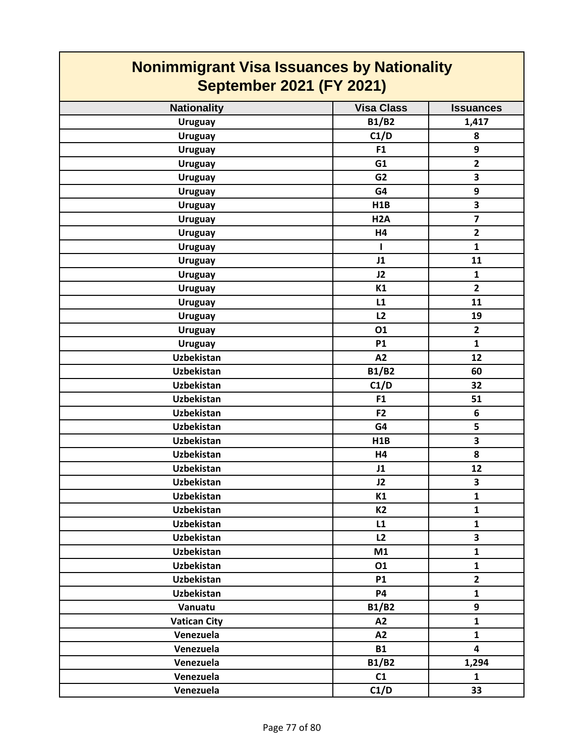# Nonimmigrant Visa Issuances by Nationality September 2021 (FY 2021)

| Nationality | Visa Class | Issuances |
| --- | --- | --- |
| Uruguay | B1/B2 | 1,417 |
| Uruguay | C1/D | 8 |
| Uruguay | F1 | 9 |
| Uruguay | G1 | 2 |
| Uruguay | G2 | 3 |
| Uruguay | G4 | 9 |
| Uruguay | H1B | 3 |
| Uruguay | H2A | 7 |
| Uruguay | H4 | 2 |
| Uruguay | I | 1 |
| Uruguay | J1 | 11 |
| Uruguay | J2 | 1 |
| Uruguay | K1 | 2 |
| Uruguay | L1 | 11 |
| Uruguay | L2 | 19 |
| Uruguay | O1 | 2 |
| Uruguay | P1 | 1 |
| Uzbekistan | A2 | 12 |
| Uzbekistan | B1/B2 | 60 |
| Uzbekistan | C1/D | 32 |
| Uzbekistan | F1 | 51 |
| Uzbekistan | F2 | 6 |
| Uzbekistan | G4 | 5 |
| Uzbekistan | H1B | 3 |
| Uzbekistan | H4 | 8 |
| Uzbekistan | J1 | 12 |
| Uzbekistan | J2 | 3 |
| Uzbekistan | K1 | 1 |
| Uzbekistan | K2 | 1 |
| Uzbekistan | L1 | 1 |
| Uzbekistan | L2 | 3 |
| Uzbekistan | M1 | 1 |
| Uzbekistan | O1 | 1 |
| Uzbekistan | P1 | 2 |
| Uzbekistan | P4 | 1 |
| Vanuatu | B1/B2 | 9 |
| Vatican City | A2 | 1 |
| Venezuela | A2 | 1 |
| Venezuela | B1 | 4 |
| Venezuela | B1/B2 | 1,294 |
| Venezuela | C1 | 1 |
| Venezuela | C1/D | 33 |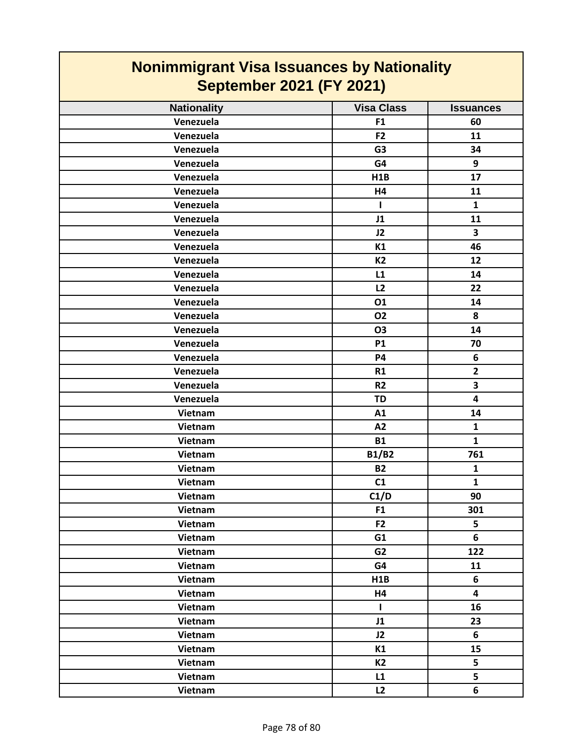# Nonimmigrant Visa Issuances by Nationality
## September 2021 (FY 2021)

| Nationality | Visa Class | Issuances |
|---|---|---|
| Venezuela | F1 | 60 |
| Venezuela | F2 | 11 |
| Venezuela | G3 | 34 |
| Venezuela | G4 | 9 |
| Venezuela | H1B | 17 |
| Venezuela | H4 | 11 |
| Venezuela | I | 1 |
| Venezuela | J1 | 11 |
| Venezuela | J2 | 3 |
| Venezuela | K1 | 46 |
| Venezuela | K2 | 12 |
| Venezuela | L1 | 14 |
| Venezuela | L2 | 22 |
| Venezuela | O1 | 14 |
| Venezuela | O2 | 8 |
| Venezuela | O3 | 14 |
| Venezuela | P1 | 70 |
| Venezuela | P4 | 6 |
| Venezuela | R1 | 2 |
| Venezuela | R2 | 3 |
| Venezuela | TD | 4 |
| Vietnam | A1 | 14 |
| Vietnam | A2 | 1 |
| Vietnam | B1 | 1 |
| Vietnam | B1/B2 | 761 |
| Vietnam | B2 | 1 |
| Vietnam | C1 | 1 |
| Vietnam | C1/D | 90 |
| Vietnam | F1 | 301 |
| Vietnam | F2 | 5 |
| Vietnam | G1 | 6 |
| Vietnam | G2 | 122 |
| Vietnam | G4 | 11 |
| Vietnam | H1B | 6 |
| Vietnam | H4 | 4 |
| Vietnam | I | 16 |
| Vietnam | J1 | 23 |
| Vietnam | J2 | 6 |
| Vietnam | K1 | 15 |
| Vietnam | K2 | 5 |
| Vietnam | L1 | 5 |
| Vietnam | L2 | 6 |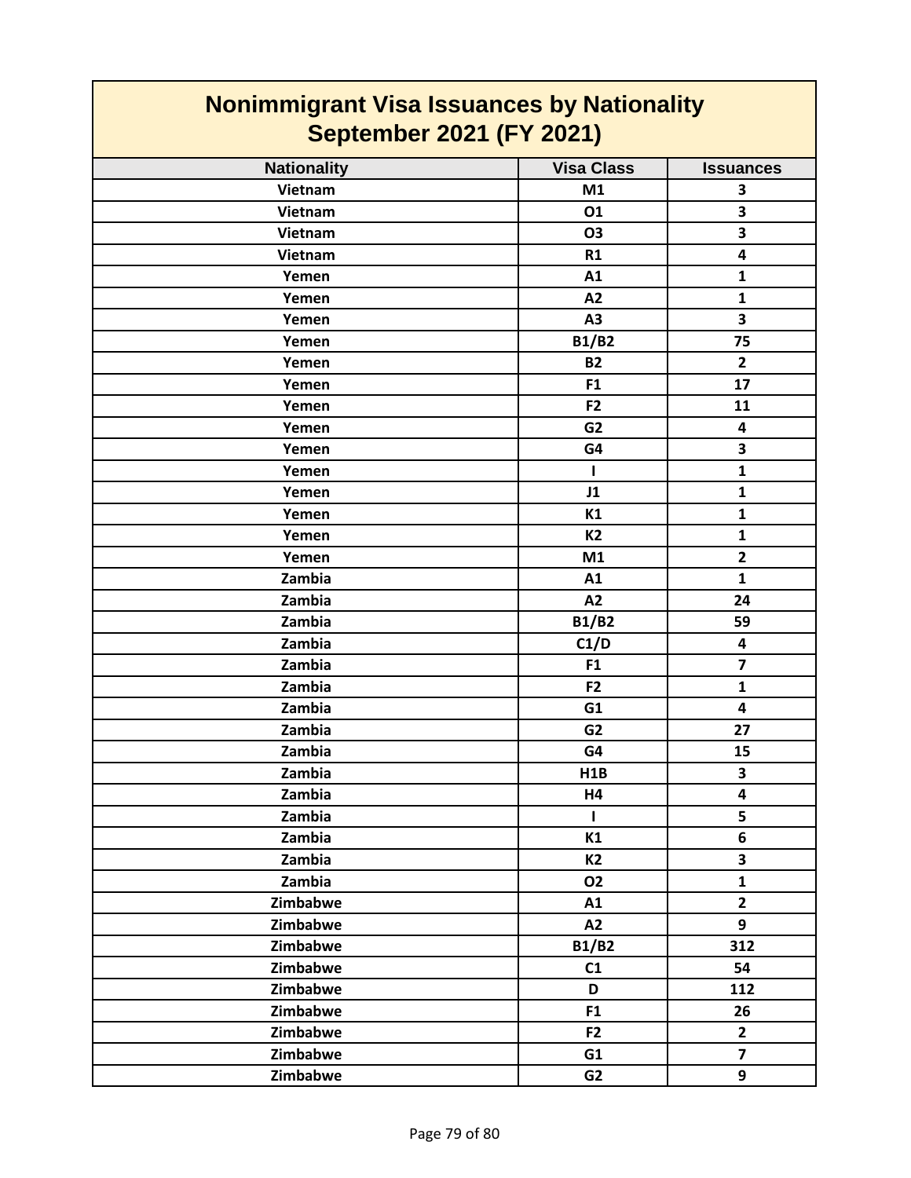# Nonimmigrant Visa Issuances by Nationality
## September 2021 (FY 2021)

| Nationality | Visa Class | Issuances |
|---|---|---|
| Vietnam | M1 | 3 |
| Vietnam | O1 | 3 |
| Vietnam | O3 | 3 |
| Vietnam | R1 | 4 |
| Yemen | A1 | 1 |
| Yemen | A2 | 1 |
| Yemen | A3 | 3 |
| Yemen | B1/B2 | 75 |
| Yemen | B2 | 2 |
| Yemen | F1 | 17 |
| Yemen | F2 | 11 |
| Yemen | G2 | 4 |
| Yemen | G4 | 3 |
| Yemen | I | 1 |
| Yemen | J1 | 1 |
| Yemen | K1 | 1 |
| Yemen | K2 | 1 |
| Yemen | M1 | 2 |
| Zambia | A1 | 1 |
| Zambia | A2 | 24 |
| Zambia | B1/B2 | 59 |
| Zambia | C1/D | 4 |
| Zambia | F1 | 7 |
| Zambia | F2 | 1 |
| Zambia | G1 | 4 |
| Zambia | G2 | 27 |
| Zambia | G4 | 15 |
| Zambia | H1B | 3 |
| Zambia | H4 | 4 |
| Zambia | I | 5 |
| Zambia | K1 | 6 |
| Zambia | K2 | 3 |
| Zambia | O2 | 1 |
| Zimbabwe | A1 | 2 |
| Zimbabwe | A2 | 9 |
| Zimbabwe | B1/B2 | 312 |
| Zimbabwe | C1 | 54 |
| Zimbabwe | D | 112 |
| Zimbabwe | F1 | 26 |
| Zimbabwe | F2 | 2 |
| Zimbabwe | G1 | 7 |
| Zimbabwe | G2 | 9 |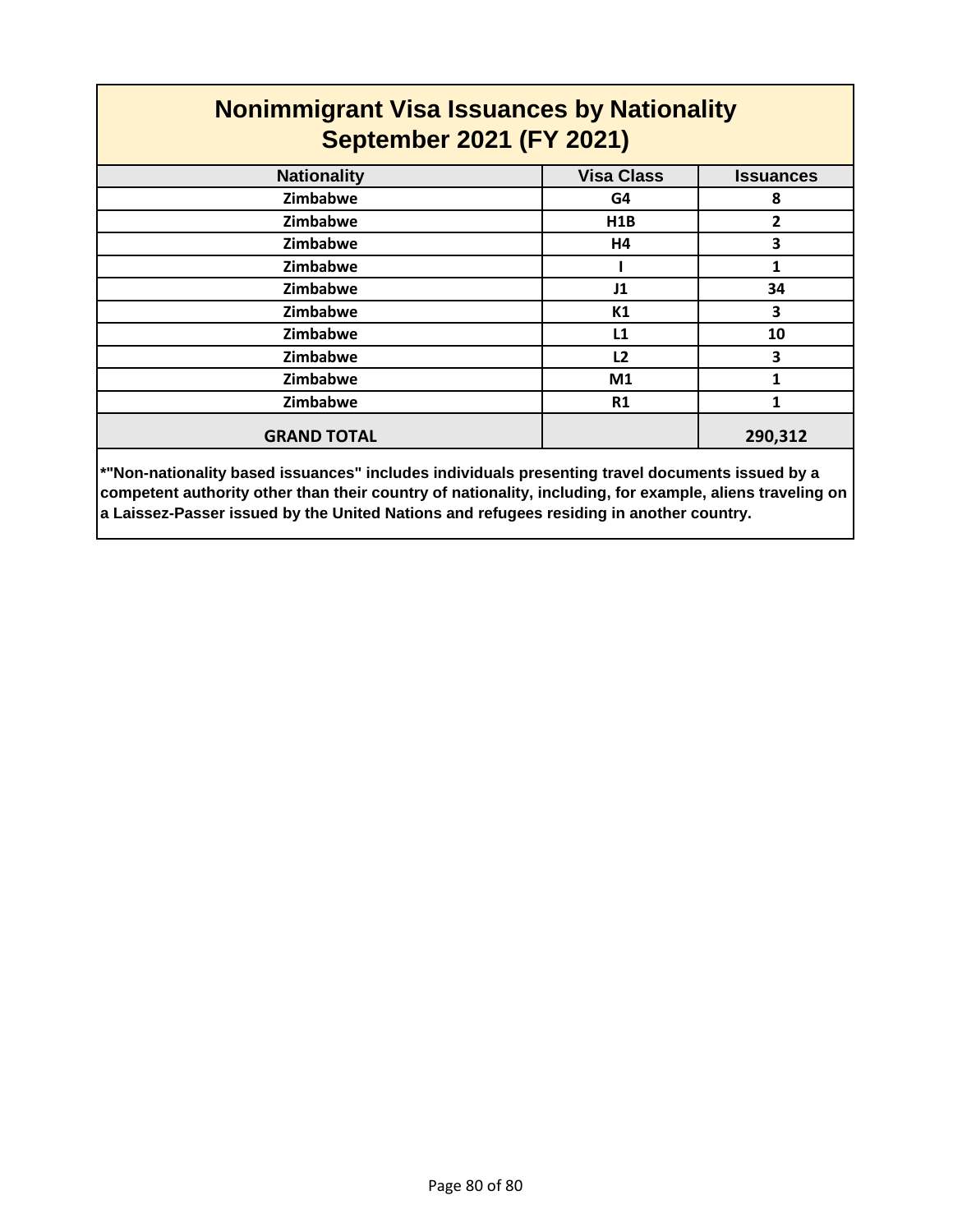# Nonimmigrant Visa Issuances by Nationality
## September 2021 (FY 2021)

| Nationality | Visa Class | Issuances |
| --- | --- | --- |
| Zimbabwe | G4 | 8 |
| Zimbabwe | H1B | 2 |
| Zimbabwe | H4 | 3 |
| Zimbabwe | I | 1 |
| Zimbabwe | J1 | 34 |
| Zimbabwe | K1 | 3 |
| Zimbabwe | L1 | 10 |
| Zimbabwe | L2 | 3 |
| Zimbabwe | M1 | 1 |
| Zimbabwe | R1 | 1 |
| **GRAND TOTAL** | | **290,312** |

**\*"Non-nationality based issuances" includes individuals presenting travel documents issued by a competent authority other than their country of nationality, including, for example, aliens traveling on a Laissez-Passer issued by the United Nations and refugees residing in another country.**